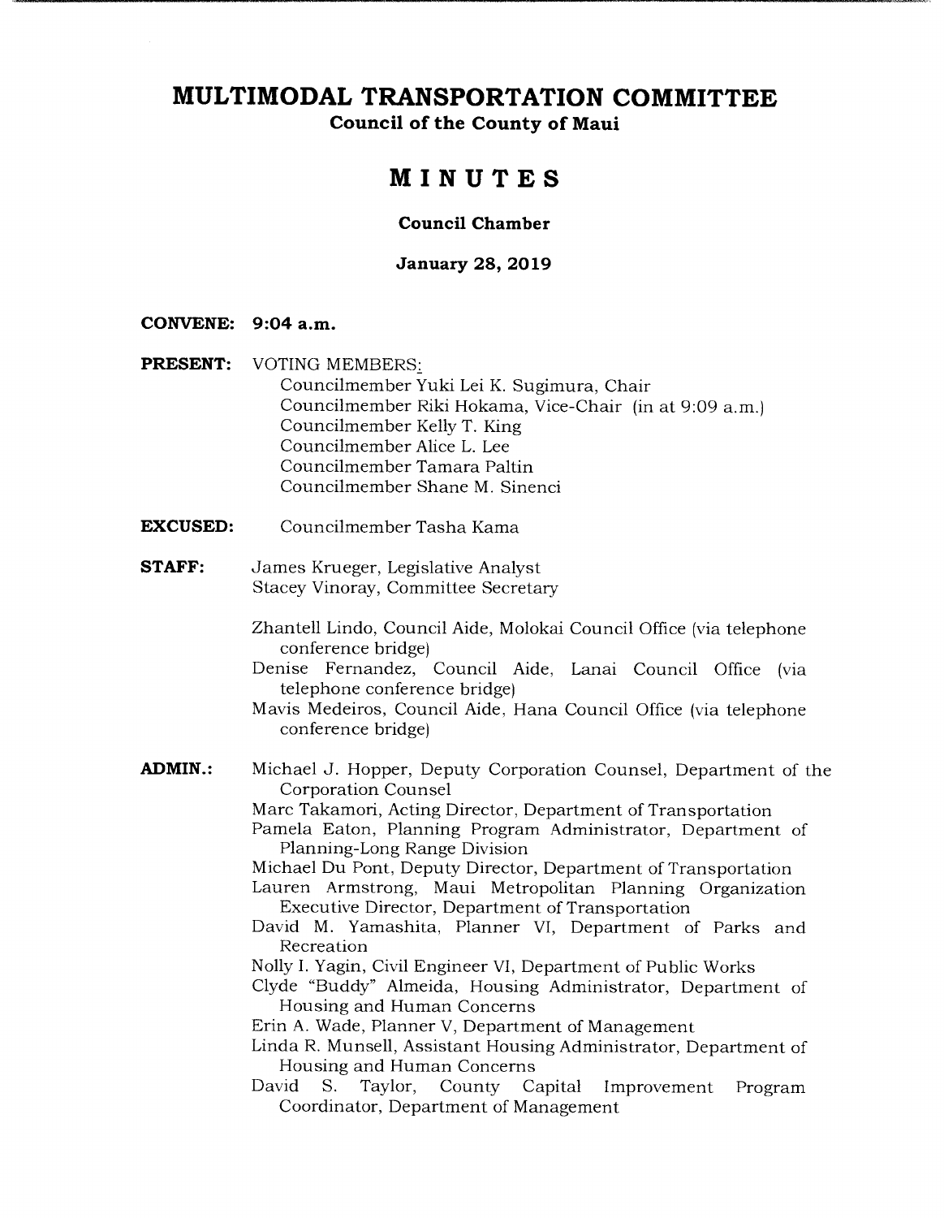# MULTIMODAL TRANSPORTATION COMMITTEE

**Council of the County of Maui**

## MINUTES

**Council Chamber**

**January 28, 2019**

**CONVENE:** 9:04 a.m.

**PRESENT:** VOTING MEMBERS:
- Councilmember Yuki Lei K. Sugimura, Chair
- Councilmember Riki Hokama, Vice-Chair (in at 9:09 a.m.)
- Councilmember Kelly T. King
- Councilmember Alice L. Lee
- Councilmember Tamara Paltin
- Councilmember Shane M. Sinenci

**EXCUSED:** Councilmember Tasha Kama

**STAFF:**
- James Krueger, Legislative Analyst
- Stacey Vinoray, Committee Secretary

- Zhantell Lindo, Council Aide, Molokai Council Office (via telephone conference bridge)
- Denise Fernandez, Council Aide, Lanai Council Office (via telephone conference bridge)
- Mavis Medeiros, Council Aide, Hana Council Office (via telephone conference bridge)

**ADMIN.:**
- Michael J. Hopper, Deputy Corporation Counsel, Department of the Corporation Counsel
- Marc Takamori, Acting Director, Department of Transportation
- Pamela Eaton, Planning Program Administrator, Department of Planning-Long Range Division
- Michael Du Pont, Deputy Director, Department of Transportation
- Lauren Armstrong, Maui Metropolitan Planning Organization Executive Director, Department of Transportation
- David M. Yamashita, Planner VI, Department of Parks and Recreation
- Nolly I. Yagin, Civil Engineer VI, Department of Public Works
- Clyde "Buddy" Almeida, Housing Administrator, Department of Housing and Human Concerns
- Erin A. Wade, Planner V, Department of Management
- Linda R. Munsell, Assistant Housing Administrator, Department of Housing and Human Concerns
- David S. Taylor, County Capital Improvement Program Coordinator, Department of Management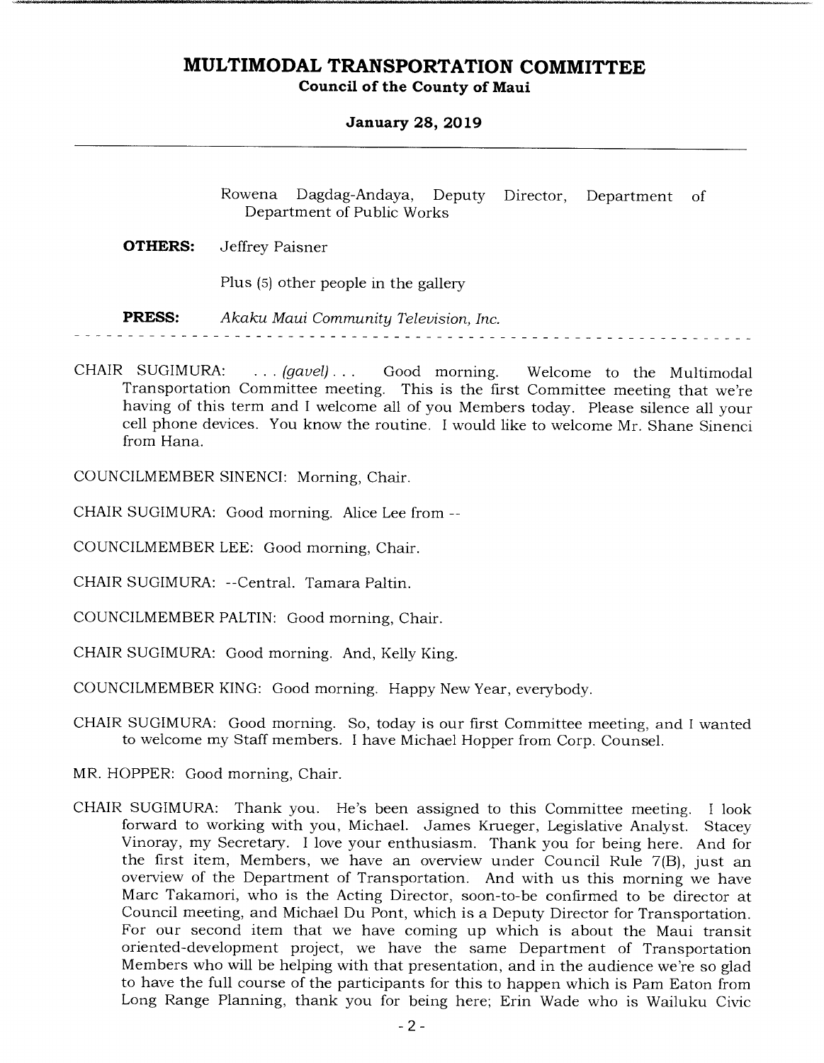Rowena Dagdag-Andaya, Deputy Director, Department of Department of Public Works

**OTHERS:** Jeffrey Paisner

Plus (5) other people in the gallery

**PRESS:** *Akaku Maui Community Television, Inc.*

---

CHAIR SUGIMURA: . . . *(gavel)* . . . Good morning. Welcome to the Multimodal Transportation Committee meeting. This is the first Committee meeting that we're having of this term and I welcome all of you Members today. Please silence all your cell phone devices. You know the routine. I would like to welcome Mr. Shane Sinenci from Hana.

COUNCILMEMBER SINENCI: Morning, Chair.

CHAIR SUGIMURA: Good morning. Alice Lee from --

COUNCILMEMBER LEE: Good morning, Chair.

CHAIR SUGIMURA: --Central. Tamara Paltin.

COUNCILMEMBER PALTIN: Good morning, Chair.

CHAIR SUGIMURA: Good morning. And, Kelly King.

COUNCILMEMBER KING: Good morning. Happy New Year, everybody.

CHAIR SUGIMURA: Good morning. So, today is our first Committee meeting, and I wanted to welcome my Staff members. I have Michael Hopper from Corp. Counsel.

MR. HOPPER: Good morning, Chair.

CHAIR SUGIMURA: Thank you. He's been assigned to this Committee meeting. I look forward to working with you, Michael. James Krueger, Legislative Analyst. Stacey Vinoray, my Secretary. I love your enthusiasm. Thank you for being here. And for the first item, Members, we have an overview under Council Rule 7(B), just an overview of the Department of Transportation. And with us this morning we have Marc Takamori, who is the Acting Director, soon-to-be confirmed to be director at Council meeting, and Michael Du Pont, which is a Deputy Director for Transportation. For our second item that we have coming up which is about the Maui transit oriented-development project, we have the same Department of Transportation Members who will be helping with that presentation, and in the audience we're so glad to have the full course of the participants for this to happen which is Pam Eaton from Long Range Planning, thank you for being here; Erin Wade who is Wailuku Civic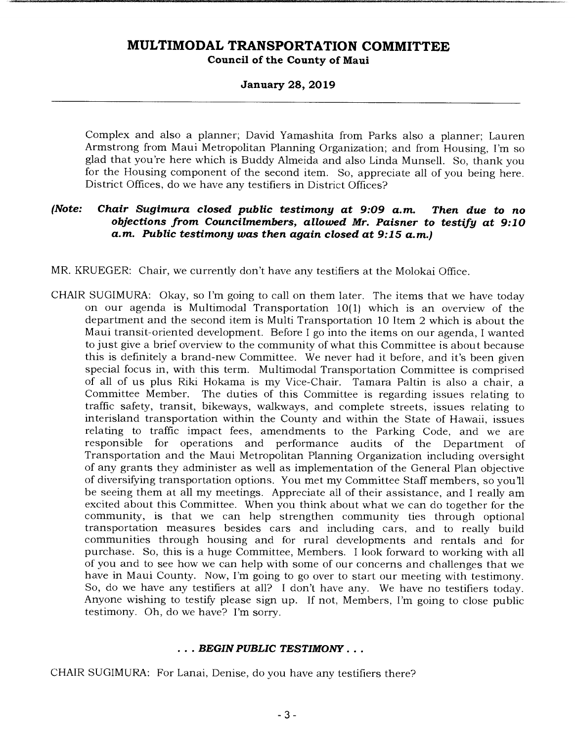Complex and also a planner; David Yamashita from Parks also a planner; Lauren Armstrong from Maui Metropolitan Planning Organization; and from Housing, I'm so glad that you're here which is Buddy Almeida and also Linda Munsell. So, thank you for the Housing component of the second item. So, appreciate all of you being here. District Offices, do we have any testifiers in District Offices?

***(Note: Chair Sugimura closed public testimony at 9:09 a.m. Then due to no objections from Councilmembers, allowed Mr. Paisner to testify at 9:10 a.m. Public testimony was then again closed at 9:15 a.m.)***

MR. KRUEGER: Chair, we currently don't have any testifiers at the Molokai Office.

CHAIR SUGIMURA: Okay, so I'm going to call on them later. The items that we have today on our agenda is Multimodal Transportation 10(1) which is an overview of the department and the second item is Multi Transportation 10 Item 2 which is about the Maui transit-oriented development. Before I go into the items on our agenda, I wanted to just give a brief overview to the community of what this Committee is about because this is definitely a brand-new Committee. We never had it before, and it's been given special focus in, with this term. Multimodal Transportation Committee is comprised of all of us plus Riki Hokama is my Vice-Chair. Tamara Paltin is also a chair, a Committee Member. The duties of this Committee is regarding issues relating to traffic safety, transit, bikeways, walkways, and complete streets, issues relating to interisland transportation within the County and within the State of Hawaii, issues relating to traffic impact fees, amendments to the Parking Code, and we are responsible for operations and performance audits of the Department of Transportation and the Maui Metropolitan Planning Organization including oversight of any grants they administer as well as implementation of the General Plan objective of diversifying transportation options. You met my Committee Staff members, so you'll be seeing them at all my meetings. Appreciate all of their assistance, and I really am excited about this Committee. When you think about what we can do together for the community, is that we can help strengthen community ties through optional transportation measures besides cars and including cars, and to really build communities through housing and for rural developments and rentals and for purchase. So, this is a huge Committee, Members. I look forward to working with all of you and to see how we can help with some of our concerns and challenges that we have in Maui County. Now, I'm going to go over to start our meeting with testimony. So, do we have any testifiers at all? I don't have any. We have no testifiers today. Anyone wishing to testify please sign up. If not, Members, I'm going to close public testimony. Oh, do we have? I'm sorry.

***. . . BEGIN PUBLIC TESTIMONY . . .***

CHAIR SUGIMURA: For Lanai, Denise, do you have any testifiers there?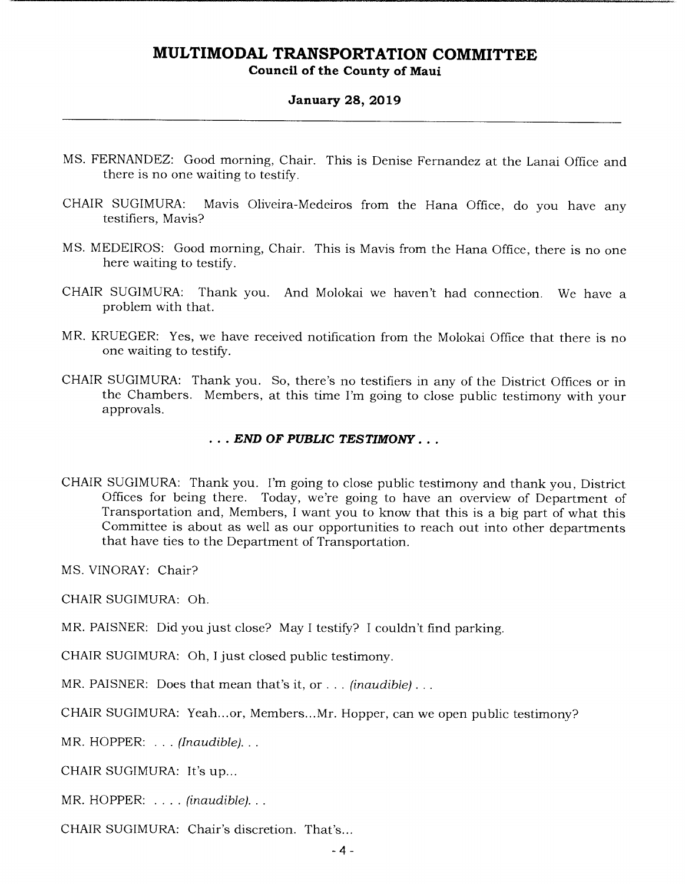MS. FERNANDEZ: Good morning, Chair. This is Denise Fernandez at the Lanai Office and there is no one waiting to testify.

CHAIR SUGIMURA: Mavis Oliveira-Medeiros from the Hana Office, do you have any testifiers, Mavis?

MS. MEDEIROS: Good morning, Chair. This is Mavis from the Hana Office, there is no one here waiting to testify.

CHAIR SUGIMURA: Thank you. And Molokai we haven't had connection. We have a problem with that.

MR. KRUEGER: Yes, we have received notification from the Molokai Office that there is no one waiting to testify.

CHAIR SUGIMURA: Thank you. So, there's no testifiers in any of the District Offices or in the Chambers. Members, at this time I'm going to close public testimony with your approvals.

***. . . END OF PUBLIC TESTIMONY . . .***

CHAIR SUGIMURA: Thank you. I'm going to close public testimony and thank you, District Offices for being there. Today, we're going to have an overview of Department of Transportation and, Members, I want you to know that this is a big part of what this Committee is about as well as our opportunities to reach out into other departments that have ties to the Department of Transportation.

MS. VINORAY: Chair?

CHAIR SUGIMURA: Oh.

MR. PAISNER: Did you just close? May I testify? I couldn't find parking.

CHAIR SUGIMURA: Oh, I just closed public testimony.

MR. PAISNER: Does that mean that's it, or . . . *(inaudible)* . . .

CHAIR SUGIMURA: Yeah...or, Members...Mr. Hopper, can we open public testimony?

MR. HOPPER: . . . *(Inaudible)*. . .

CHAIR SUGIMURA: It's up...

MR. HOPPER: . . . . *(inaudible)*. . .

CHAIR SUGIMURA: Chair's discretion. That's...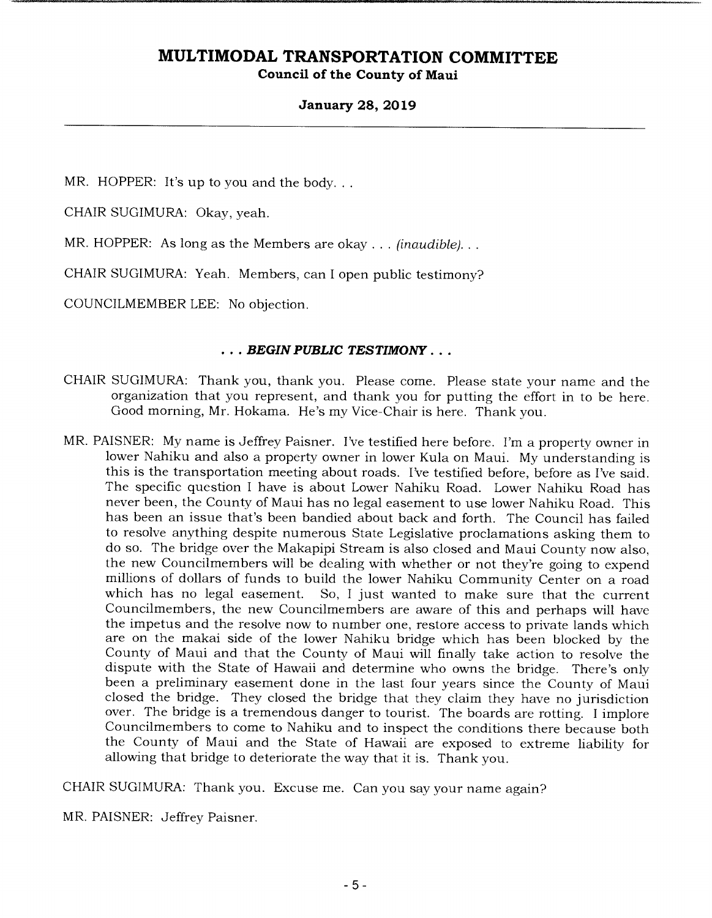MR. HOPPER: It's up to you and the body. . .

CHAIR SUGIMURA: Okay, yeah.

MR. HOPPER: As long as the Members are okay . . . *(inaudible)*. . .

CHAIR SUGIMURA: Yeah. Members, can I open public testimony?

COUNCILMEMBER LEE: No objection.

***. . . BEGIN PUBLIC TESTIMONY . . .***

CHAIR SUGIMURA: Thank you, thank you. Please come. Please state your name and the organization that you represent, and thank you for putting the effort in to be here. Good morning, Mr. Hokama. He's my Vice-Chair is here. Thank you.

MR. PAISNER: My name is Jeffrey Paisner. I've testified here before. I'm a property owner in lower Nahiku and also a property owner in lower Kula on Maui. My understanding is this is the transportation meeting about roads. I've testified before, before as I've said. The specific question I have is about Lower Nahiku Road. Lower Nahiku Road has never been, the County of Maui has no legal easement to use lower Nahiku Road. This has been an issue that's been bandied about back and forth. The Council has failed to resolve anything despite numerous State Legislative proclamations asking them to do so. The bridge over the Makapipi Stream is also closed and Maui County now also, the new Councilmembers will be dealing with whether or not they're going to expend millions of dollars of funds to build the lower Nahiku Community Center on a road which has no legal easement. So, I just wanted to make sure that the current Councilmembers, the new Councilmembers are aware of this and perhaps will have the impetus and the resolve now to number one, restore access to private lands which are on the makai side of the lower Nahiku bridge which has been blocked by the County of Maui and that the County of Maui will finally take action to resolve the dispute with the State of Hawaii and determine who owns the bridge. There's only been a preliminary easement done in the last four years since the County of Maui closed the bridge. They closed the bridge that they claim they have no jurisdiction over. The bridge is a tremendous danger to tourist. The boards are rotting. I implore Councilmembers to come to Nahiku and to inspect the conditions there because both the County of Maui and the State of Hawaii are exposed to extreme liability for allowing that bridge to deteriorate the way that it is. Thank you.

CHAIR SUGIMURA: Thank you. Excuse me. Can you say your name again?

MR. PAISNER: Jeffrey Paisner.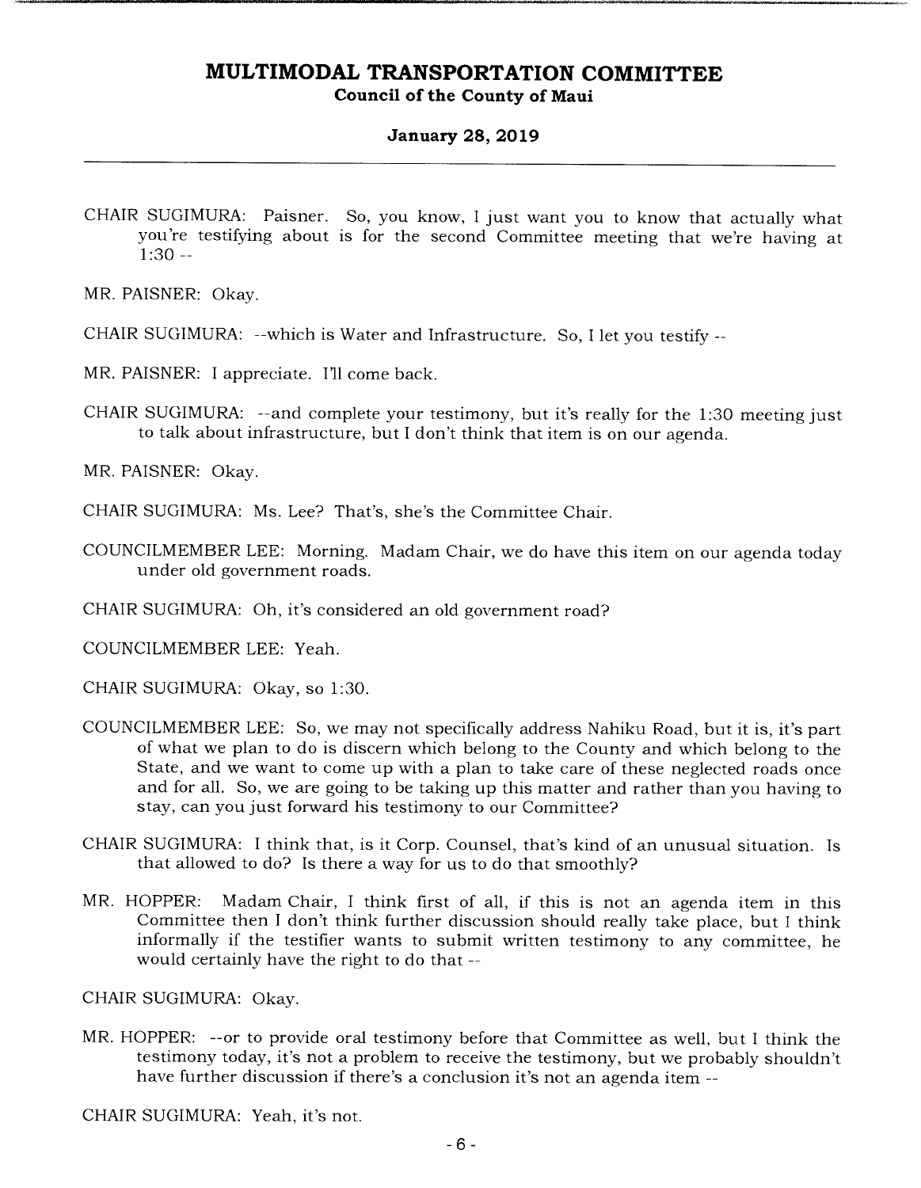CHAIR SUGIMURA: Paisner. So, you know, I just want you to know that actually what you're testifying about is for the second Committee meeting that we're having at 1:30 --

MR. PAISNER: Okay.

CHAIR SUGIMURA: --which is Water and Infrastructure. So, I let you testify --

MR. PAISNER: I appreciate. I'll come back.

CHAIR SUGIMURA: --and complete your testimony, but it's really for the 1:30 meeting just to talk about infrastructure, but I don't think that item is on our agenda.

MR. PAISNER: Okay.

CHAIR SUGIMURA: Ms. Lee? That's, she's the Committee Chair.

COUNCILMEMBER LEE: Morning. Madam Chair, we do have this item on our agenda today under old government roads.

CHAIR SUGIMURA: Oh, it's considered an old government road?

COUNCILMEMBER LEE: Yeah.

CHAIR SUGIMURA: Okay, so 1:30.

COUNCILMEMBER LEE: So, we may not specifically address Nahiku Road, but it is, it's part of what we plan to do is discern which belong to the County and which belong to the State, and we want to come up with a plan to take care of these neglected roads once and for all. So, we are going to be taking up this matter and rather than you having to stay, can you just forward his testimony to our Committee?

CHAIR SUGIMURA: I think that, is it Corp. Counsel, that's kind of an unusual situation. Is that allowed to do? Is there a way for us to do that smoothly?

MR. HOPPER: Madam Chair, I think first of all, if this is not an agenda item in this Committee then I don't think further discussion should really take place, but I think informally if the testifier wants to submit written testimony to any committee, he would certainly have the right to do that --

CHAIR SUGIMURA: Okay.

MR. HOPPER: --or to provide oral testimony before that Committee as well, but I think the testimony today, it's not a problem to receive the testimony, but we probably shouldn't have further discussion if there's a conclusion it's not an agenda item --

CHAIR SUGIMURA: Yeah, it's not.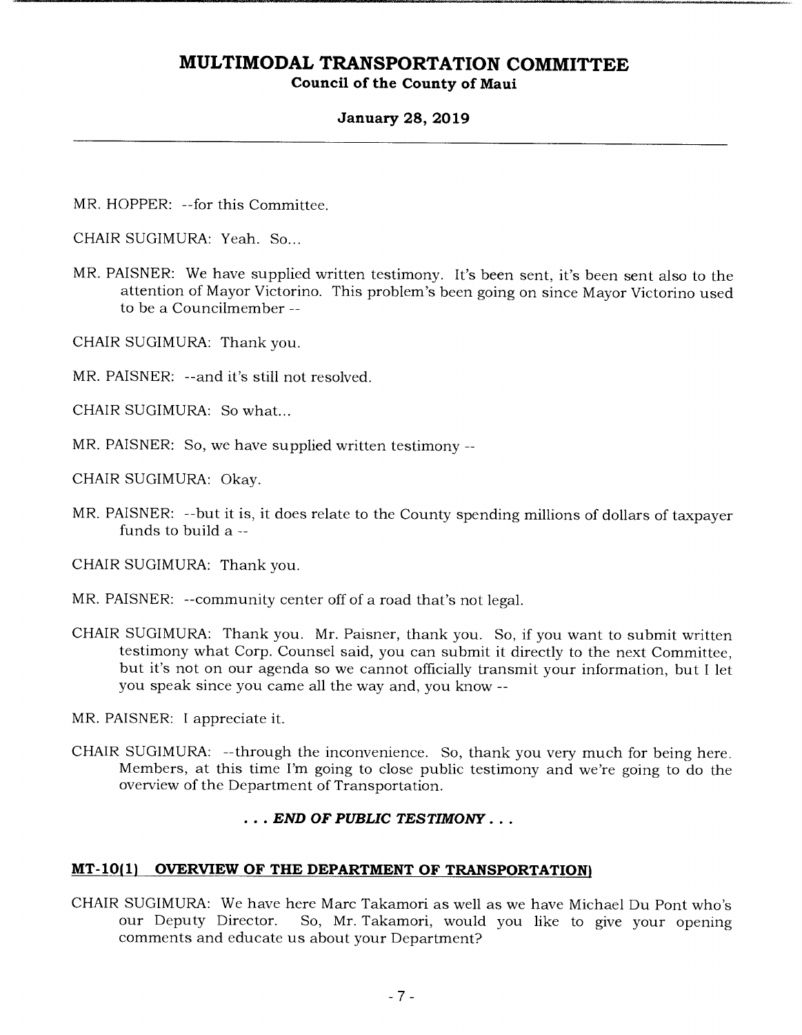MR. HOPPER: --for this Committee.

CHAIR SUGIMURA: Yeah. So...

MR. PAISNER: We have supplied written testimony. It's been sent, it's been sent also to the attention of Mayor Victorino. This problem's been going on since Mayor Victorino used to be a Councilmember --

CHAIR SUGIMURA: Thank you.

MR. PAISNER: --and it's still not resolved.

CHAIR SUGIMURA: So what...

MR. PAISNER: So, we have supplied written testimony --

CHAIR SUGIMURA: Okay.

MR. PAISNER: --but it is, it does relate to the County spending millions of dollars of taxpayer funds to build a --

CHAIR SUGIMURA: Thank you.

MR. PAISNER: --community center off of a road that's not legal.

CHAIR SUGIMURA: Thank you. Mr. Paisner, thank you. So, if you want to submit written testimony what Corp. Counsel said, you can submit it directly to the next Committee, but it's not on our agenda so we cannot officially transmit your information, but I let you speak since you came all the way and, you know --

MR. PAISNER: I appreciate it.

CHAIR SUGIMURA: --through the inconvenience. So, thank you very much for being here. Members, at this time I'm going to close public testimony and we're going to do the overview of the Department of Transportation.

***. . . END OF PUBLIC TESTIMONY . . .***

## MT-10(1) OVERVIEW OF THE DEPARTMENT OF TRANSPORTATION)

CHAIR SUGIMURA: We have here Marc Takamori as well as we have Michael Du Pont who's our Deputy Director. So, Mr. Takamori, would you like to give your opening comments and educate us about your Department?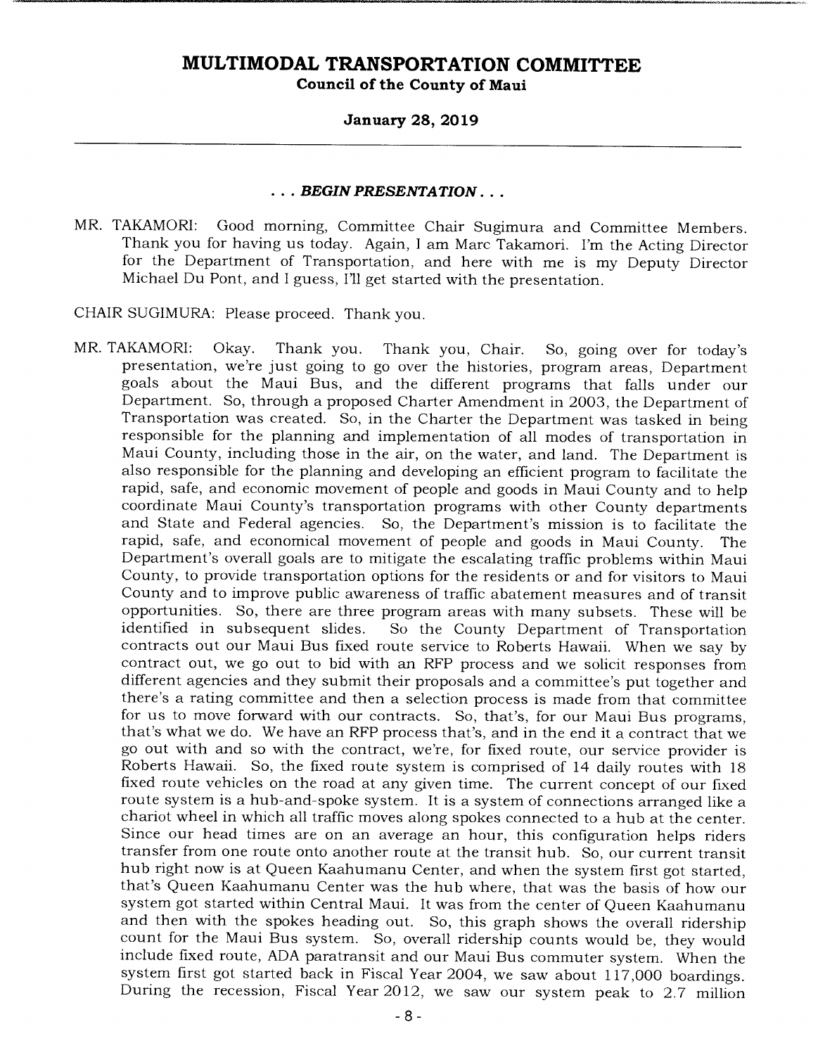*. . . BEGIN PRESENTATION . . .*

MR. TAKAMORI: Good morning, Committee Chair Sugimura and Committee Members. Thank you for having us today. Again, I am Marc Takamori. I'm the Acting Director for the Department of Transportation, and here with me is my Deputy Director Michael Du Pont, and I guess, I'll get started with the presentation.

CHAIR SUGIMURA: Please proceed. Thank you.

MR. TAKAMORI: Okay. Thank you. Thank you, Chair. So, going over for today's presentation, we're just going to go over the histories, program areas, Department goals about the Maui Bus, and the different programs that falls under our Department. So, through a proposed Charter Amendment in 2003, the Department of Transportation was created. So, in the Charter the Department was tasked in being responsible for the planning and implementation of all modes of transportation in Maui County, including those in the air, on the water, and land. The Department is also responsible for the planning and developing an efficient program to facilitate the rapid, safe, and economic movement of people and goods in Maui County and to help coordinate Maui County's transportation programs with other County departments and State and Federal agencies. So, the Department's mission is to facilitate the rapid, safe, and economical movement of people and goods in Maui County. The Department's overall goals are to mitigate the escalating traffic problems within Maui County, to provide transportation options for the residents or and for visitors to Maui County and to improve public awareness of traffic abatement measures and of transit opportunities. So, there are three program areas with many subsets. These will be identified in subsequent slides. So the County Department of Transportation contracts out our Maui Bus fixed route service to Roberts Hawaii. When we say by contract out, we go out to bid with an RFP process and we solicit responses from different agencies and they submit their proposals and a committee's put together and there's a rating committee and then a selection process is made from that committee for us to move forward with our contracts. So, that's, for our Maui Bus programs, that's what we do. We have an RFP process that's, and in the end it a contract that we go out with and so with the contract, we're, for fixed route, our service provider is Roberts Hawaii. So, the fixed route system is comprised of 14 daily routes with 18 fixed route vehicles on the road at any given time. The current concept of our fixed route system is a hub-and-spoke system. It is a system of connections arranged like a chariot wheel in which all traffic moves along spokes connected to a hub at the center. Since our head times are on an average an hour, this configuration helps riders transfer from one route onto another route at the transit hub. So, our current transit hub right now is at Queen Kaahumanu Center, and when the system first got started, that's Queen Kaahumanu Center was the hub where, that was the basis of how our system got started within Central Maui. It was from the center of Queen Kaahumanu and then with the spokes heading out. So, this graph shows the overall ridership count for the Maui Bus system. So, overall ridership counts would be, they would include fixed route, ADA paratransit and our Maui Bus commuter system. When the system first got started back in Fiscal Year 2004, we saw about 117,000 boardings. During the recession, Fiscal Year 2012, we saw our system peak to 2.7 million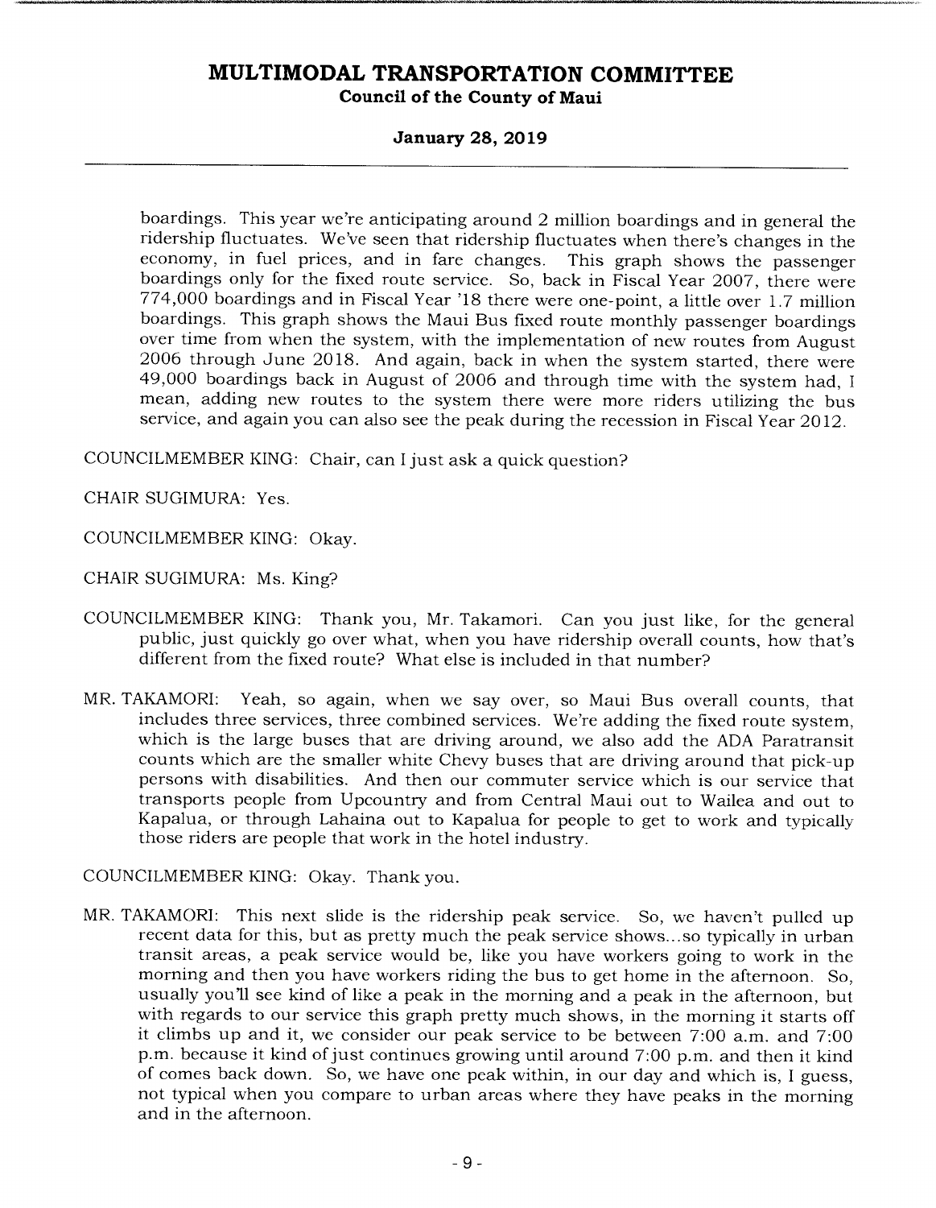boardings. This year we're anticipating around 2 million boardings and in general the ridership fluctuates. We've seen that ridership fluctuates when there's changes in the economy, in fuel prices, and in fare changes. This graph shows the passenger boardings only for the fixed route service. So, back in Fiscal Year 2007, there were 774,000 boardings and in Fiscal Year '18 there were one-point, a little over 1.7 million boardings. This graph shows the Maui Bus fixed route monthly passenger boardings over time from when the system, with the implementation of new routes from August 2006 through June 2018. And again, back in when the system started, there were 49,000 boardings back in August of 2006 and through time with the system had, I mean, adding new routes to the system there were more riders utilizing the bus service, and again you can also see the peak during the recession in Fiscal Year 2012.

COUNCILMEMBER KING: Chair, can I just ask a quick question?

CHAIR SUGIMURA: Yes.

COUNCILMEMBER KING: Okay.

CHAIR SUGIMURA: Ms. King?

COUNCILMEMBER KING: Thank you, Mr. Takamori. Can you just like, for the general public, just quickly go over what, when you have ridership overall counts, how that's different from the fixed route? What else is included in that number?

MR. TAKAMORI: Yeah, so again, when we say over, so Maui Bus overall counts, that includes three services, three combined services. We're adding the fixed route system, which is the large buses that are driving around, we also add the ADA Paratransit counts which are the smaller white Chevy buses that are driving around that pick-up persons with disabilities. And then our commuter service which is our service that transports people from Upcountry and from Central Maui out to Wailea and out to Kapalua, or through Lahaina out to Kapalua for people to get to work and typically those riders are people that work in the hotel industry.

COUNCILMEMBER KING: Okay. Thank you.

MR. TAKAMORI: This next slide is the ridership peak service. So, we haven't pulled up recent data for this, but as pretty much the peak service shows...so typically in urban transit areas, a peak service would be, like you have workers going to work in the morning and then you have workers riding the bus to get home in the afternoon. So, usually you'll see kind of like a peak in the morning and a peak in the afternoon, but with regards to our service this graph pretty much shows, in the morning it starts off it climbs up and it, we consider our peak service to be between 7:00 a.m. and 7:00 p.m. because it kind of just continues growing until around 7:00 p.m. and then it kind of comes back down. So, we have one peak within, in our day and which is, I guess, not typical when you compare to urban areas where they have peaks in the morning and in the afternoon.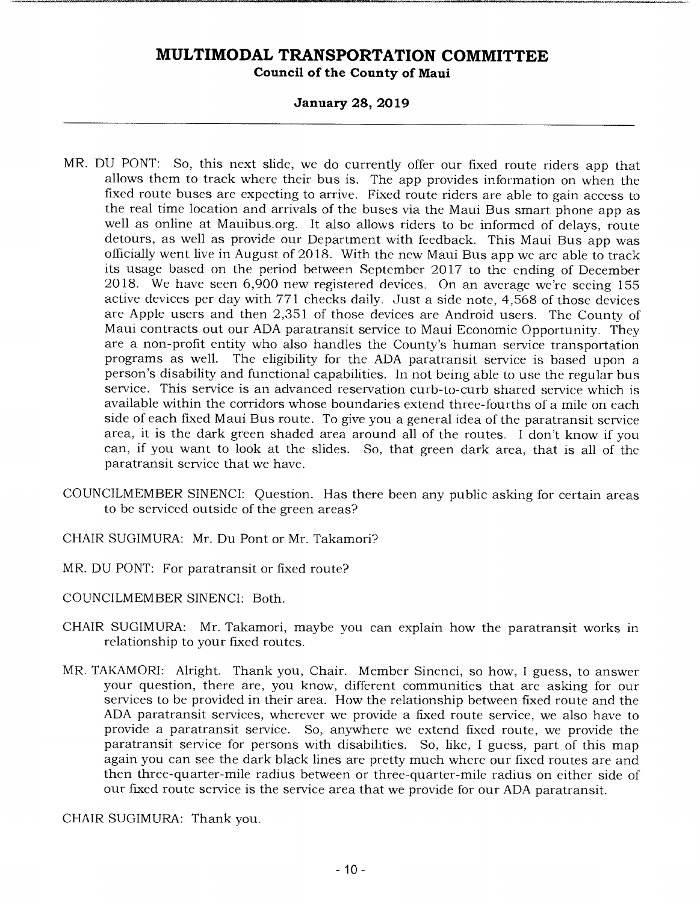MR. DU PONT: So, this next slide, we do currently offer our fixed route riders app that allows them to track where their bus is. The app provides information on when the fixed route buses are expecting to arrive. Fixed route riders are able to gain access to the real time location and arrivals of the buses via the Maui Bus smart phone app as well as online at Mauibus.org. It also allows riders to be informed of delays, route detours, as well as provide our Department with feedback. This Maui Bus app was officially went live in August of 2018. With the new Maui Bus app we are able to track its usage based on the period between September 2017 to the ending of December 2018. We have seen 6,900 new registered devices. On an average we're seeing 155 active devices per day with 771 checks daily. Just a side note, 4,568 of those devices are Apple users and then 2,351 of those devices are Android users. The County of Maui contracts out our ADA paratransit service to Maui Economic Opportunity. They are a non-profit entity who also handles the County's human service transportation programs as well. The eligibility for the ADA paratransit service is based upon a person's disability and functional capabilities. In not being able to use the regular bus service. This service is an advanced reservation curb-to-curb shared service which is available within the corridors whose boundaries extend three-fourths of a mile on each side of each fixed Maui Bus route. To give you a general idea of the paratransit service area, it is the dark green shaded area around all of the routes. I don't know if you can, if you want to look at the slides. So, that green dark area, that is all of the paratransit service that we have.

COUNCILMEMBER SINENCI: Question. Has there been any public asking for certain areas to be serviced outside of the green areas?

CHAIR SUGIMURA: Mr. Du Pont or Mr. Takamori?

MR. DU PONT: For paratransit or fixed route?

COUNCILMEMBER SINENCI: Both.

CHAIR SUGIMURA: Mr. Takamori, maybe you can explain how the paratransit works in relationship to your fixed routes.

MR. TAKAMORI: Alright. Thank you, Chair. Member Sinenci, so how, I guess, to answer your question, there are, you know, different communities that are asking for our services to be provided in their area. How the relationship between fixed route and the ADA paratransit services, wherever we provide a fixed route service, we also have to provide a paratransit service. So, anywhere we extend fixed route, we provide the paratransit service for persons with disabilities. So, like, I guess, part of this map again you can see the dark black lines are pretty much where our fixed routes are and then three-quarter-mile radius between or three-quarter-mile radius on either side of our fixed route service is the service area that we provide for our ADA paratransit.

CHAIR SUGIMURA: Thank you.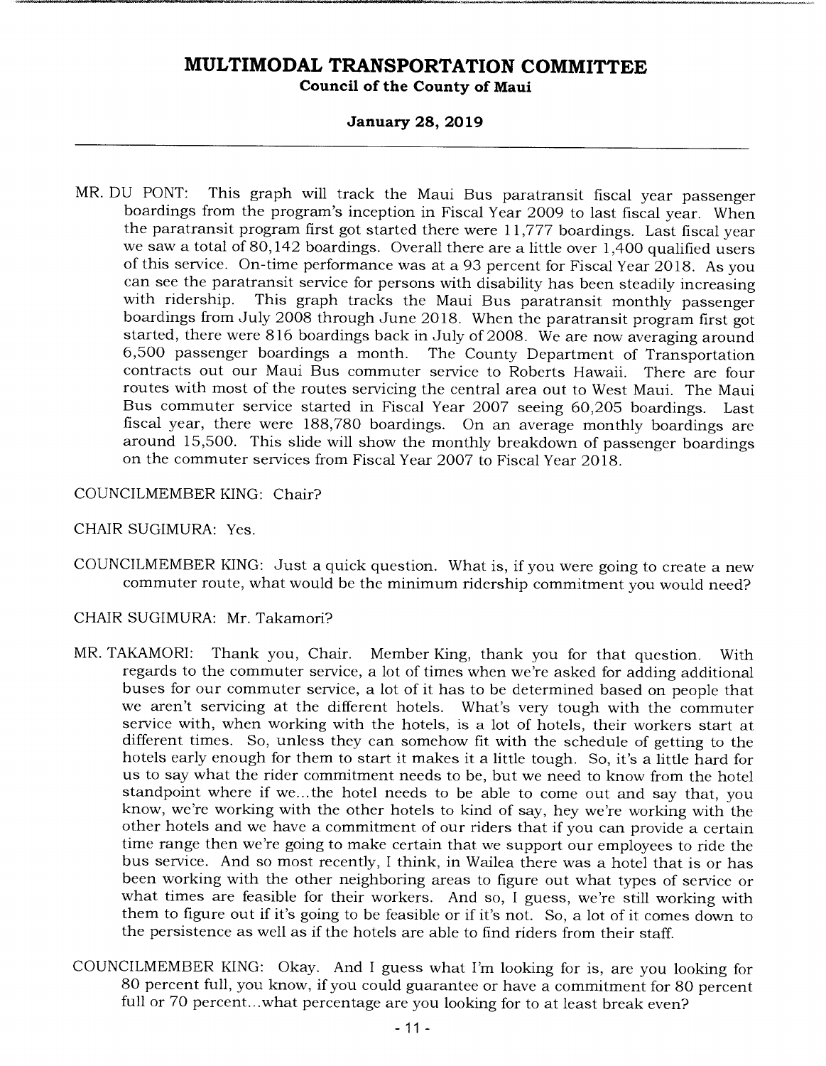MR. DU PONT: This graph will track the Maui Bus paratransit fiscal year passenger boardings from the program's inception in Fiscal Year 2009 to last fiscal year. When the paratransit program first got started there were 11,777 boardings. Last fiscal year we saw a total of 80,142 boardings. Overall there are a little over 1,400 qualified users of this service. On-time performance was at a 93 percent for Fiscal Year 2018. As you can see the paratransit service for persons with disability has been steadily increasing with ridership. This graph tracks the Maui Bus paratransit monthly passenger boardings from July 2008 through June 2018. When the paratransit program first got started, there were 816 boardings back in July of 2008. We are now averaging around 6,500 passenger boardings a month. The County Department of Transportation contracts out our Maui Bus commuter service to Roberts Hawaii. There are four routes with most of the routes servicing the central area out to West Maui. The Maui Bus commuter service started in Fiscal Year 2007 seeing 60,205 boardings. Last fiscal year, there were 188,780 boardings. On an average monthly boardings are around 15,500. This slide will show the monthly breakdown of passenger boardings on the commuter services from Fiscal Year 2007 to Fiscal Year 2018.

COUNCILMEMBER KING: Chair?

CHAIR SUGIMURA: Yes.

COUNCILMEMBER KING: Just a quick question. What is, if you were going to create a new commuter route, what would be the minimum ridership commitment you would need?

CHAIR SUGIMURA: Mr. Takamori?

MR. TAKAMORI: Thank you, Chair. Member King, thank you for that question. With regards to the commuter service, a lot of times when we're asked for adding additional buses for our commuter service, a lot of it has to be determined based on people that we aren't servicing at the different hotels. What's very tough with the commuter service with, when working with the hotels, is a lot of hotels, their workers start at different times. So, unless they can somehow fit with the schedule of getting to the hotels early enough for them to start it makes it a little tough. So, it's a little hard for us to say what the rider commitment needs to be, but we need to know from the hotel standpoint where if we...the hotel needs to be able to come out and say that, you know, we're working with the other hotels to kind of say, hey we're working with the other hotels and we have a commitment of our riders that if you can provide a certain time range then we're going to make certain that we support our employees to ride the bus service. And so most recently, I think, in Wailea there was a hotel that is or has been working with the other neighboring areas to figure out what types of service or what times are feasible for their workers. And so, I guess, we're still working with them to figure out if it's going to be feasible or if it's not. So, a lot of it comes down to the persistence as well as if the hotels are able to find riders from their staff.

COUNCILMEMBER KING: Okay. And I guess what I'm looking for is, are you looking for 80 percent full, you know, if you could guarantee or have a commitment for 80 percent full or 70 percent...what percentage are you looking for to at least break even?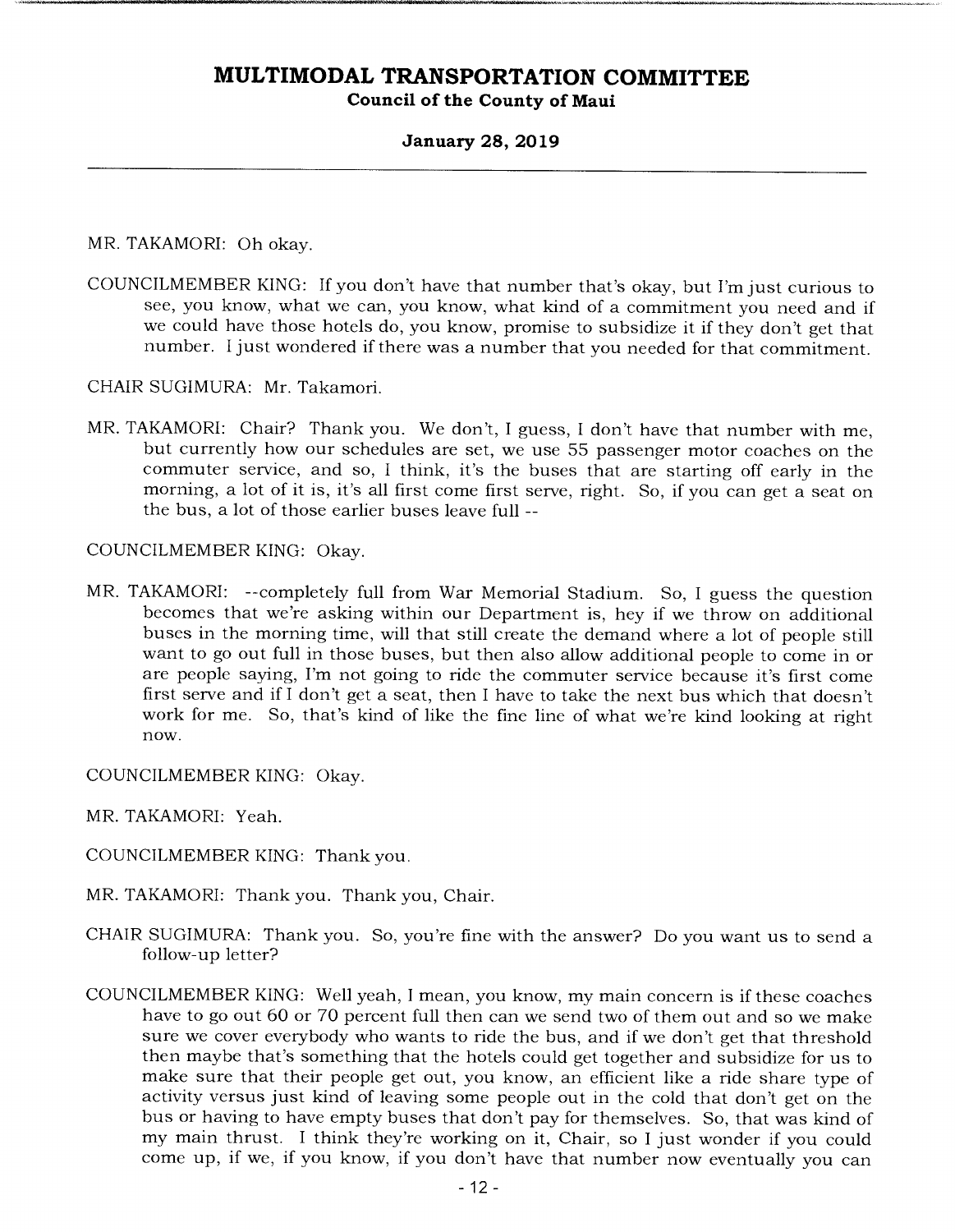MR. TAKAMORI: Oh okay.

COUNCILMEMBER KING: If you don't have that number that's okay, but I'm just curious to see, you know, what we can, you know, what kind of a commitment you need and if we could have those hotels do, you know, promise to subsidize it if they don't get that number. I just wondered if there was a number that you needed for that commitment.

CHAIR SUGIMURA: Mr. Takamori.

MR. TAKAMORI: Chair? Thank you. We don't, I guess, I don't have that number with me, but currently how our schedules are set, we use 55 passenger motor coaches on the commuter service, and so, I think, it's the buses that are starting off early in the morning, a lot of it is, it's all first come first serve, right. So, if you can get a seat on the bus, a lot of those earlier buses leave full --

COUNCILMEMBER KING: Okay.

MR. TAKAMORI: --completely full from War Memorial Stadium. So, I guess the question becomes that we're asking within our Department is, hey if we throw on additional buses in the morning time, will that still create the demand where a lot of people still want to go out full in those buses, but then also allow additional people to come in or are people saying, I'm not going to ride the commuter service because it's first come first serve and if I don't get a seat, then I have to take the next bus which that doesn't work for me. So, that's kind of like the fine line of what we're kind looking at right now.

COUNCILMEMBER KING: Okay.

MR. TAKAMORI: Yeah.

COUNCILMEMBER KING: Thank you.

MR. TAKAMORI: Thank you. Thank you, Chair.

CHAIR SUGIMURA: Thank you. So, you're fine with the answer? Do you want us to send a follow-up letter?

COUNCILMEMBER KING: Well yeah, I mean, you know, my main concern is if these coaches have to go out 60 or 70 percent full then can we send two of them out and so we make sure we cover everybody who wants to ride the bus, and if we don't get that threshold then maybe that's something that the hotels could get together and subsidize for us to make sure that their people get out, you know, an efficient like a ride share type of activity versus just kind of leaving some people out in the cold that don't get on the bus or having to have empty buses that don't pay for themselves. So, that was kind of my main thrust. I think they're working on it, Chair, so I just wonder if you could come up, if we, if you know, if you don't have that number now eventually you can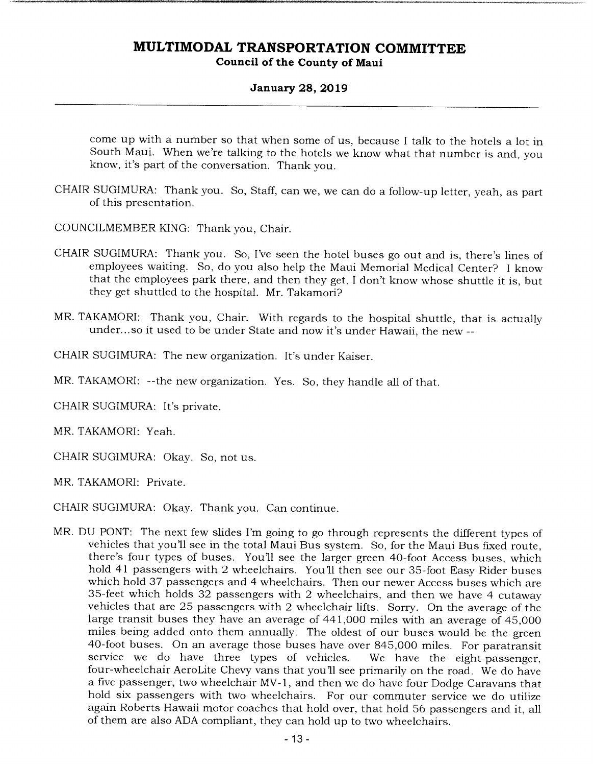come up with a number so that when some of us, because I talk to the hotels a lot in South Maui. When we're talking to the hotels we know what that number is and, you know, it's part of the conversation. Thank you.

CHAIR SUGIMURA: Thank you. So, Staff, can we, we can do a follow-up letter, yeah, as part of this presentation.

COUNCILMEMBER KING: Thank you, Chair.

CHAIR SUGIMURA: Thank you. So, I've seen the hotel buses go out and is, there's lines of employees waiting. So, do you also help the Maui Memorial Medical Center? I know that the employees park there, and then they get, I don't know whose shuttle it is, but they get shuttled to the hospital. Mr. Takamori?

MR. TAKAMORI: Thank you, Chair. With regards to the hospital shuttle, that is actually under...so it used to be under State and now it's under Hawaii, the new --

CHAIR SUGIMURA: The new organization. It's under Kaiser.

MR. TAKAMORI: --the new organization. Yes. So, they handle all of that.

CHAIR SUGIMURA: It's private.

MR. TAKAMORI: Yeah.

CHAIR SUGIMURA: Okay. So, not us.

MR. TAKAMORI: Private.

CHAIR SUGIMURA: Okay. Thank you. Can continue.

MR. DU PONT: The next few slides I'm going to go through represents the different types of vehicles that you'll see in the total Maui Bus system. So, for the Maui Bus fixed route, there's four types of buses. You'll see the larger green 40-foot Access buses, which hold 41 passengers with 2 wheelchairs. You'll then see our 35-foot Easy Rider buses which hold 37 passengers and 4 wheelchairs. Then our newer Access buses which are 35-feet which holds 32 passengers with 2 wheelchairs, and then we have 4 cutaway vehicles that are 25 passengers with 2 wheelchair lifts. Sorry. On the average of the large transit buses they have an average of 441,000 miles with an average of 45,000 miles being added onto them annually. The oldest of our buses would be the green 40-foot buses. On an average those buses have over 845,000 miles. For paratransit service we do have three types of vehicles. We have the eight-passenger, four-wheelchair AeroLite Chevy vans that you'll see primarily on the road. We do have a five passenger, two wheelchair MV-1, and then we do have four Dodge Caravans that hold six passengers with two wheelchairs. For our commuter service we do utilize again Roberts Hawaii motor coaches that hold over, that hold 56 passengers and it, all of them are also ADA compliant, they can hold up to two wheelchairs.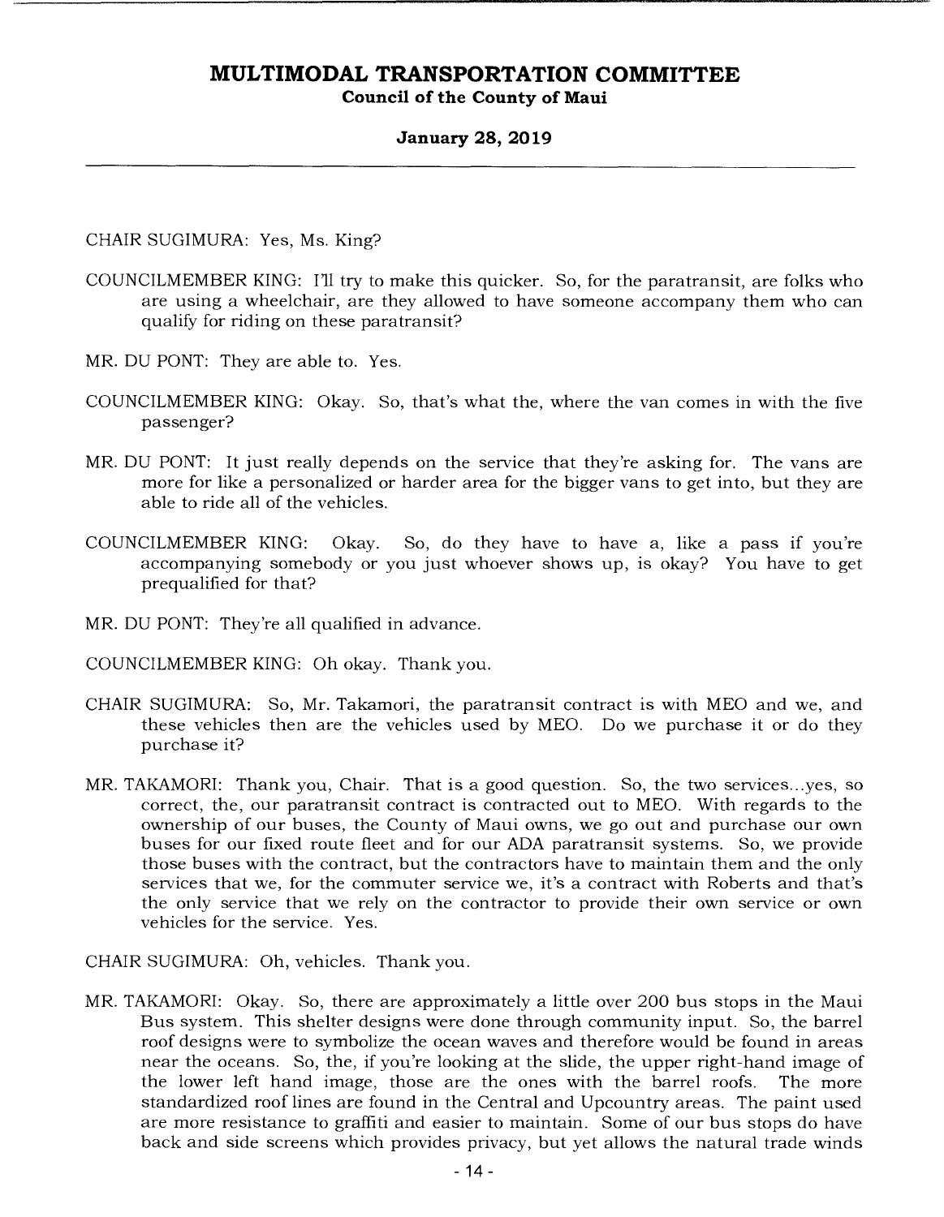CHAIR SUGIMURA: Yes, Ms. King?

COUNCILMEMBER KING: I'll try to make this quicker. So, for the paratransit, are folks who are using a wheelchair, are they allowed to have someone accompany them who can qualify for riding on these paratransit?

MR. DU PONT: They are able to. Yes.

COUNCILMEMBER KING: Okay. So, that's what the, where the van comes in with the five passenger?

MR. DU PONT: It just really depends on the service that they're asking for. The vans are more for like a personalized or harder area for the bigger vans to get into, but they are able to ride all of the vehicles.

COUNCILMEMBER KING: Okay. So, do they have to have a, like a pass if you're accompanying somebody or you just whoever shows up, is okay? You have to get prequalified for that?

MR. DU PONT: They're all qualified in advance.

COUNCILMEMBER KING: Oh okay. Thank you.

CHAIR SUGIMURA: So, Mr. Takamori, the paratransit contract is with MEO and we, and these vehicles then are the vehicles used by MEO. Do we purchase it or do they purchase it?

MR. TAKAMORI: Thank you, Chair. That is a good question. So, the two services...yes, so correct, the, our paratransit contract is contracted out to MEO. With regards to the ownership of our buses, the County of Maui owns, we go out and purchase our own buses for our fixed route fleet and for our ADA paratransit systems. So, we provide those buses with the contract, but the contractors have to maintain them and the only services that we, for the commuter service we, it's a contract with Roberts and that's the only service that we rely on the contractor to provide their own service or own vehicles for the service. Yes.

CHAIR SUGIMURA: Oh, vehicles. Thank you.

MR. TAKAMORI: Okay. So, there are approximately a little over 200 bus stops in the Maui Bus system. This shelter designs were done through community input. So, the barrel roof designs were to symbolize the ocean waves and therefore would be found in areas near the oceans. So, the, if you're looking at the slide, the upper right-hand image of the lower left hand image, those are the ones with the barrel roofs. The more standardized roof lines are found in the Central and Upcountry areas. The paint used are more resistance to graffiti and easier to maintain. Some of our bus stops do have back and side screens which provides privacy, but yet allows the natural trade winds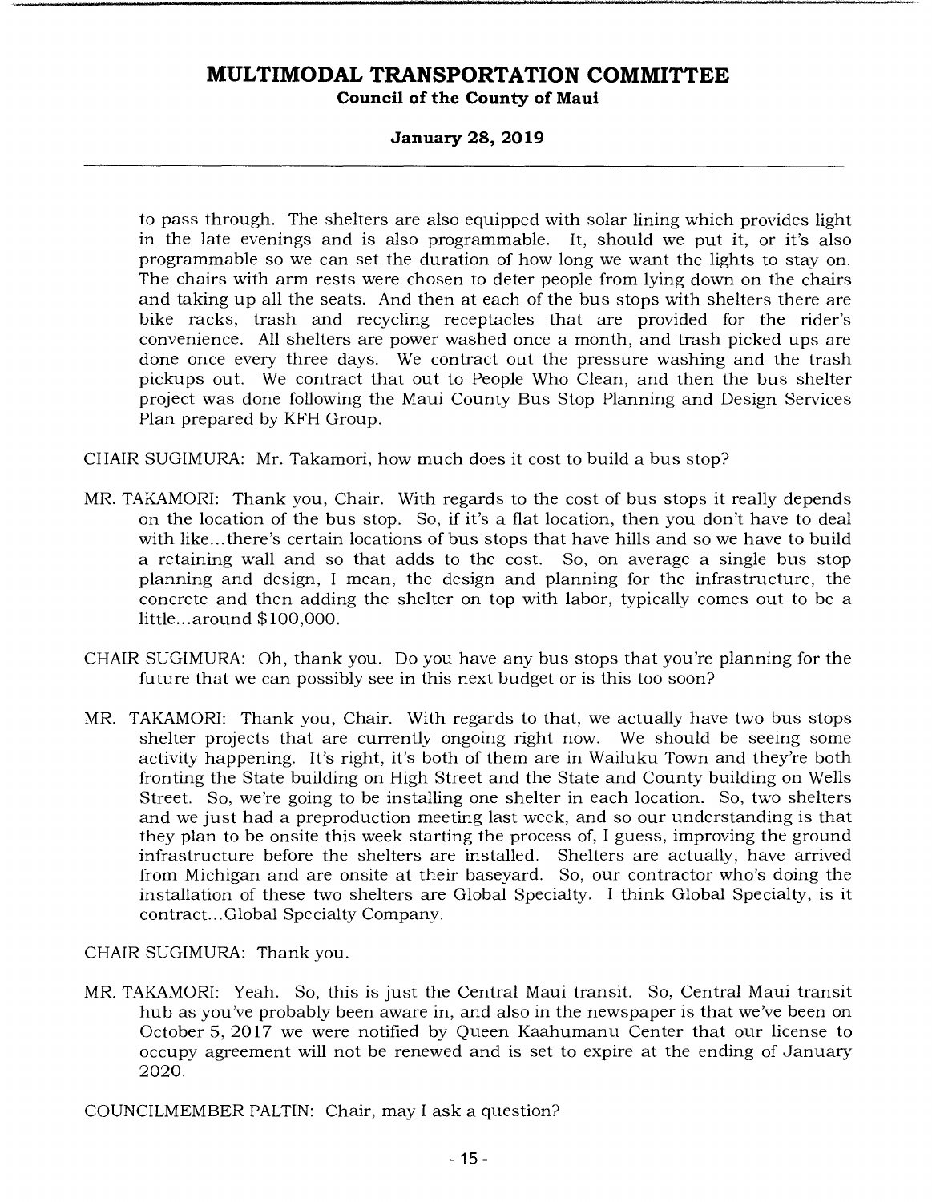to pass through. The shelters are also equipped with solar lining which provides light in the late evenings and is also programmable. It, should we put it, or it's also programmable so we can set the duration of how long we want the lights to stay on. The chairs with arm rests were chosen to deter people from lying down on the chairs and taking up all the seats. And then at each of the bus stops with shelters there are bike racks, trash and recycling receptacles that are provided for the rider's convenience. All shelters are power washed once a month, and trash picked ups are done once every three days. We contract out the pressure washing and the trash pickups out. We contract that out to People Who Clean, and then the bus shelter project was done following the Maui County Bus Stop Planning and Design Services Plan prepared by KFH Group.

CHAIR SUGIMURA: Mr. Takamori, how much does it cost to build a bus stop?

MR. TAKAMORI: Thank you, Chair. With regards to the cost of bus stops it really depends on the location of the bus stop. So, if it's a flat location, then you don't have to deal with like...there's certain locations of bus stops that have hills and so we have to build a retaining wall and so that adds to the cost. So, on average a single bus stop planning and design, I mean, the design and planning for the infrastructure, the concrete and then adding the shelter on top with labor, typically comes out to be a little...around $100,000.

CHAIR SUGIMURA: Oh, thank you. Do you have any bus stops that you're planning for the future that we can possibly see in this next budget or is this too soon?

MR. TAKAMORI: Thank you, Chair. With regards to that, we actually have two bus stops shelter projects that are currently ongoing right now. We should be seeing some activity happening. It's right, it's both of them are in Wailuku Town and they're both fronting the State building on High Street and the State and County building on Wells Street. So, we're going to be installing one shelter in each location. So, two shelters and we just had a preproduction meeting last week, and so our understanding is that they plan to be onsite this week starting the process of, I guess, improving the ground infrastructure before the shelters are installed. Shelters are actually, have arrived from Michigan and are onsite at their baseyard. So, our contractor who's doing the installation of these two shelters are Global Specialty. I think Global Specialty, is it contract...Global Specialty Company.

CHAIR SUGIMURA: Thank you.

MR. TAKAMORI: Yeah. So, this is just the Central Maui transit. So, Central Maui transit hub as you've probably been aware in, and also in the newspaper is that we've been on October 5, 2017 we were notified by Queen Kaahumanu Center that our license to occupy agreement will not be renewed and is set to expire at the ending of January 2020.

COUNCILMEMBER PALTIN: Chair, may I ask a question?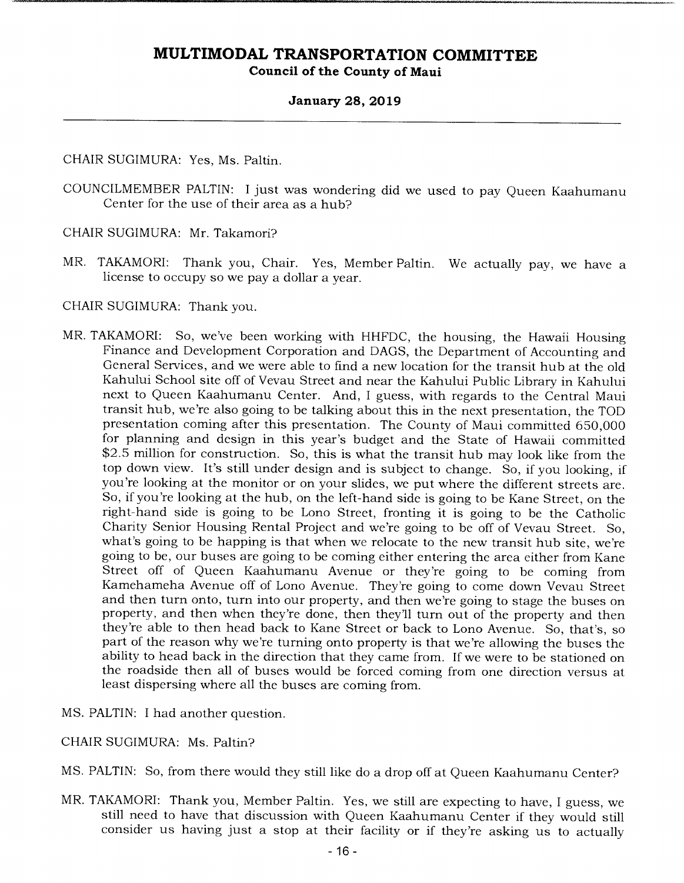CHAIR SUGIMURA: Yes, Ms. Paltin.

COUNCILMEMBER PALTIN: I just was wondering did we used to pay Queen Kaahumanu Center for the use of their area as a hub?

CHAIR SUGIMURA: Mr. Takamori?

MR. TAKAMORI: Thank you, Chair. Yes, Member Paltin. We actually pay, we have a license to occupy so we pay a dollar a year.

CHAIR SUGIMURA: Thank you.

MR. TAKAMORI: So, we've been working with HHFDC, the housing, the Hawaii Housing Finance and Development Corporation and DAGS, the Department of Accounting and General Services, and we were able to find a new location for the transit hub at the old Kahului School site off of Vevau Street and near the Kahului Public Library in Kahului next to Queen Kaahumanu Center. And, I guess, with regards to the Central Maui transit hub, we're also going to be talking about this in the next presentation, the TOD presentation coming after this presentation. The County of Maui committed 650,000 for planning and design in this year's budget and the State of Hawaii committed $2.5 million for construction. So, this is what the transit hub may look like from the top down view. It's still under design and is subject to change. So, if you looking, if you're looking at the monitor or on your slides, we put where the different streets are. So, if you're looking at the hub, on the left-hand side is going to be Kane Street, on the right-hand side is going to be Lono Street, fronting it is going to be the Catholic Charity Senior Housing Rental Project and we're going to be off of Vevau Street. So, what's going to be happing is that when we relocate to the new transit hub site, we're going to be, our buses are going to be coming either entering the area either from Kane Street off of Queen Kaahumanu Avenue or they're going to be coming from Kamehameha Avenue off of Lono Avenue. They're going to come down Vevau Street and then turn onto, turn into our property, and then we're going to stage the buses on property, and then when they're done, then they'll turn out of the property and then they're able to then head back to Kane Street or back to Lono Avenue. So, that's, so part of the reason why we're turning onto property is that we're allowing the buses the ability to head back in the direction that they came from. If we were to be stationed on the roadside then all of buses would be forced coming from one direction versus at least dispersing where all the buses are coming from.

MS. PALTIN: I had another question.

CHAIR SUGIMURA: Ms. Paltin?

MS. PALTIN: So, from there would they still like do a drop off at Queen Kaahumanu Center?

MR. TAKAMORI: Thank you, Member Paltin. Yes, we still are expecting to have, I guess, we still need to have that discussion with Queen Kaahumanu Center if they would still consider us having just a stop at their facility or if they're asking us to actually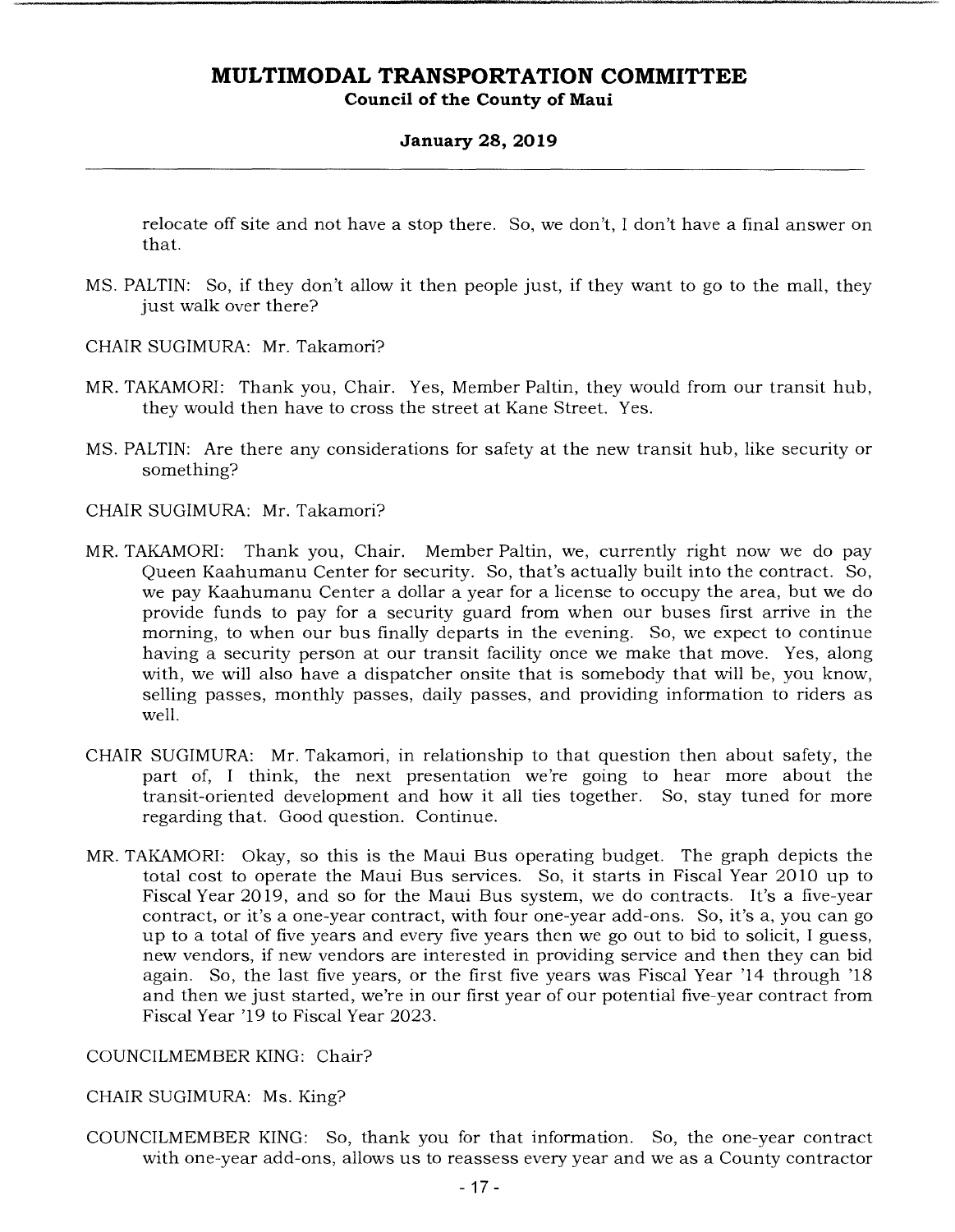relocate off site and not have a stop there. So, we don't, I don't have a final answer on that.

MS. PALTIN: So, if they don't allow it then people just, if they want to go to the mall, they just walk over there?

CHAIR SUGIMURA: Mr. Takamori?

MR. TAKAMORI: Thank you, Chair. Yes, Member Paltin, they would from our transit hub, they would then have to cross the street at Kane Street. Yes.

MS. PALTIN: Are there any considerations for safety at the new transit hub, like security or something?

CHAIR SUGIMURA: Mr. Takamori?

MR. TAKAMORI: Thank you, Chair. Member Paltin, we, currently right now we do pay Queen Kaahumanu Center for security. So, that's actually built into the contract. So, we pay Kaahumanu Center a dollar a year for a license to occupy the area, but we do provide funds to pay for a security guard from when our buses first arrive in the morning, to when our bus finally departs in the evening. So, we expect to continue having a security person at our transit facility once we make that move. Yes, along with, we will also have a dispatcher onsite that is somebody that will be, you know, selling passes, monthly passes, daily passes, and providing information to riders as well.

CHAIR SUGIMURA: Mr. Takamori, in relationship to that question then about safety, the part of, I think, the next presentation we're going to hear more about the transit-oriented development and how it all ties together. So, stay tuned for more regarding that. Good question. Continue.

MR. TAKAMORI: Okay, so this is the Maui Bus operating budget. The graph depicts the total cost to operate the Maui Bus services. So, it starts in Fiscal Year 2010 up to Fiscal Year 2019, and so for the Maui Bus system, we do contracts. It's a five-year contract, or it's a one-year contract, with four one-year add-ons. So, it's a, you can go up to a total of five years and every five years then we go out to bid to solicit, I guess, new vendors, if new vendors are interested in providing service and then they can bid again. So, the last five years, or the first five years was Fiscal Year '14 through '18 and then we just started, we're in our first year of our potential five-year contract from Fiscal Year '19 to Fiscal Year 2023.

COUNCILMEMBER KING: Chair?

CHAIR SUGIMURA: Ms. King?

COUNCILMEMBER KING: So, thank you for that information. So, the one-year contract with one-year add-ons, allows us to reassess every year and we as a County contractor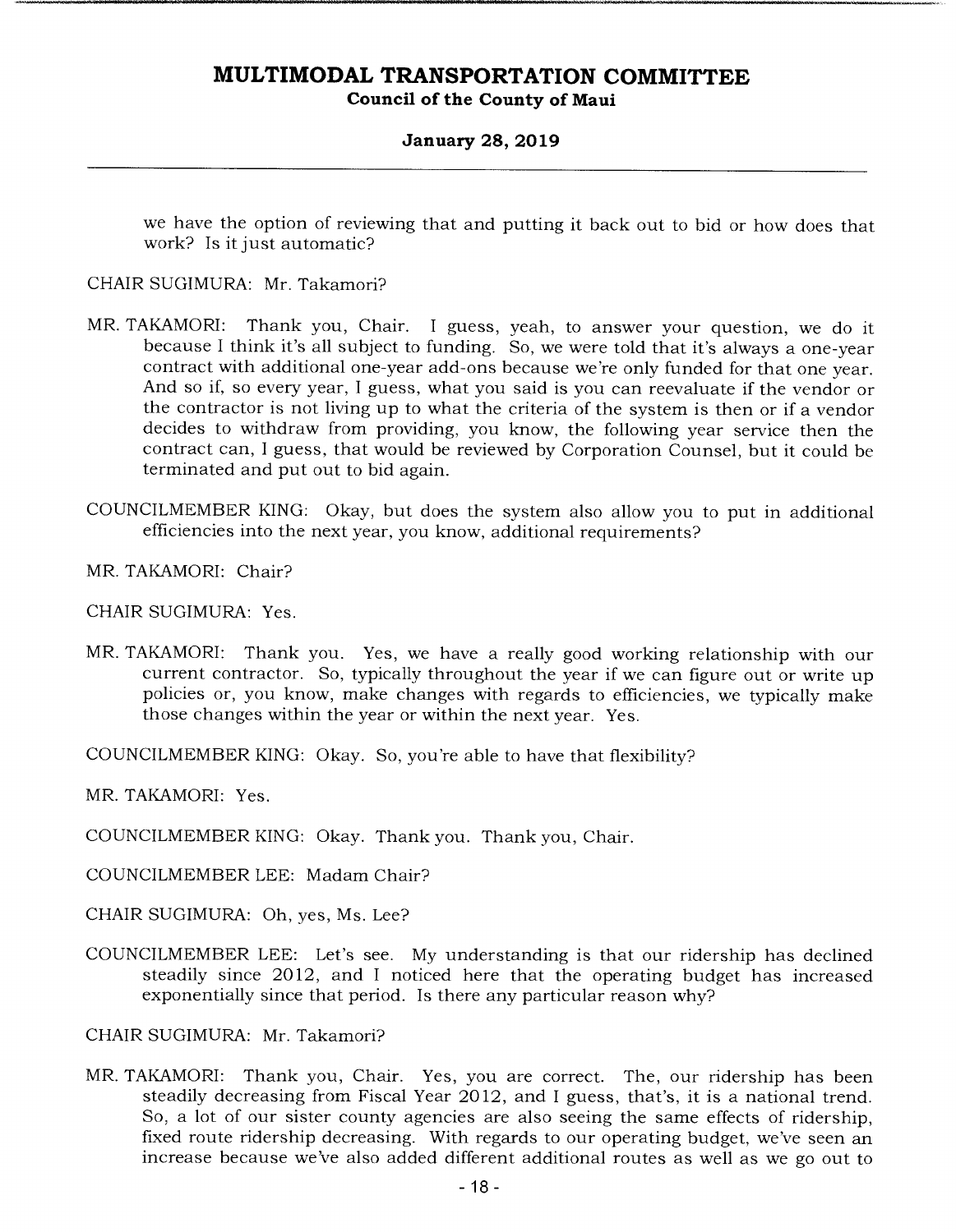we have the option of reviewing that and putting it back out to bid or how does that work? Is it just automatic?

CHAIR SUGIMURA: Mr. Takamori?

MR. TAKAMORI: Thank you, Chair. I guess, yeah, to answer your question, we do it because I think it's all subject to funding. So, we were told that it's always a one-year contract with additional one-year add-ons because we're only funded for that one year. And so if, so every year, I guess, what you said is you can reevaluate if the vendor or the contractor is not living up to what the criteria of the system is then or if a vendor decides to withdraw from providing, you know, the following year service then the contract can, I guess, that would be reviewed by Corporation Counsel, but it could be terminated and put out to bid again.

COUNCILMEMBER KING: Okay, but does the system also allow you to put in additional efficiencies into the next year, you know, additional requirements?

MR. TAKAMORI: Chair?

CHAIR SUGIMURA: Yes.

MR. TAKAMORI: Thank you. Yes, we have a really good working relationship with our current contractor. So, typically throughout the year if we can figure out or write up policies or, you know, make changes with regards to efficiencies, we typically make those changes within the year or within the next year. Yes.

COUNCILMEMBER KING: Okay. So, you're able to have that flexibility?

MR. TAKAMORI: Yes.

COUNCILMEMBER KING: Okay. Thank you. Thank you, Chair.

COUNCILMEMBER LEE: Madam Chair?

CHAIR SUGIMURA: Oh, yes, Ms. Lee?

COUNCILMEMBER LEE: Let's see. My understanding is that our ridership has declined steadily since 2012, and I noticed here that the operating budget has increased exponentially since that period. Is there any particular reason why?

CHAIR SUGIMURA: Mr. Takamori?

MR. TAKAMORI: Thank you, Chair. Yes, you are correct. The, our ridership has been steadily decreasing from Fiscal Year 2012, and I guess, that's, it is a national trend. So, a lot of our sister county agencies are also seeing the same effects of ridership, fixed route ridership decreasing. With regards to our operating budget, we've seen an increase because we've also added different additional routes as well as we go out to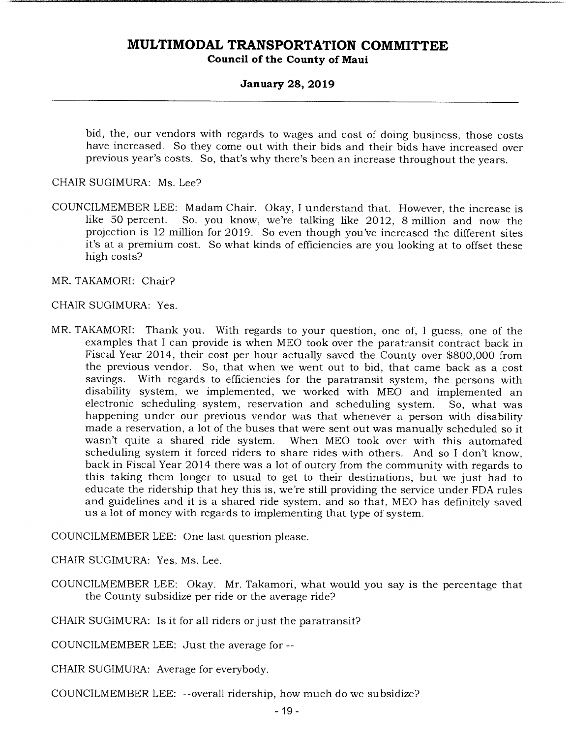bid, the, our vendors with regards to wages and cost of doing business, those costs have increased. So they come out with their bids and their bids have increased over previous year's costs. So, that's why there's been an increase throughout the years.

CHAIR SUGIMURA: Ms. Lee?

COUNCILMEMBER LEE: Madam Chair. Okay, I understand that. However, the increase is like 50 percent. So. you know, we're talking like 2012, 8 million and now the projection is 12 million for 2019. So even though you've increased the different sites it's at a premium cost. So what kinds of efficiencies are you looking at to offset these high costs?

MR. TAKAMORI: Chair?

CHAIR SUGIMURA: Yes.

MR. TAKAMORI: Thank you. With regards to your question, one of, I guess, one of the examples that I can provide is when MEO took over the paratransit contract back in Fiscal Year 2014, their cost per hour actually saved the County over $800,000 from the previous vendor. So, that when we went out to bid, that came back as a cost savings. With regards to efficiencies for the paratransit system, the persons with disability system, we implemented, we worked with MEO and implemented an electronic scheduling system, reservation and scheduling system. So, what was happening under our previous vendor was that whenever a person with disability made a reservation, a lot of the buses that were sent out was manually scheduled so it wasn't quite a shared ride system. When MEO took over with this automated scheduling system it forced riders to share rides with others. And so I don't know, back in Fiscal Year 2014 there was a lot of outcry from the community with regards to this taking them longer to usual to get to their destinations, but we just had to educate the ridership that hey this is, we're still providing the service under FDA rules and guidelines and it is a shared ride system, and so that, MEO has definitely saved us a lot of money with regards to implementing that type of system.

COUNCILMEMBER LEE: One last question please.

CHAIR SUGIMURA: Yes, Ms. Lee.

COUNCILMEMBER LEE: Okay. Mr. Takamori, what would you say is the percentage that the County subsidize per ride or the average ride?

CHAIR SUGIMURA: Is it for all riders or just the paratransit?

COUNCILMEMBER LEE: Just the average for --

CHAIR SUGIMURA: Average for everybody.

COUNCILMEMBER LEE: --overall ridership, how much do we subsidize?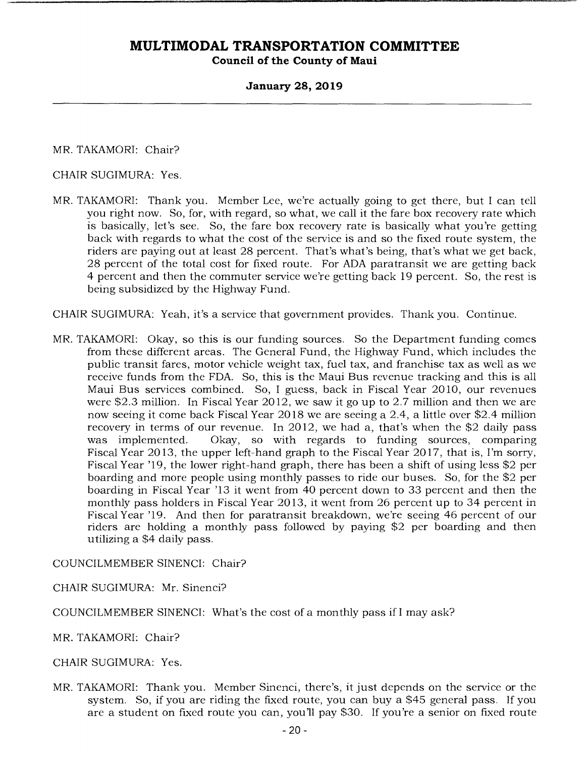MR. TAKAMORI: Chair?

CHAIR SUGIMURA: Yes.

MR. TAKAMORI: Thank you. Member Lee, we're actually going to get there, but I can tell you right now. So, for, with regard, so what, we call it the fare box recovery rate which is basically, let's see. So, the fare box recovery rate is basically what you're getting back with regards to what the cost of the service is and so the fixed route system, the riders are paying out at least 28 percent. That's what's being, that's what we get back, 28 percent of the total cost for fixed route. For ADA paratransit we are getting back 4 percent and then the commuter service we're getting back 19 percent. So, the rest is being subsidized by the Highway Fund.

CHAIR SUGIMURA: Yeah, it's a service that government provides. Thank you. Continue.

MR. TAKAMORI: Okay, so this is our funding sources. So the Department funding comes from these different areas. The General Fund, the Highway Fund, which includes the public transit fares, motor vehicle weight tax, fuel tax, and franchise tax as well as we receive funds from the FDA. So, this is the Maui Bus revenue tracking and this is all Maui Bus services combined. So, I guess, back in Fiscal Year 2010, our revenues were $2.3 million. In Fiscal Year 2012, we saw it go up to 2.7 million and then we are now seeing it come back Fiscal Year 2018 we are seeing a 2.4, a little over $2.4 million recovery in terms of our revenue. In 2012, we had a, that's when the $2 daily pass was implemented. Okay, so with regards to funding sources, comparing Fiscal Year 2013, the upper left-hand graph to the Fiscal Year 2017, that is, I'm sorry, Fiscal Year '19, the lower right-hand graph, there has been a shift of using less $2 per boarding and more people using monthly passes to ride our buses. So, for the $2 per boarding in Fiscal Year '13 it went from 40 percent down to 33 percent and then the monthly pass holders in Fiscal Year 2013, it went from 26 percent up to 34 percent in Fiscal Year '19. And then for paratransit breakdown, we're seeing 46 percent of our riders are holding a monthly pass followed by paying $2 per boarding and then utilizing a $4 daily pass.

COUNCILMEMBER SINENCI: Chair?

CHAIR SUGIMURA: Mr. Sinenci?

COUNCILMEMBER SINENCI: What's the cost of a monthly pass if I may ask?

MR. TAKAMORI: Chair?

CHAIR SUGIMURA: Yes.

MR. TAKAMORI: Thank you. Member Sinenci, there's, it just depends on the service or the system. So, if you are riding the fixed route, you can buy a $45 general pass. If you are a student on fixed route you can, you'll pay $30. If you're a senior on fixed route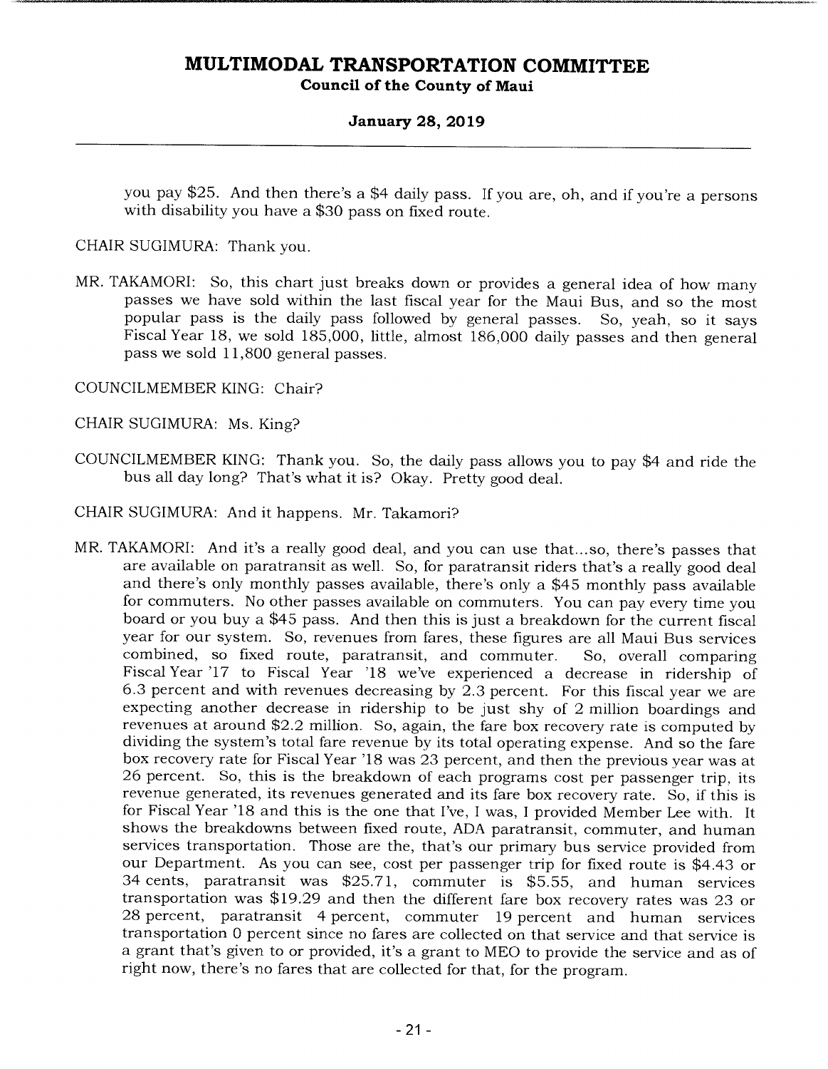you pay $25. And then there's a $4 daily pass. If you are, oh, and if you're a persons with disability you have a $30 pass on fixed route.

CHAIR SUGIMURA: Thank you.

MR. TAKAMORI: So, this chart just breaks down or provides a general idea of how many passes we have sold within the last fiscal year for the Maui Bus, and so the most popular pass is the daily pass followed by general passes. So, yeah, so it says Fiscal Year 18, we sold 185,000, little, almost 186,000 daily passes and then general pass we sold 11,800 general passes.

COUNCILMEMBER KING: Chair?

CHAIR SUGIMURA: Ms. King?

COUNCILMEMBER KING: Thank you. So, the daily pass allows you to pay $4 and ride the bus all day long? That's what it is? Okay. Pretty good deal.

CHAIR SUGIMURA: And it happens. Mr. Takamori?

MR. TAKAMORI: And it's a really good deal, and you can use that...so, there's passes that are available on paratransit as well. So, for paratransit riders that's a really good deal and there's only monthly passes available, there's only a $45 monthly pass available for commuters. No other passes available on commuters. You can pay every time you board or you buy a $45 pass. And then this is just a breakdown for the current fiscal year for our system. So, revenues from fares, these figures are all Maui Bus services combined, so fixed route, paratransit, and commuter. So, overall comparing Fiscal Year '17 to Fiscal Year '18 we've experienced a decrease in ridership of 6.3 percent and with revenues decreasing by 2.3 percent. For this fiscal year we are expecting another decrease in ridership to be just shy of 2 million boardings and revenues at around $2.2 million. So, again, the fare box recovery rate is computed by dividing the system's total fare revenue by its total operating expense. And so the fare box recovery rate for Fiscal Year '18 was 23 percent, and then the previous year was at 26 percent. So, this is the breakdown of each programs cost per passenger trip, its revenue generated, its revenues generated and its fare box recovery rate. So, if this is for Fiscal Year '18 and this is the one that I've, I was, I provided Member Lee with. It shows the breakdowns between fixed route, ADA paratransit, commuter, and human services transportation. Those are the, that's our primary bus service provided from our Department. As you can see, cost per passenger trip for fixed route is $4.43 or 34 cents, paratransit was $25.71, commuter is $5.55, and human services transportation was $19.29 and then the different fare box recovery rates was 23 or 28 percent, paratransit 4 percent, commuter 19 percent and human services transportation 0 percent since no fares are collected on that service and that service is a grant that's given to or provided, it's a grant to MEO to provide the service and as of right now, there's no fares that are collected for that, for the program.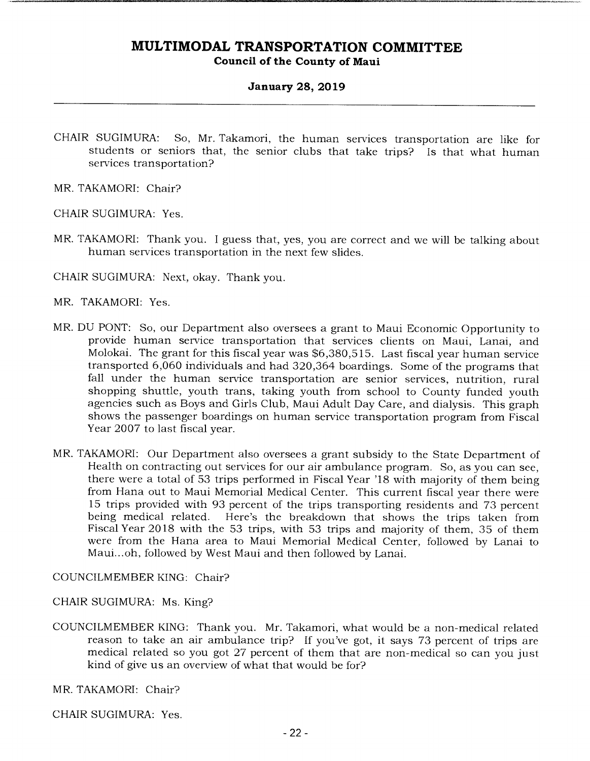CHAIR SUGIMURA: So, Mr. Takamori, the human services transportation are like for students or seniors that, the senior clubs that take trips? Is that what human services transportation?

MR. TAKAMORI: Chair?

CHAIR SUGIMURA: Yes.

MR. TAKAMORI: Thank you. I guess that, yes, you are correct and we will be talking about human services transportation in the next few slides.

CHAIR SUGIMURA: Next, okay. Thank you.

MR. TAKAMORI: Yes.

MR. DU PONT: So, our Department also oversees a grant to Maui Economic Opportunity to provide human service transportation that services clients on Maui, Lanai, and Molokai. The grant for this fiscal year was $6,380,515. Last fiscal year human service transported 6,060 individuals and had 320,364 boardings. Some of the programs that fall under the human service transportation are senior services, nutrition, rural shopping shuttle, youth trans, taking youth from school to County funded youth agencies such as Boys and Girls Club, Maui Adult Day Care, and dialysis. This graph shows the passenger boardings on human service transportation program from Fiscal Year 2007 to last fiscal year.

MR. TAKAMORI: Our Department also oversees a grant subsidy to the State Department of Health on contracting out services for our air ambulance program. So, as you can see, there were a total of 53 trips performed in Fiscal Year '18 with majority of them being from Hana out to Maui Memorial Medical Center. This current fiscal year there were 15 trips provided with 93 percent of the trips transporting residents and 73 percent being medical related. Here's the breakdown that shows the trips taken from Fiscal Year 2018 with the 53 trips, with 53 trips and majority of them, 35 of them were from the Hana area to Maui Memorial Medical Center, followed by Lanai to Maui...oh, followed by West Maui and then followed by Lanai.

COUNCILMEMBER KING: Chair?

CHAIR SUGIMURA: Ms. King?

COUNCILMEMBER KING: Thank you. Mr. Takamori, what would be a non-medical related reason to take an air ambulance trip? If you've got, it says 73 percent of trips are medical related so you got 27 percent of them that are non-medical so can you just kind of give us an overview of what that would be for?

MR. TAKAMORI: Chair?

CHAIR SUGIMURA: Yes.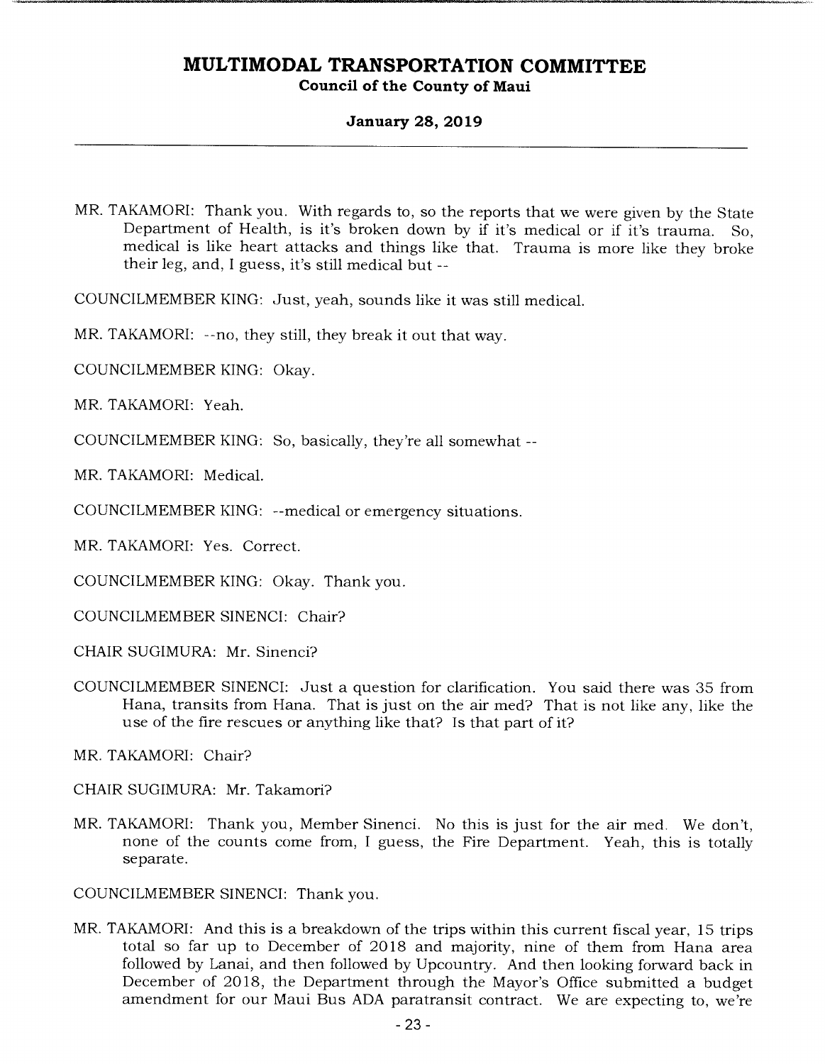MR. TAKAMORI: Thank you. With regards to, so the reports that we were given by the State Department of Health, is it's broken down by if it's medical or if it's trauma. So, medical is like heart attacks and things like that. Trauma is more like they broke their leg, and, I guess, it's still medical but --

COUNCILMEMBER KING: Just, yeah, sounds like it was still medical.

MR. TAKAMORI: --no, they still, they break it out that way.

COUNCILMEMBER KING: Okay.

MR. TAKAMORI: Yeah.

COUNCILMEMBER KING: So, basically, they're all somewhat --

MR. TAKAMORI: Medical.

COUNCILMEMBER KING: --medical or emergency situations.

MR. TAKAMORI: Yes. Correct.

COUNCILMEMBER KING: Okay. Thank you.

COUNCILMEMBER SINENCI: Chair?

CHAIR SUGIMURA: Mr. Sinenci?

COUNCILMEMBER SINENCI: Just a question for clarification. You said there was 35 from Hana, transits from Hana. That is just on the air med? That is not like any, like the use of the fire rescues or anything like that? Is that part of it?

MR. TAKAMORI: Chair?

CHAIR SUGIMURA: Mr. Takamori?

MR. TAKAMORI: Thank you, Member Sinenci. No this is just for the air med. We don't, none of the counts come from, I guess, the Fire Department. Yeah, this is totally separate.

COUNCILMEMBER SINENCI: Thank you.

MR. TAKAMORI: And this is a breakdown of the trips within this current fiscal year, 15 trips total so far up to December of 2018 and majority, nine of them from Hana area followed by Lanai, and then followed by Upcountry. And then looking forward back in December of 2018, the Department through the Mayor's Office submitted a budget amendment for our Maui Bus ADA paratransit contract. We are expecting to, we're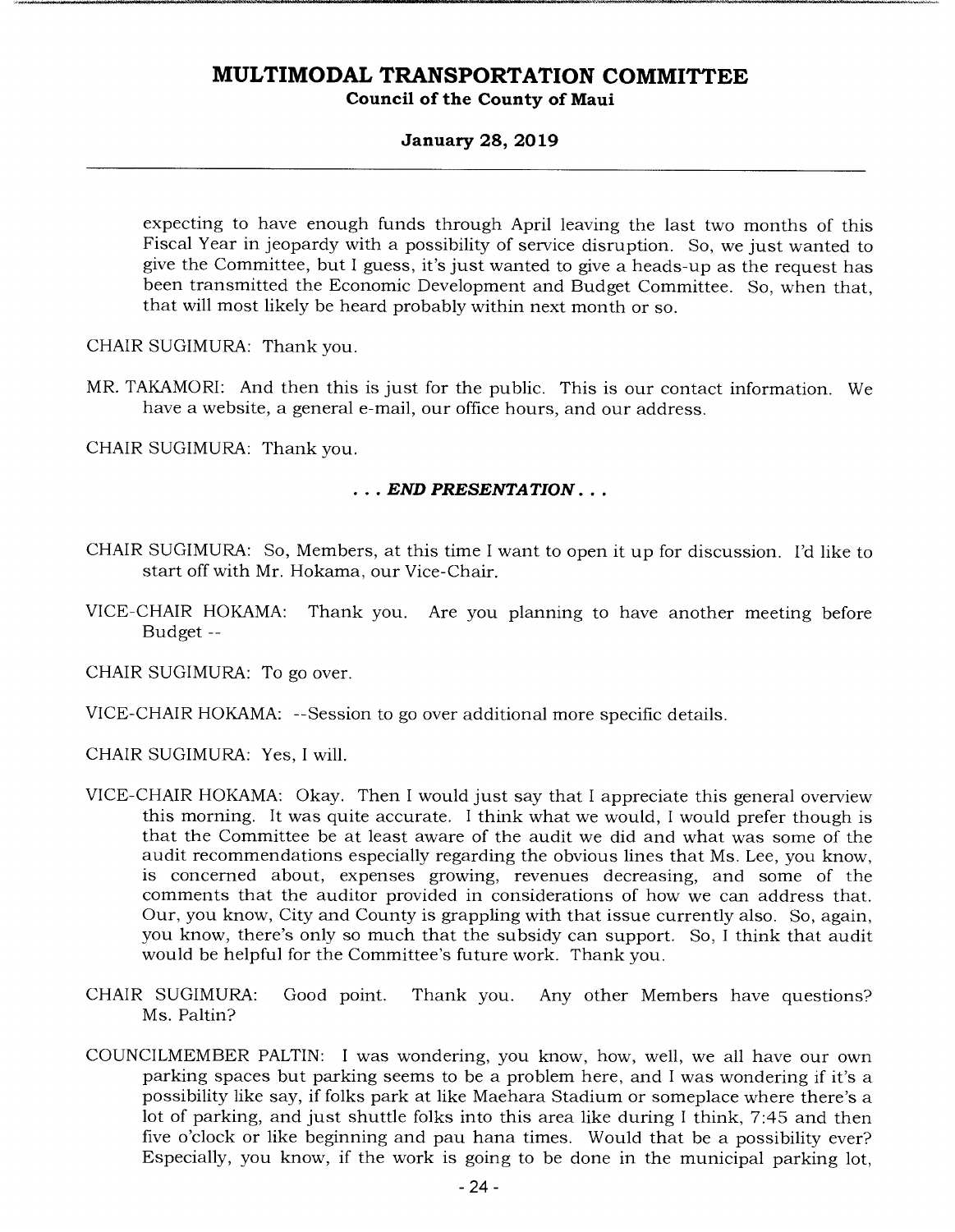expecting to have enough funds through April leaving the last two months of this Fiscal Year in jeopardy with a possibility of service disruption. So, we just wanted to give the Committee, but I guess, it's just wanted to give a heads-up as the request has been transmitted the Economic Development and Budget Committee. So, when that, that will most likely be heard probably within next month or so.

CHAIR SUGIMURA: Thank you.

MR. TAKAMORI: And then this is just for the public. This is our contact information. We have a website, a general e-mail, our office hours, and our address.

CHAIR SUGIMURA: Thank you.

**. . . *END PRESENTATION* . . .**

CHAIR SUGIMURA: So, Members, at this time I want to open it up for discussion. I'd like to start off with Mr. Hokama, our Vice-Chair.

VICE-CHAIR HOKAMA: Thank you. Are you planning to have another meeting before Budget --

CHAIR SUGIMURA: To go over.

VICE-CHAIR HOKAMA: --Session to go over additional more specific details.

CHAIR SUGIMURA: Yes, I will.

VICE-CHAIR HOKAMA: Okay. Then I would just say that I appreciate this general overview this morning. It was quite accurate. I think what we would, I would prefer though is that the Committee be at least aware of the audit we did and what was some of the audit recommendations especially regarding the obvious lines that Ms. Lee, you know, is concerned about, expenses growing, revenues decreasing, and some of the comments that the auditor provided in considerations of how we can address that. Our, you know, City and County is grappling with that issue currently also. So, again, you know, there's only so much that the subsidy can support. So, I think that audit would be helpful for the Committee's future work. Thank you.

CHAIR SUGIMURA: Good point. Thank you. Any other Members have questions? Ms. Paltin?

COUNCILMEMBER PALTIN: I was wondering, you know, how, well, we all have our own parking spaces but parking seems to be a problem here, and I was wondering if it's a possibility like say, if folks park at like Maehara Stadium or someplace where there's a lot of parking, and just shuttle folks into this area like during I think, 7:45 and then five o'clock or like beginning and pau hana times. Would that be a possibility ever? Especially, you know, if the work is going to be done in the municipal parking lot,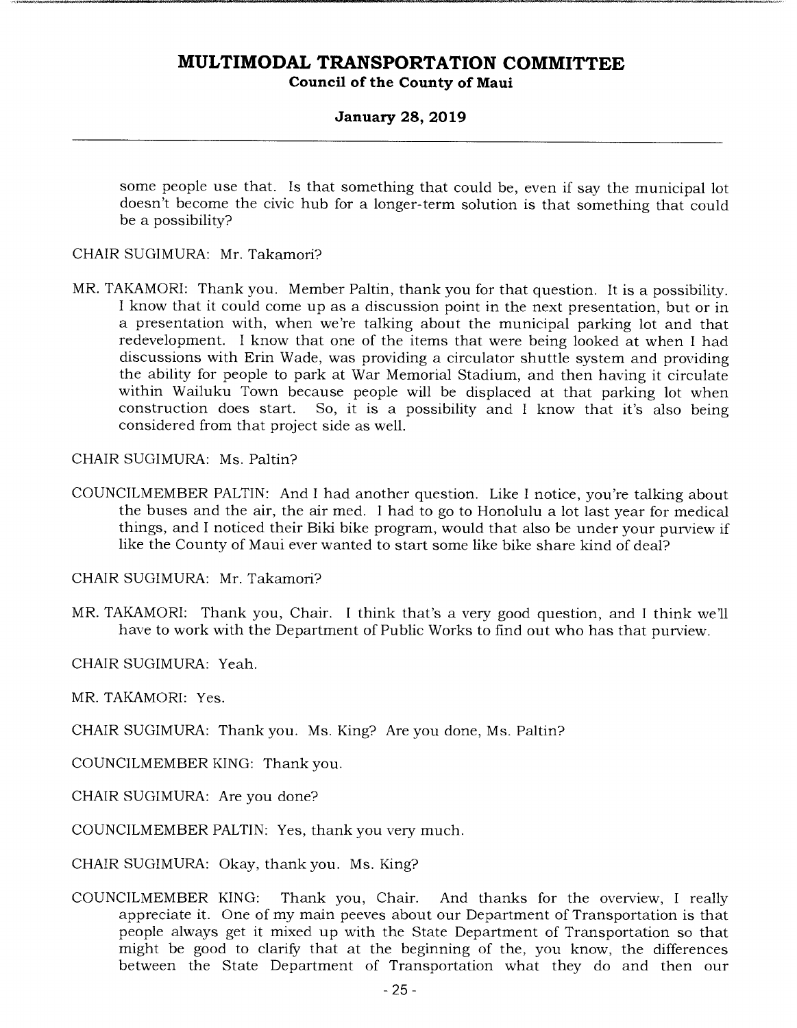some people use that. Is that something that could be, even if say the municipal lot doesn't become the civic hub for a longer-term solution is that something that could be a possibility?

CHAIR SUGIMURA: Mr. Takamori?

MR. TAKAMORI: Thank you. Member Paltin, thank you for that question. It is a possibility. I know that it could come up as a discussion point in the next presentation, but or in a presentation with, when we're talking about the municipal parking lot and that redevelopment. I know that one of the items that were being looked at when I had discussions with Erin Wade, was providing a circulator shuttle system and providing the ability for people to park at War Memorial Stadium, and then having it circulate within Wailuku Town because people will be displaced at that parking lot when construction does start. So, it is a possibility and I know that it's also being considered from that project side as well.

CHAIR SUGIMURA: Ms. Paltin?

COUNCILMEMBER PALTIN: And I had another question. Like I notice, you're talking about the buses and the air, the air med. I had to go to Honolulu a lot last year for medical things, and I noticed their Biki bike program, would that also be under your purview if like the County of Maui ever wanted to start some like bike share kind of deal?

CHAIR SUGIMURA: Mr. Takamori?

MR. TAKAMORI: Thank you, Chair. I think that's a very good question, and I think we'll have to work with the Department of Public Works to find out who has that purview.

CHAIR SUGIMURA: Yeah.

MR. TAKAMORI: Yes.

CHAIR SUGIMURA: Thank you. Ms. King? Are you done, Ms. Paltin?

COUNCILMEMBER KING: Thank you.

CHAIR SUGIMURA: Are you done?

COUNCILMEMBER PALTIN: Yes, thank you very much.

CHAIR SUGIMURA: Okay, thank you. Ms. King?

COUNCILMEMBER KING: Thank you, Chair. And thanks for the overview, I really appreciate it. One of my main peeves about our Department of Transportation is that people always get it mixed up with the State Department of Transportation so that might be good to clarify that at the beginning of the, you know, the differences between the State Department of Transportation what they do and then our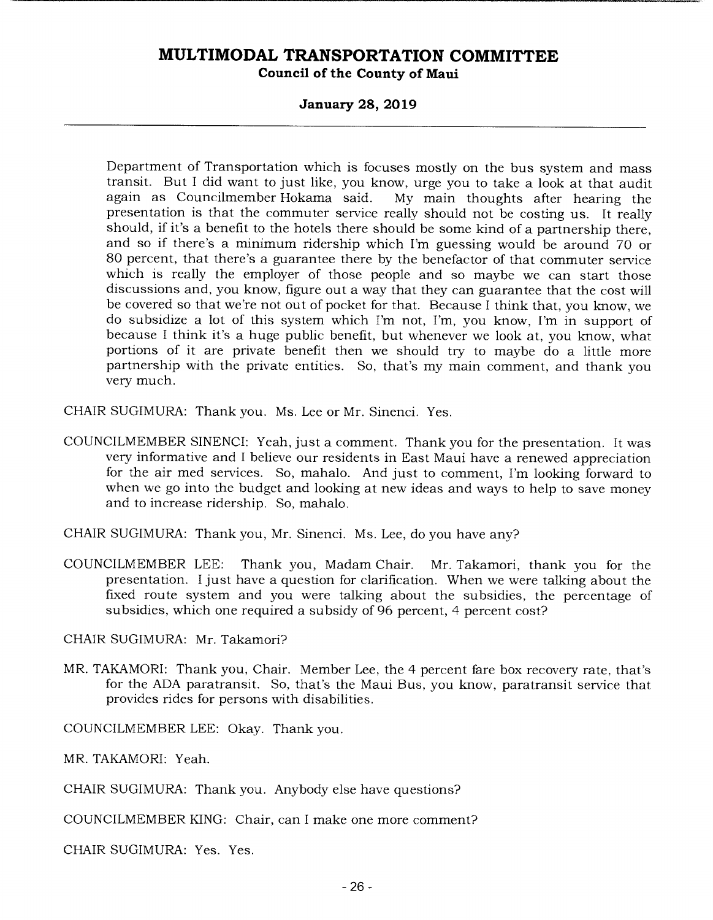Department of Transportation which is focuses mostly on the bus system and mass transit. But I did want to just like, you know, urge you to take a look at that audit again as Councilmember Hokama said. My main thoughts after hearing the presentation is that the commuter service really should not be costing us. It really should, if it's a benefit to the hotels there should be some kind of a partnership there, and so if there's a minimum ridership which I'm guessing would be around 70 or 80 percent, that there's a guarantee there by the benefactor of that commuter service which is really the employer of those people and so maybe we can start those discussions and, you know, figure out a way that they can guarantee that the cost will be covered so that we're not out of pocket for that. Because I think that, you know, we do subsidize a lot of this system which I'm not, I'm, you know, I'm in support of because I think it's a huge public benefit, but whenever we look at, you know, what portions of it are private benefit then we should try to maybe do a little more partnership with the private entities. So, that's my main comment, and thank you very much.

CHAIR SUGIMURA: Thank you. Ms. Lee or Mr. Sinenci. Yes.

COUNCILMEMBER SINENCI: Yeah, just a comment. Thank you for the presentation. It was very informative and I believe our residents in East Maui have a renewed appreciation for the air med services. So, mahalo. And just to comment, I'm looking forward to when we go into the budget and looking at new ideas and ways to help to save money and to increase ridership. So, mahalo.

CHAIR SUGIMURA: Thank you, Mr. Sinenci. Ms. Lee, do you have any?

COUNCILMEMBER LEE: Thank you, Madam Chair. Mr. Takamori, thank you for the presentation. I just have a question for clarification. When we were talking about the fixed route system and you were talking about the subsidies, the percentage of subsidies, which one required a subsidy of 96 percent, 4 percent cost?

CHAIR SUGIMURA: Mr. Takamori?

MR. TAKAMORI: Thank you, Chair. Member Lee, the 4 percent fare box recovery rate, that's for the ADA paratransit. So, that's the Maui Bus, you know, paratransit service that provides rides for persons with disabilities.

COUNCILMEMBER LEE: Okay. Thank you.

MR. TAKAMORI: Yeah.

CHAIR SUGIMURA: Thank you. Anybody else have questions?

COUNCILMEMBER KING: Chair, can I make one more comment?

CHAIR SUGIMURA: Yes. Yes.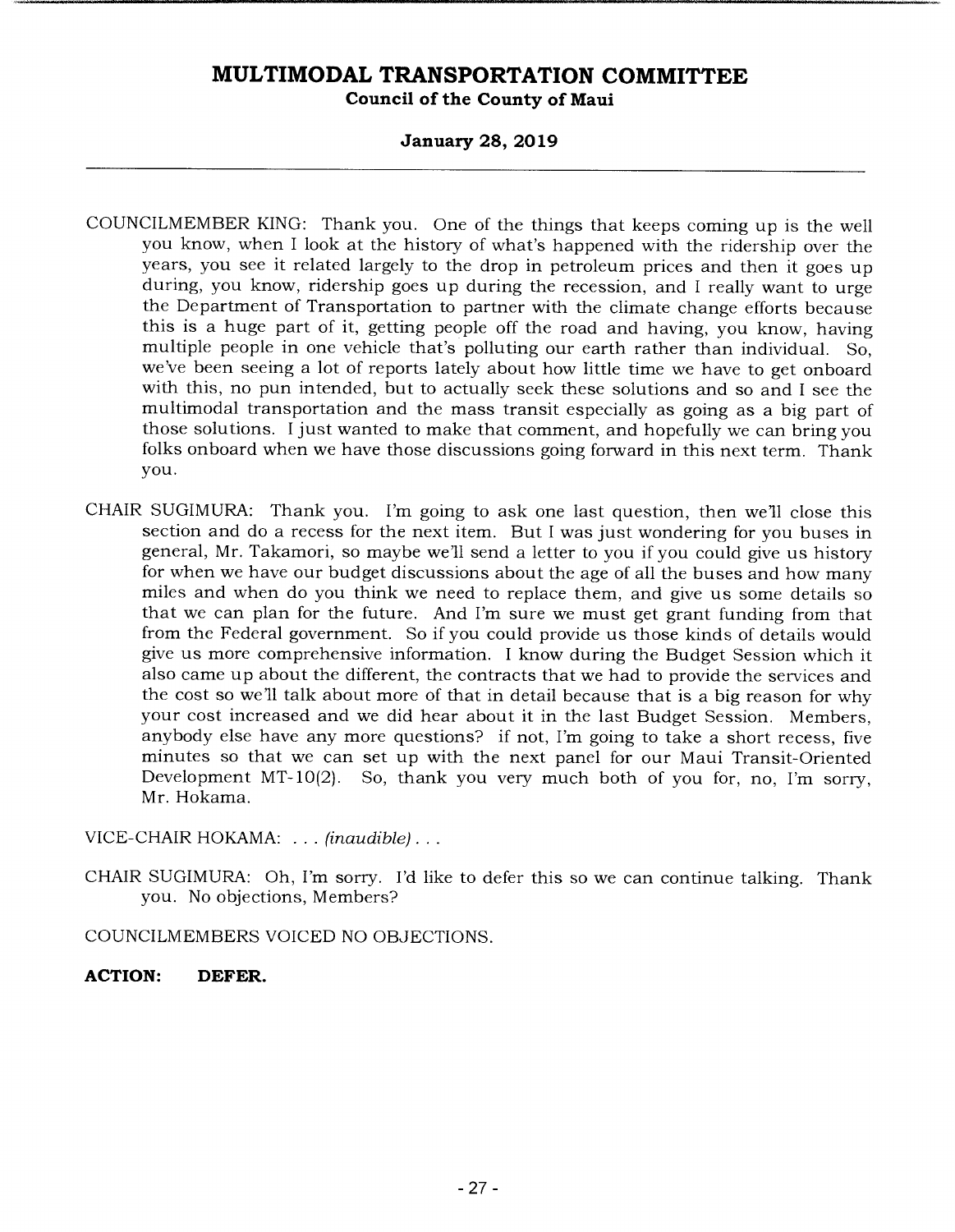COUNCILMEMBER KING: Thank you. One of the things that keeps coming up is the well you know, when I look at the history of what's happened with the ridership over the years, you see it related largely to the drop in petroleum prices and then it goes up during, you know, ridership goes up during the recession, and I really want to urge the Department of Transportation to partner with the climate change efforts because this is a huge part of it, getting people off the road and having, you know, having multiple people in one vehicle that's polluting our earth rather than individual. So, we've been seeing a lot of reports lately about how little time we have to get onboard with this, no pun intended, but to actually seek these solutions and so and I see the multimodal transportation and the mass transit especially as going as a big part of those solutions. I just wanted to make that comment, and hopefully we can bring you folks onboard when we have those discussions going forward in this next term. Thank you.

CHAIR SUGIMURA: Thank you. I'm going to ask one last question, then we'll close this section and do a recess for the next item. But I was just wondering for you buses in general, Mr. Takamori, so maybe we'll send a letter to you if you could give us history for when we have our budget discussions about the age of all the buses and how many miles and when do you think we need to replace them, and give us some details so that we can plan for the future. And I'm sure we must get grant funding from that from the Federal government. So if you could provide us those kinds of details would give us more comprehensive information. I know during the Budget Session which it also came up about the different, the contracts that we had to provide the services and the cost so we'll talk about more of that in detail because that is a big reason for why your cost increased and we did hear about it in the last Budget Session. Members, anybody else have any more questions? if not, I'm going to take a short recess, five minutes so that we can set up with the next panel for our Maui Transit-Oriented Development MT-10(2). So, thank you very much both of you for, no, I'm sorry, Mr. Hokama.

VICE-CHAIR HOKAMA: . . . *(inaudible)* . . .

CHAIR SUGIMURA: Oh, I'm sorry. I'd like to defer this so we can continue talking. Thank you. No objections, Members?

COUNCILMEMBERS VOICED NO OBJECTIONS.

**ACTION: DEFER.**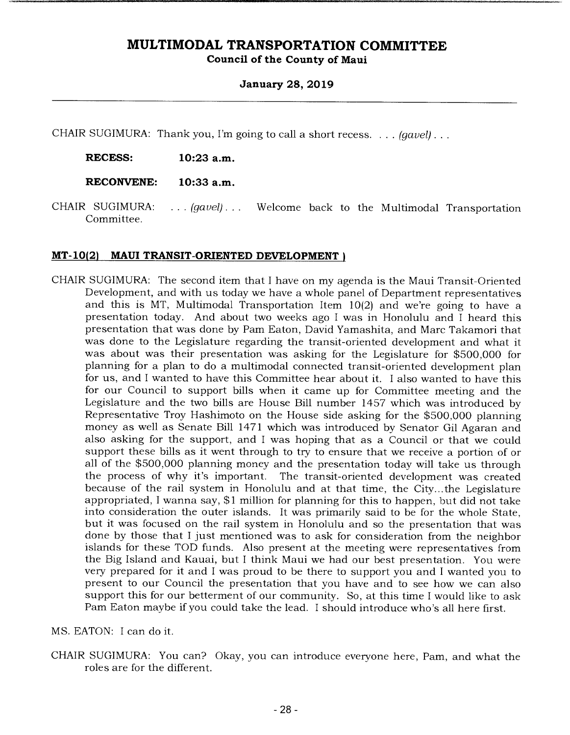CHAIR SUGIMURA: Thank you, I'm going to call a short recess. . . . *(gavel)* . . .

**RECESS: 10:23 a.m.**

**RECONVENE: 10:33 a.m.**

CHAIR SUGIMURA: . . . *(gavel)* . . . Welcome back to the Multimodal Transportation Committee.

## MT-10(2) MAUI TRANSIT-ORIENTED DEVELOPMENT )

CHAIR SUGIMURA: The second item that I have on my agenda is the Maui Transit-Oriented Development, and with us today we have a whole panel of Department representatives and this is MT, Multimodal Transportation Item 10(2) and we're going to have a presentation today. And about two weeks ago I was in Honolulu and I heard this presentation that was done by Pam Eaton, David Yamashita, and Marc Takamori that was done to the Legislature regarding the transit-oriented development and what it was about was their presentation was asking for the Legislature for $500,000 for planning for a plan to do a multimodal connected transit-oriented development plan for us, and I wanted to have this Committee hear about it. I also wanted to have this for our Council to support bills when it came up for Committee meeting and the Legislature and the two bills are House Bill number 1457 which was introduced by Representative Troy Hashimoto on the House side asking for the $500,000 planning money as well as Senate Bill 1471 which was introduced by Senator Gil Agaran and also asking for the support, and I was hoping that as a Council or that we could support these bills as it went through to try to ensure that we receive a portion of or all of the $500,000 planning money and the presentation today will take us through the process of why it's important. The transit-oriented development was created because of the rail system in Honolulu and at that time, the City...the Legislature appropriated, I wanna say, $1 million for planning for this to happen, but did not take into consideration the outer islands. It was primarily said to be for the whole State, but it was focused on the rail system in Honolulu and so the presentation that was done by those that I just mentioned was to ask for consideration from the neighbor islands for these TOD funds. Also present at the meeting were representatives from the Big Island and Kauai, but I think Maui we had our best presentation. You were very prepared for it and I was proud to be there to support you and I wanted you to present to our Council the presentation that you have and to see how we can also support this for our betterment of our community. So, at this time I would like to ask Pam Eaton maybe if you could take the lead. I should introduce who's all here first.

MS. EATON: I can do it.

CHAIR SUGIMURA: You can? Okay, you can introduce everyone here, Pam, and what the roles are for the different.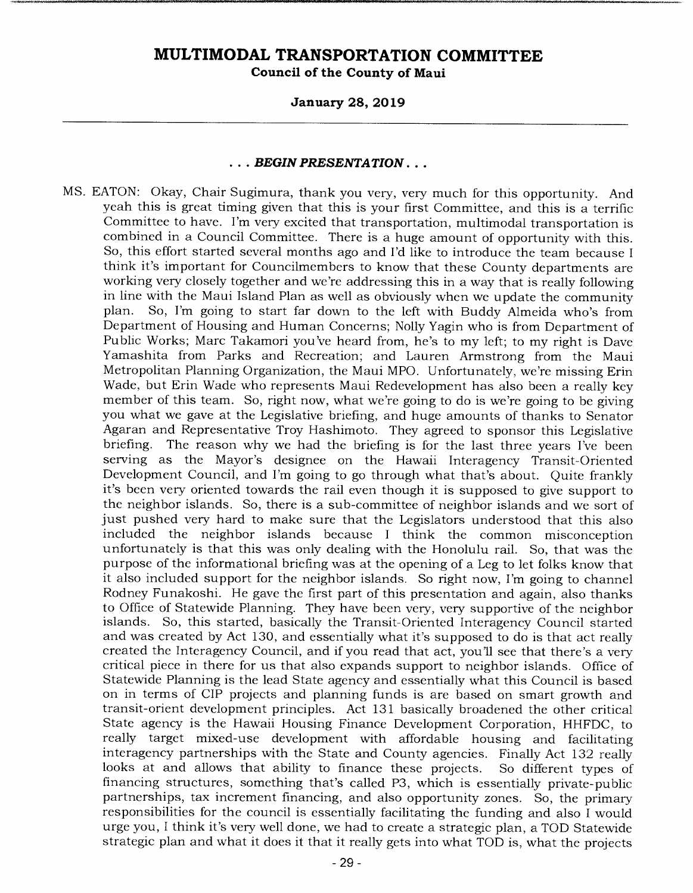**. . . BEGIN PRESENTATION . . .**

MS. EATON: Okay, Chair Sugimura, thank you very, very much for this opportunity. And yeah this is great timing given that this is your first Committee, and this is a terrific Committee to have. I'm very excited that transportation, multimodal transportation is combined in a Council Committee. There is a huge amount of opportunity with this. So, this effort started several months ago and I'd like to introduce the team because I think it's important for Councilmembers to know that these County departments are working very closely together and we're addressing this in a way that is really following in line with the Maui Island Plan as well as obviously when we update the community plan. So, I'm going to start far down to the left with Buddy Almeida who's from Department of Housing and Human Concerns; Nolly Yagin who is from Department of Public Works; Marc Takamori you've heard from, he's to my left; to my right is Dave Yamashita from Parks and Recreation; and Lauren Armstrong from the Maui Metropolitan Planning Organization, the Maui MPO. Unfortunately, we're missing Erin Wade, but Erin Wade who represents Maui Redevelopment has also been a really key member of this team. So, right now, what we're going to do is we're going to be giving you what we gave at the Legislative briefing, and huge amounts of thanks to Senator Agaran and Representative Troy Hashimoto. They agreed to sponsor this Legislative briefing. The reason why we had the briefing is for the last three years I've been serving as the Mayor's designee on the Hawaii Interagency Transit-Oriented Development Council, and I'm going to go through what that's about. Quite frankly it's been very oriented towards the rail even though it is supposed to give support to the neighbor islands. So, there is a sub-committee of neighbor islands and we sort of just pushed very hard to make sure that the Legislators understood that this also included the neighbor islands because I think the common misconception unfortunately is that this was only dealing with the Honolulu rail. So, that was the purpose of the informational briefing was at the opening of a Leg to let folks know that it also included support for the neighbor islands. So right now, I'm going to channel Rodney Funakoshi. He gave the first part of this presentation and again, also thanks to Office of Statewide Planning. They have been very, very supportive of the neighbor islands. So, this started, basically the Transit-Oriented Interagency Council started and was created by Act 130, and essentially what it's supposed to do is that act really created the Interagency Council, and if you read that act, you'll see that there's a very critical piece in there for us that also expands support to neighbor islands. Office of Statewide Planning is the lead State agency and essentially what this Council is based on in terms of CIP projects and planning funds is are based on smart growth and transit-orient development principles. Act 131 basically broadened the other critical State agency is the Hawaii Housing Finance Development Corporation, HHFDC, to really target mixed-use development with affordable housing and facilitating interagency partnerships with the State and County agencies. Finally Act 132 really looks at and allows that ability to finance these projects. So different types of financing structures, something that's called P3, which is essentially private-public partnerships, tax increment financing, and also opportunity zones. So, the primary responsibilities for the council is essentially facilitating the funding and also I would urge you, I think it's very well done, we had to create a strategic plan, a TOD Statewide strategic plan and what it does it that it really gets into what TOD is, what the projects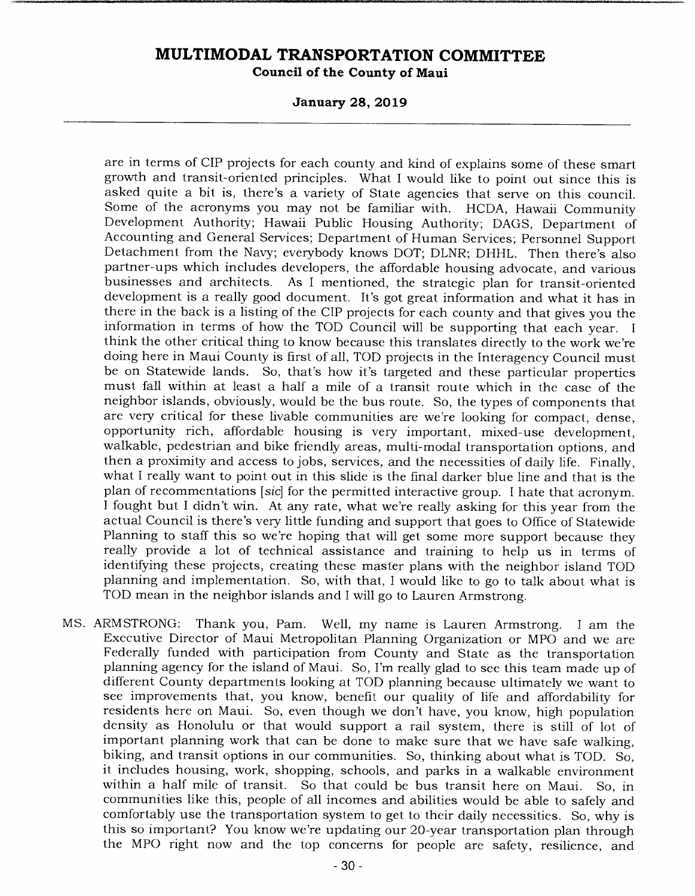are in terms of CIP projects for each county and kind of explains some of these smart growth and transit-oriented principles. What I would like to point out since this is asked quite a bit is, there's a variety of State agencies that serve on this council. Some of the acronyms you may not be familiar with. HCDA, Hawaii Community Development Authority; Hawaii Public Housing Authority; DAGS, Department of Accounting and General Services; Department of Human Services; Personnel Support Detachment from the Navy; everybody knows DOT; DLNR; DHHL. Then there's also partner-ups which includes developers, the affordable housing advocate, and various businesses and architects. As I mentioned, the strategic plan for transit-oriented development is a really good document. It's got great information and what it has in there in the back is a listing of the CIP projects for each county and that gives you the information in terms of how the TOD Council will be supporting that each year. I think the other critical thing to know because this translates directly to the work we're doing here in Maui County is first of all, TOD projects in the Interagency Council must be on Statewide lands. So, that's how it's targeted and these particular properties must fall within at least a half a mile of a transit route which in the case of the neighbor islands, obviously, would be the bus route. So, the types of components that are very critical for these livable communities are we're looking for compact, dense, opportunity rich, affordable housing is very important, mixed-use development, walkable, pedestrian and bike friendly areas, multi-modal transportation options, and then a proximity and access to jobs, services, and the necessities of daily life. Finally, what I really want to point out in this slide is the final darker blue line and that is the plan of recommentations [*sic*] for the permitted interactive group. I hate that acronym. I fought but I didn't win. At any rate, what we're really asking for this year from the actual Council is there's very little funding and support that goes to Office of Statewide Planning to staff this so we're hoping that will get some more support because they really provide a lot of technical assistance and training to help us in terms of identifying these projects, creating these master plans with the neighbor island TOD planning and implementation. So, with that, I would like to go to talk about what is TOD mean in the neighbor islands and I will go to Lauren Armstrong.

MS. ARMSTRONG: Thank you, Pam. Well, my name is Lauren Armstrong. I am the Executive Director of Maui Metropolitan Planning Organization or MPO and we are Federally funded with participation from County and State as the transportation planning agency for the island of Maui. So, I'm really glad to see this team made up of different County departments looking at TOD planning because ultimately we want to see improvements that, you know, benefit our quality of life and affordability for residents here on Maui. So, even though we don't have, you know, high population density as Honolulu or that would support a rail system, there is still of lot of important planning work that can be done to make sure that we have safe walking, biking, and transit options in our communities. So, thinking about what is TOD. So, it includes housing, work, shopping, schools, and parks in a walkable environment within a half mile of transit. So that could be bus transit here on Maui. So, in communities like this, people of all incomes and abilities would be able to safely and comfortably use the transportation system to get to their daily necessities. So, why is this so important? You know we're updating our 20-year transportation plan through the MPO right now and the top concerns for people are safety, resilience, and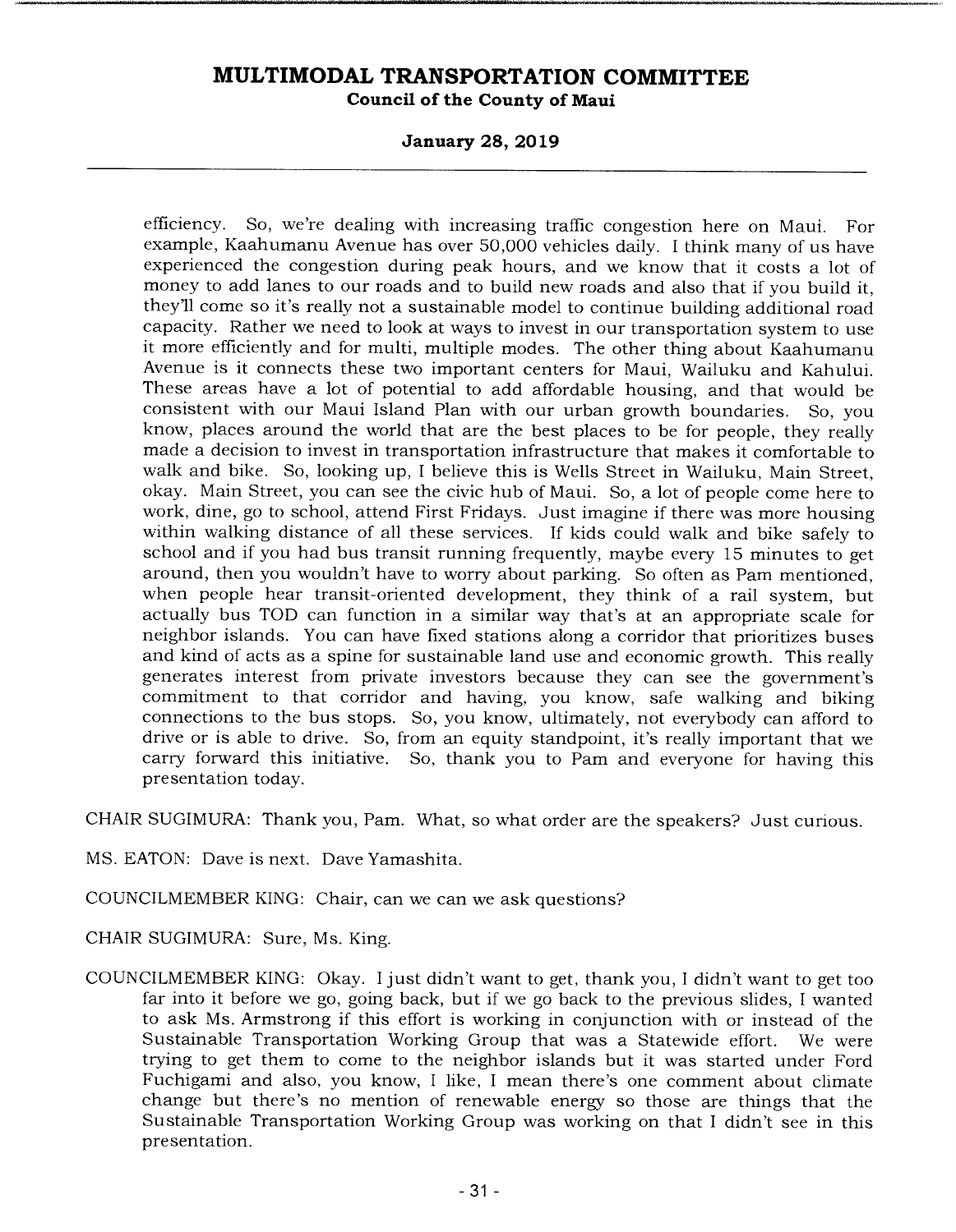efficiency. So, we're dealing with increasing traffic congestion here on Maui. For example, Kaahumanu Avenue has over 50,000 vehicles daily. I think many of us have experienced the congestion during peak hours, and we know that it costs a lot of money to add lanes to our roads and to build new roads and also that if you build it, they'll come so it's really not a sustainable model to continue building additional road capacity. Rather we need to look at ways to invest in our transportation system to use it more efficiently and for multi, multiple modes. The other thing about Kaahumanu Avenue is it connects these two important centers for Maui, Wailuku and Kahului. These areas have a lot of potential to add affordable housing, and that would be consistent with our Maui Island Plan with our urban growth boundaries. So, you know, places around the world that are the best places to be for people, they really made a decision to invest in transportation infrastructure that makes it comfortable to walk and bike. So, looking up, I believe this is Wells Street in Wailuku, Main Street, okay. Main Street, you can see the civic hub of Maui. So, a lot of people come here to work, dine, go to school, attend First Fridays. Just imagine if there was more housing within walking distance of all these services. If kids could walk and bike safely to school and if you had bus transit running frequently, maybe every 15 minutes to get around, then you wouldn't have to worry about parking. So often as Pam mentioned, when people hear transit-oriented development, they think of a rail system, but actually bus TOD can function in a similar way that's at an appropriate scale for neighbor islands. You can have fixed stations along a corridor that prioritizes buses and kind of acts as a spine for sustainable land use and economic growth. This really generates interest from private investors because they can see the government's commitment to that corridor and having, you know, safe walking and biking connections to the bus stops. So, you know, ultimately, not everybody can afford to drive or is able to drive. So, from an equity standpoint, it's really important that we carry forward this initiative. So, thank you to Pam and everyone for having this presentation today.

CHAIR SUGIMURA: Thank you, Pam. What, so what order are the speakers? Just curious.

MS. EATON: Dave is next. Dave Yamashita.

COUNCILMEMBER KING: Chair, can we can we ask questions?

CHAIR SUGIMURA: Sure, Ms. King.

COUNCILMEMBER KING: Okay. I just didn't want to get, thank you, I didn't want to get too far into it before we go, going back, but if we go back to the previous slides, I wanted to ask Ms. Armstrong if this effort is working in conjunction with or instead of the Sustainable Transportation Working Group that was a Statewide effort. We were trying to get them to come to the neighbor islands but it was started under Ford Fuchigami and also, you know, I like, I mean there's one comment about climate change but there's no mention of renewable energy so those are things that the Sustainable Transportation Working Group was working on that I didn't see in this presentation.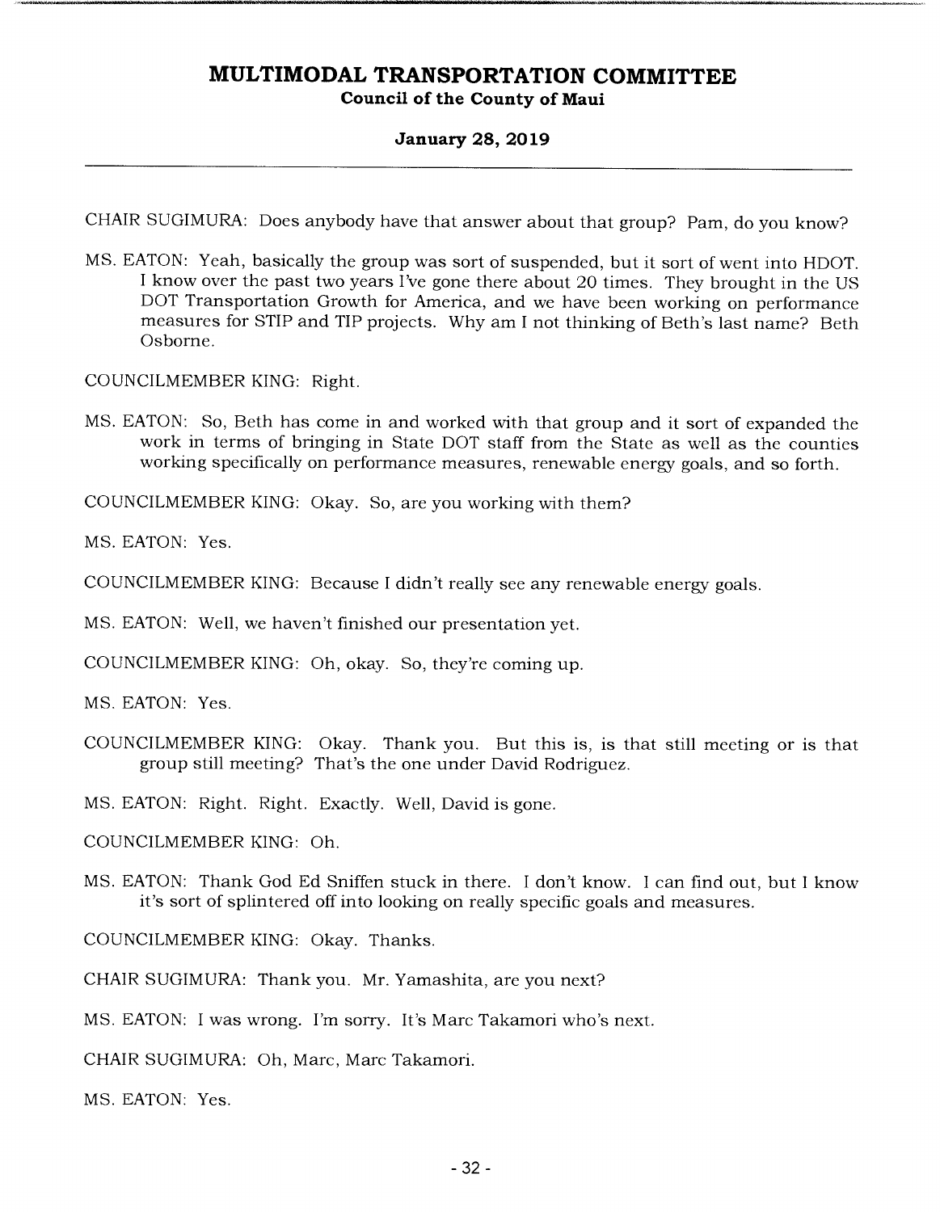CHAIR SUGIMURA: Does anybody have that answer about that group? Pam, do you know?

MS. EATON: Yeah, basically the group was sort of suspended, but it sort of went into HDOT. I know over the past two years I've gone there about 20 times. They brought in the US DOT Transportation Growth for America, and we have been working on performance measures for STIP and TIP projects. Why am I not thinking of Beth's last name? Beth Osborne.

COUNCILMEMBER KING: Right.

MS. EATON: So, Beth has come in and worked with that group and it sort of expanded the work in terms of bringing in State DOT staff from the State as well as the counties working specifically on performance measures, renewable energy goals, and so forth.

COUNCILMEMBER KING: Okay. So, are you working with them?

MS. EATON: Yes.

COUNCILMEMBER KING: Because I didn't really see any renewable energy goals.

MS. EATON: Well, we haven't finished our presentation yet.

COUNCILMEMBER KING: Oh, okay. So, they're coming up.

MS. EATON: Yes.

COUNCILMEMBER KING: Okay. Thank you. But this is, is that still meeting or is that group still meeting? That's the one under David Rodriguez.

MS. EATON: Right. Right. Exactly. Well, David is gone.

COUNCILMEMBER KING: Oh.

MS. EATON: Thank God Ed Sniffen stuck in there. I don't know. I can find out, but I know it's sort of splintered off into looking on really specific goals and measures.

COUNCILMEMBER KING: Okay. Thanks.

CHAIR SUGIMURA: Thank you. Mr. Yamashita, are you next?

MS. EATON: I was wrong. I'm sorry. It's Marc Takamori who's next.

CHAIR SUGIMURA: Oh, Marc, Marc Takamori.

MS. EATON: Yes.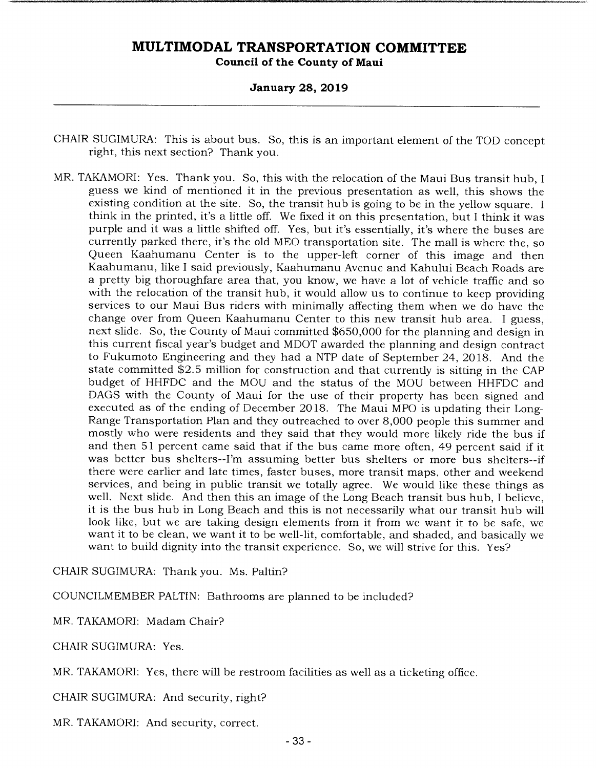CHAIR SUGIMURA: This is about bus. So, this is an important element of the TOD concept right, this next section? Thank you.

MR. TAKAMORI: Yes. Thank you. So, this with the relocation of the Maui Bus transit hub, I guess we kind of mentioned it in the previous presentation as well, this shows the existing condition at the site. So, the transit hub is going to be in the yellow square. I think in the printed, it's a little off. We fixed it on this presentation, but I think it was purple and it was a little shifted off. Yes, but it's essentially, it's where the buses are currently parked there, it's the old MEO transportation site. The mall is where the, so Queen Kaahumanu Center is to the upper-left corner of this image and then Kaahumanu, like I said previously, Kaahumanu Avenue and Kahului Beach Roads are a pretty big thoroughfare area that, you know, we have a lot of vehicle traffic and so with the relocation of the transit hub, it would allow us to continue to keep providing services to our Maui Bus riders with minimally affecting them when we do have the change over from Queen Kaahumanu Center to this new transit hub area. I guess, next slide. So, the County of Maui committed $650,000 for the planning and design in this current fiscal year's budget and MDOT awarded the planning and design contract to Fukumoto Engineering and they had a NTP date of September 24, 2018. And the state committed $2.5 million for construction and that currently is sitting in the CAP budget of HHFDC and the MOU and the status of the MOU between HHFDC and DAGS with the County of Maui for the use of their property has been signed and executed as of the ending of December 2018. The Maui MPO is updating their Long-Range Transportation Plan and they outreached to over 8,000 people this summer and mostly who were residents and they said that they would more likely ride the bus if and then 51 percent came said that if the bus came more often, 49 percent said if it was better bus shelters--I'm assuming better bus shelters or more bus shelters--if there were earlier and late times, faster buses, more transit maps, other and weekend services, and being in public transit we totally agree. We would like these things as well. Next slide. And then this an image of the Long Beach transit bus hub, I believe, it is the bus hub in Long Beach and this is not necessarily what our transit hub will look like, but we are taking design elements from it from we want it to be safe, we want it to be clean, we want it to be well-lit, comfortable, and shaded, and basically we want to build dignity into the transit experience. So, we will strive for this. Yes?

CHAIR SUGIMURA: Thank you. Ms. Paltin?

COUNCILMEMBER PALTIN: Bathrooms are planned to be included?

MR. TAKAMORI: Madam Chair?

CHAIR SUGIMURA: Yes.

MR. TAKAMORI: Yes, there will be restroom facilities as well as a ticketing office.

CHAIR SUGIMURA: And security, right?

MR. TAKAMORI: And security, correct.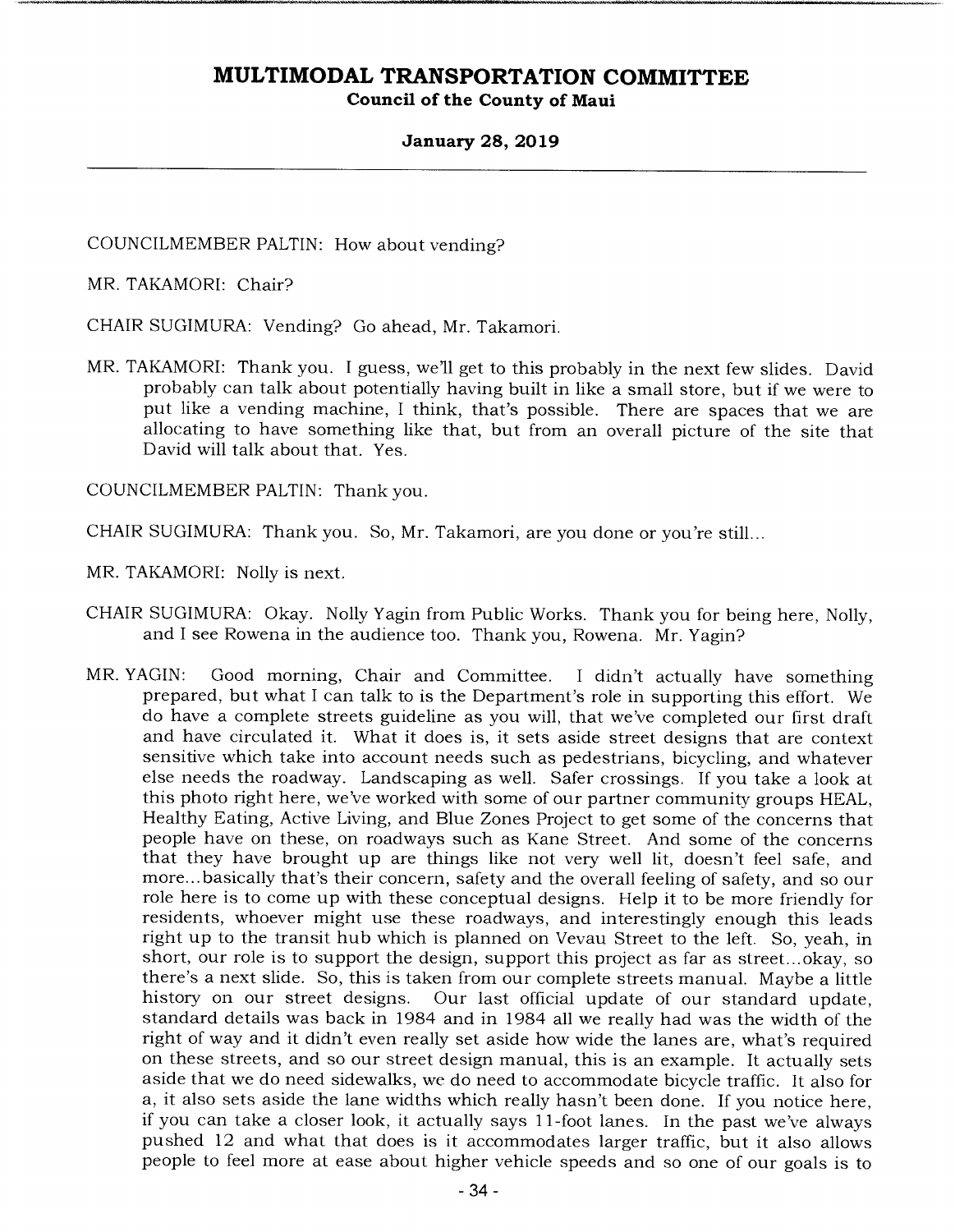COUNCILMEMBER PALTIN: How about vending?

MR. TAKAMORI: Chair?

CHAIR SUGIMURA: Vending? Go ahead, Mr. Takamori.

MR. TAKAMORI: Thank you. I guess, we'll get to this probably in the next few slides. David probably can talk about potentially having built in like a small store, but if we were to put like a vending machine, I think, that's possible. There are spaces that we are allocating to have something like that, but from an overall picture of the site that David will talk about that. Yes.

COUNCILMEMBER PALTIN: Thank you.

CHAIR SUGIMURA: Thank you. So, Mr. Takamori, are you done or you're still...

MR. TAKAMORI: Nolly is next.

CHAIR SUGIMURA: Okay. Nolly Yagin from Public Works. Thank you for being here, Nolly, and I see Rowena in the audience too. Thank you, Rowena. Mr. Yagin?

MR. YAGIN: Good morning, Chair and Committee. I didn't actually have something prepared, but what I can talk to is the Department's role in supporting this effort. We do have a complete streets guideline as you will, that we've completed our first draft and have circulated it. What it does is, it sets aside street designs that are context sensitive which take into account needs such as pedestrians, bicycling, and whatever else needs the roadway. Landscaping as well. Safer crossings. If you take a look at this photo right here, we've worked with some of our partner community groups HEAL, Healthy Eating, Active Living, and Blue Zones Project to get some of the concerns that people have on these, on roadways such as Kane Street. And some of the concerns that they have brought up are things like not very well lit, doesn't feel safe, and more...basically that's their concern, safety and the overall feeling of safety, and so our role here is to come up with these conceptual designs. Help it to be more friendly for residents, whoever might use these roadways, and interestingly enough this leads right up to the transit hub which is planned on Vevau Street to the left. So, yeah, in short, our role is to support the design, support this project as far as street...okay, so there's a next slide. So, this is taken from our complete streets manual. Maybe a little history on our street designs. Our last official update of our standard update, standard details was back in 1984 and in 1984 all we really had was the width of the right of way and it didn't even really set aside how wide the lanes are, what's required on these streets, and so our street design manual, this is an example. It actually sets aside that we do need sidewalks, we do need to accommodate bicycle traffic. It also for a, it also sets aside the lane widths which really hasn't been done. If you notice here, if you can take a closer look, it actually says 11-foot lanes. In the past we've always pushed 12 and what that does is it accommodates larger traffic, but it also allows people to feel more at ease about higher vehicle speeds and so one of our goals is to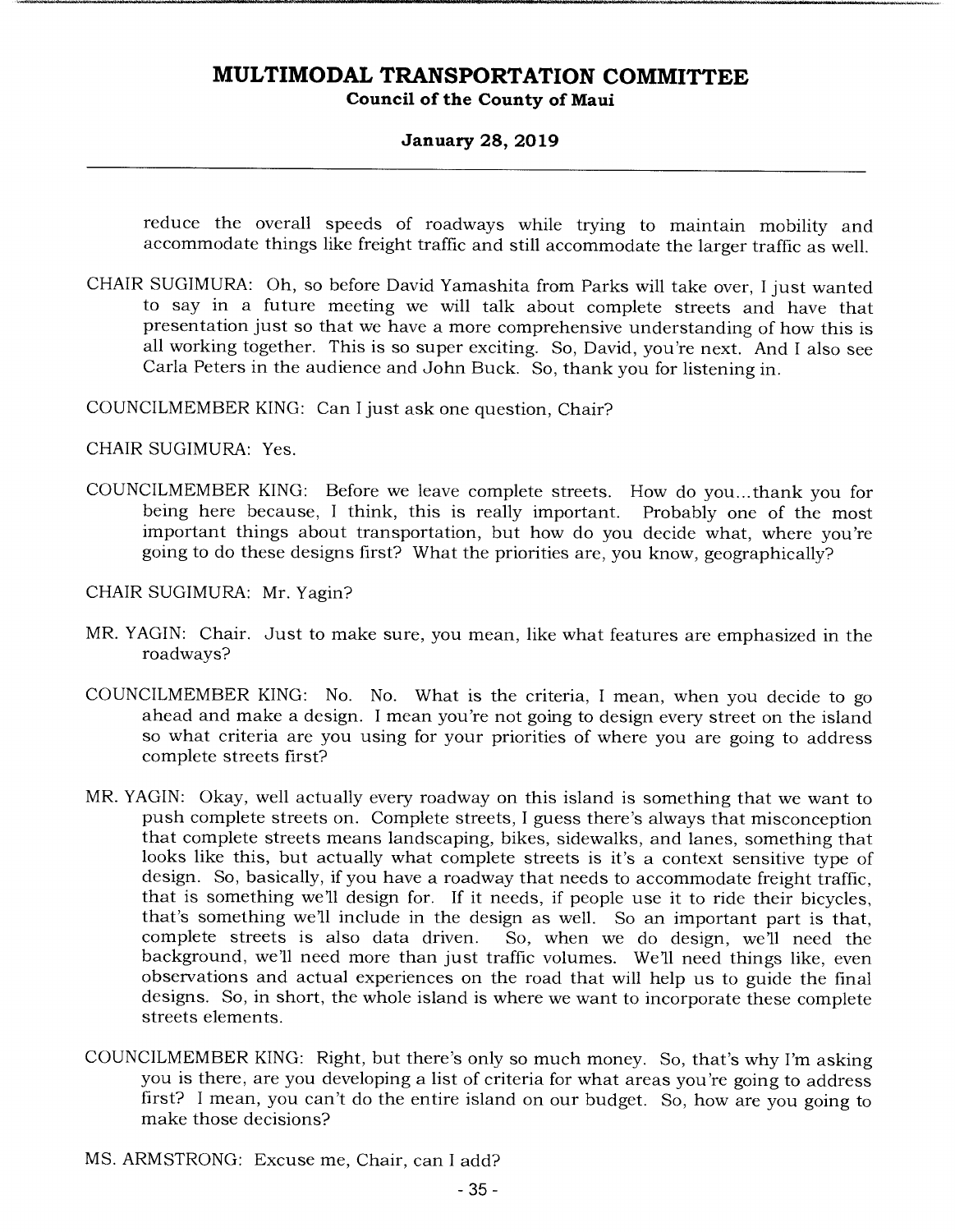reduce the overall speeds of roadways while trying to maintain mobility and accommodate things like freight traffic and still accommodate the larger traffic as well.

CHAIR SUGIMURA: Oh, so before David Yamashita from Parks will take over, I just wanted to say in a future meeting we will talk about complete streets and have that presentation just so that we have a more comprehensive understanding of how this is all working together. This is so super exciting. So, David, you're next. And I also see Carla Peters in the audience and John Buck. So, thank you for listening in.

COUNCILMEMBER KING: Can I just ask one question, Chair?

CHAIR SUGIMURA: Yes.

COUNCILMEMBER KING: Before we leave complete streets. How do you...thank you for being here because, I think, this is really important. Probably one of the most important things about transportation, but how do you decide what, where you're going to do these designs first? What the priorities are, you know, geographically?

CHAIR SUGIMURA: Mr. Yagin?

MR. YAGIN: Chair. Just to make sure, you mean, like what features are emphasized in the roadways?

COUNCILMEMBER KING: No. No. What is the criteria, I mean, when you decide to go ahead and make a design. I mean you're not going to design every street on the island so what criteria are you using for your priorities of where you are going to address complete streets first?

MR. YAGIN: Okay, well actually every roadway on this island is something that we want to push complete streets on. Complete streets, I guess there's always that misconception that complete streets means landscaping, bikes, sidewalks, and lanes, something that looks like this, but actually what complete streets is it's a context sensitive type of design. So, basically, if you have a roadway that needs to accommodate freight traffic, that is something we'll design for. If it needs, if people use it to ride their bicycles, that's something we'll include in the design as well. So an important part is that, complete streets is also data driven. So, when we do design, we'll need the background, we'll need more than just traffic volumes. We'll need things like, even observations and actual experiences on the road that will help us to guide the final designs. So, in short, the whole island is where we want to incorporate these complete streets elements.

COUNCILMEMBER KING: Right, but there's only so much money. So, that's why I'm asking you is there, are you developing a list of criteria for what areas you're going to address first? I mean, you can't do the entire island on our budget. So, how are you going to make those decisions?

MS. ARMSTRONG: Excuse me, Chair, can I add?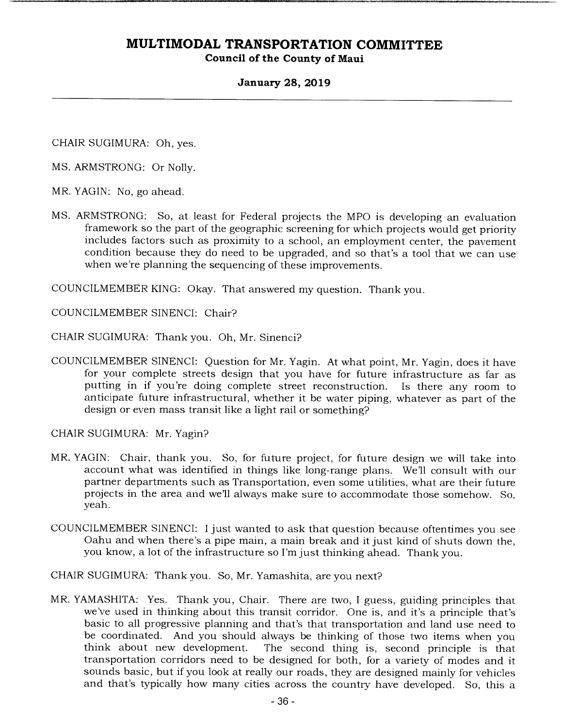CHAIR SUGIMURA: Oh, yes.

MS. ARMSTRONG: Or Nolly.

MR. YAGIN: No, go ahead.

MS. ARMSTRONG: So, at least for Federal projects the MPO is developing an evaluation framework so the part of the geographic screening for which projects would get priority includes factors such as proximity to a school, an employment center, the pavement condition because they do need to be upgraded, and so that's a tool that we can use when we're planning the sequencing of these improvements.

COUNCILMEMBER KING: Okay. That answered my question. Thank you.

COUNCILMEMBER SINENCI: Chair?

CHAIR SUGIMURA: Thank you. Oh, Mr. Sinenci?

COUNCILMEMBER SINENCI: Question for Mr. Yagin. At what point, Mr. Yagin, does it have for your complete streets design that you have for future infrastructure as far as putting in if you're doing complete street reconstruction. Is there any room to anticipate future infrastructural, whether it be water piping, whatever as part of the design or even mass transit like a light rail or something?

CHAIR SUGIMURA: Mr. Yagin?

MR. YAGIN: Chair, thank you. So, for future project, for future design we will take into account what was identified in things like long-range plans. We'll consult with our partner departments such as Transportation, even some utilities, what are their future projects in the area and we'll always make sure to accommodate those somehow. So, yeah.

COUNCILMEMBER SINENCI: I just wanted to ask that question because oftentimes you see Oahu and when there's a pipe main, a main break and it just kind of shuts down the, you know, a lot of the infrastructure so I'm just thinking ahead. Thank you.

CHAIR SUGIMURA: Thank you. So, Mr. Yamashita, are you next?

MR. YAMASHITA: Yes. Thank you, Chair. There are two, I guess, guiding principles that we've used in thinking about this transit corridor. One is, and it's a principle that's basic to all progressive planning and that's that transportation and land use need to be coordinated. And you should always be thinking of those two items when you think about new development. The second thing is, second principle is that transportation corridors need to be designed for both, for a variety of modes and it sounds basic, but if you look at really our roads, they are designed mainly for vehicles and that's typically how many cities across the country have developed. So, this a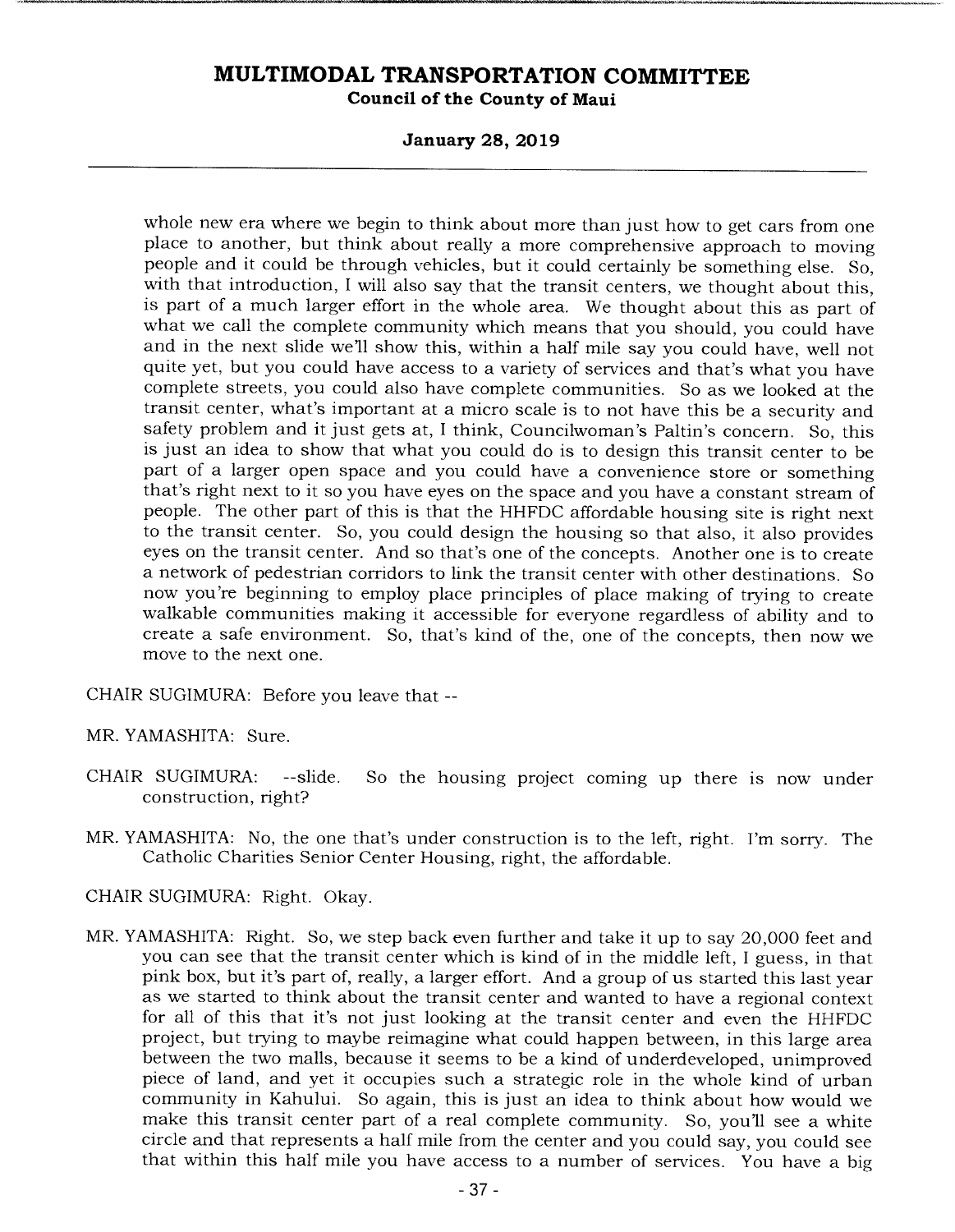whole new era where we begin to think about more than just how to get cars from one place to another, but think about really a more comprehensive approach to moving people and it could be through vehicles, but it could certainly be something else. So, with that introduction, I will also say that the transit centers, we thought about this, is part of a much larger effort in the whole area. We thought about this as part of what we call the complete community which means that you should, you could have and in the next slide we'll show this, within a half mile say you could have, well not quite yet, but you could have access to a variety of services and that's what you have complete streets, you could also have complete communities. So as we looked at the transit center, what's important at a micro scale is to not have this be a security and safety problem and it just gets at, I think, Councilwoman's Paltin's concern. So, this is just an idea to show that what you could do is to design this transit center to be part of a larger open space and you could have a convenience store or something that's right next to it so you have eyes on the space and you have a constant stream of people. The other part of this is that the HHFDC affordable housing site is right next to the transit center. So, you could design the housing so that also, it also provides eyes on the transit center. And so that's one of the concepts. Another one is to create a network of pedestrian corridors to link the transit center with other destinations. So now you're beginning to employ place principles of place making of trying to create walkable communities making it accessible for everyone regardless of ability and to create a safe environment. So, that's kind of the, one of the concepts, then now we move to the next one.

CHAIR SUGIMURA: Before you leave that --

MR. YAMASHITA: Sure.

CHAIR SUGIMURA: --slide. So the housing project coming up there is now under construction, right?

MR. YAMASHITA: No, the one that's under construction is to the left, right. I'm sorry. The Catholic Charities Senior Center Housing, right, the affordable.

CHAIR SUGIMURA: Right. Okay.

MR. YAMASHITA: Right. So, we step back even further and take it up to say 20,000 feet and you can see that the transit center which is kind of in the middle left, I guess, in that pink box, but it's part of, really, a larger effort. And a group of us started this last year as we started to think about the transit center and wanted to have a regional context for all of this that it's not just looking at the transit center and even the HHFDC project, but trying to maybe reimagine what could happen between, in this large area between the two malls, because it seems to be a kind of underdeveloped, unimproved piece of land, and yet it occupies such a strategic role in the whole kind of urban community in Kahului. So again, this is just an idea to think about how would we make this transit center part of a real complete community. So, you'll see a white circle and that represents a half mile from the center and you could say, you could see that within this half mile you have access to a number of services. You have a big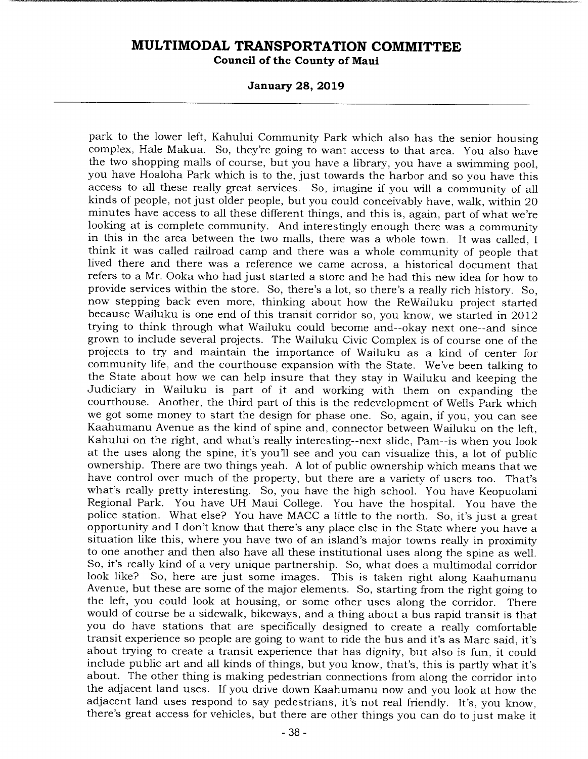park to the lower left, Kahului Community Park which also has the senior housing complex, Hale Makua. So, they're going to want access to that area. You also have the two shopping malls of course, but you have a library, you have a swimming pool, you have Hoaloha Park which is to the, just towards the harbor and so you have this access to all these really great services. So, imagine if you will a community of all kinds of people, not just older people, but you could conceivably have, walk, within 20 minutes have access to all these different things, and this is, again, part of what we're looking at is complete community. And interestingly enough there was a community in this in the area between the two malls, there was a whole town. It was called, I think it was called railroad camp and there was a whole community of people that lived there and there was a reference we came across, a historical document that refers to a Mr. Ooka who had just started a store and he had this new idea for how to provide services within the store. So, there's a lot, so there's a really rich history. So, now stepping back even more, thinking about how the ReWailuku project started because Wailuku is one end of this transit corridor so, you know, we started in 2012 trying to think through what Wailuku could become and--okay next one--and since grown to include several projects. The Wailuku Civic Complex is of course one of the projects to try and maintain the importance of Wailuku as a kind of center for community life, and the courthouse expansion with the State. We've been talking to the State about how we can help insure that they stay in Wailuku and keeping the Judiciary in Wailuku is part of it and working with them on expanding the courthouse. Another, the third part of this is the redevelopment of Wells Park which we got some money to start the design for phase one. So, again, if you, you can see Kaahumanu Avenue as the kind of spine and, connector between Wailuku on the left, Kahului on the right, and what's really interesting--next slide, Pam--is when you look at the uses along the spine, it's you'll see and you can visualize this, a lot of public ownership. There are two things yeah. A lot of public ownership which means that we have control over much of the property, but there are a variety of users too. That's what's really pretty interesting. So, you have the high school. You have Keopuolani Regional Park. You have UH Maui College. You have the hospital. You have the police station. What else? You have MACC a little to the north. So, it's just a great opportunity and I don't know that there's any place else in the State where you have a situation like this, where you have two of an island's major towns really in proximity to one another and then also have all these institutional uses along the spine as well. So, it's really kind of a very unique partnership. So, what does a multimodal corridor look like? So, here are just some images. This is taken right along Kaahumanu Avenue, but these are some of the major elements. So, starting from the right going to the left, you could look at housing, or some other uses along the corridor. There would of course be a sidewalk, bikeways, and a thing about a bus rapid transit is that you do have stations that are specifically designed to create a really comfortable transit experience so people are going to want to ride the bus and it's as Marc said, it's about trying to create a transit experience that has dignity, but also is fun, it could include public art and all kinds of things, but you know, that's, this is partly what it's about. The other thing is making pedestrian connections from along the corridor into the adjacent land uses. If you drive down Kaahumanu now and you look at how the adjacent land uses respond to say pedestrians, it's not real friendly. It's, you know, there's great access for vehicles, but there are other things you can do to just make it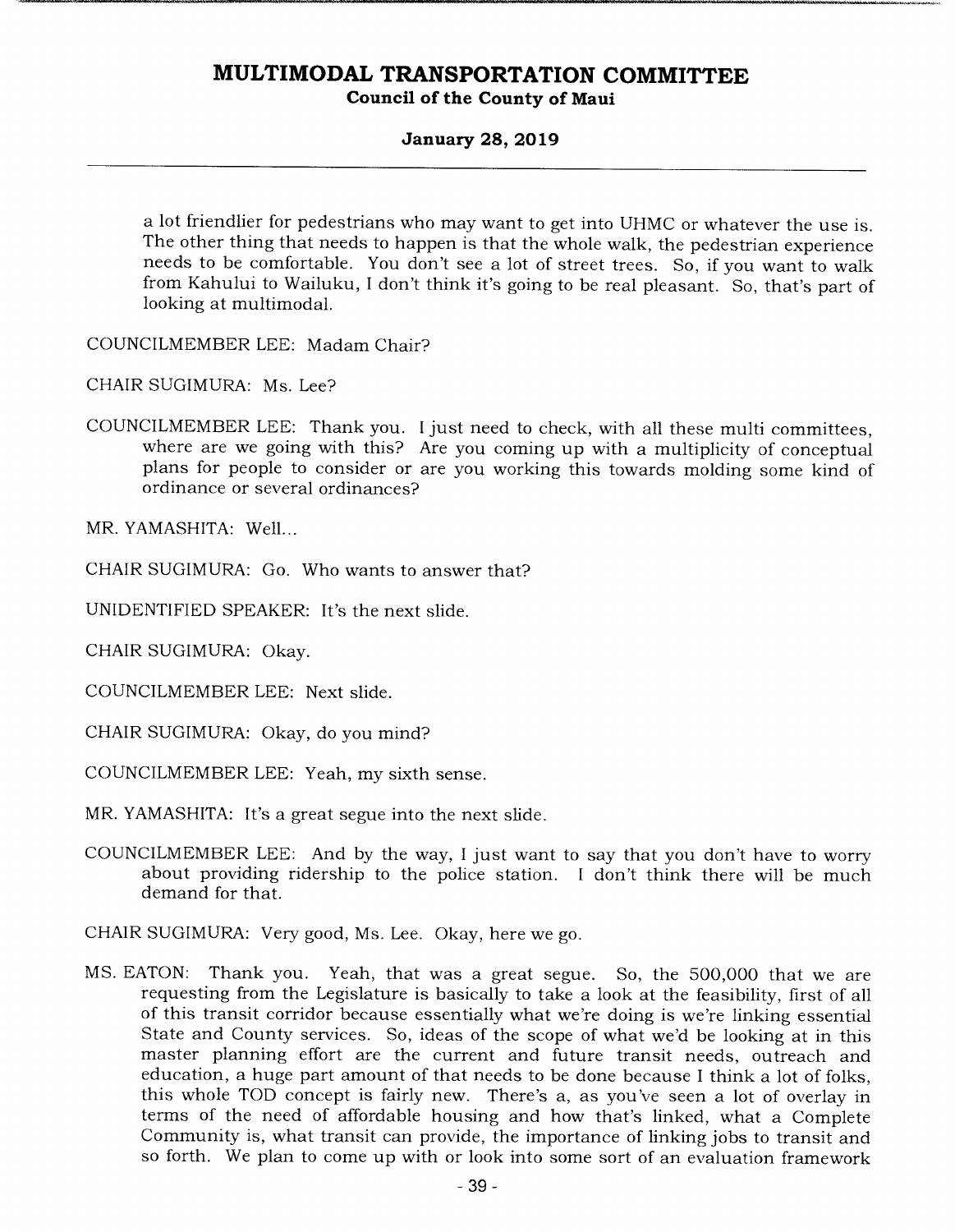a lot friendlier for pedestrians who may want to get into UHMC or whatever the use is. The other thing that needs to happen is that the whole walk, the pedestrian experience needs to be comfortable. You don't see a lot of street trees. So, if you want to walk from Kahului to Wailuku, I don't think it's going to be real pleasant. So, that's part of looking at multimodal.

COUNCILMEMBER LEE: Madam Chair?

CHAIR SUGIMURA: Ms. Lee?

COUNCILMEMBER LEE: Thank you. I just need to check, with all these multi committees, where are we going with this? Are you coming up with a multiplicity of conceptual plans for people to consider or are you working this towards molding some kind of ordinance or several ordinances?

MR. YAMASHITA: Well...

CHAIR SUGIMURA: Go. Who wants to answer that?

UNIDENTIFIED SPEAKER: It's the next slide.

CHAIR SUGIMURA: Okay.

COUNCILMEMBER LEE: Next slide.

CHAIR SUGIMURA: Okay, do you mind?

COUNCILMEMBER LEE: Yeah, my sixth sense.

MR. YAMASHITA: It's a great segue into the next slide.

COUNCILMEMBER LEE: And by the way, I just want to say that you don't have to worry about providing ridership to the police station. I don't think there will be much demand for that.

CHAIR SUGIMURA: Very good, Ms. Lee. Okay, here we go.

MS. EATON: Thank you. Yeah, that was a great segue. So, the 500,000 that we are requesting from the Legislature is basically to take a look at the feasibility, first of all of this transit corridor because essentially what we're doing is we're linking essential State and County services. So, ideas of the scope of what we'd be looking at in this master planning effort are the current and future transit needs, outreach and education, a huge part amount of that needs to be done because I think a lot of folks, this whole TOD concept is fairly new. There's a, as you've seen a lot of overlay in terms of the need of affordable housing and how that's linked, what a Complete Community is, what transit can provide, the importance of linking jobs to transit and so forth. We plan to come up with or look into some sort of an evaluation framework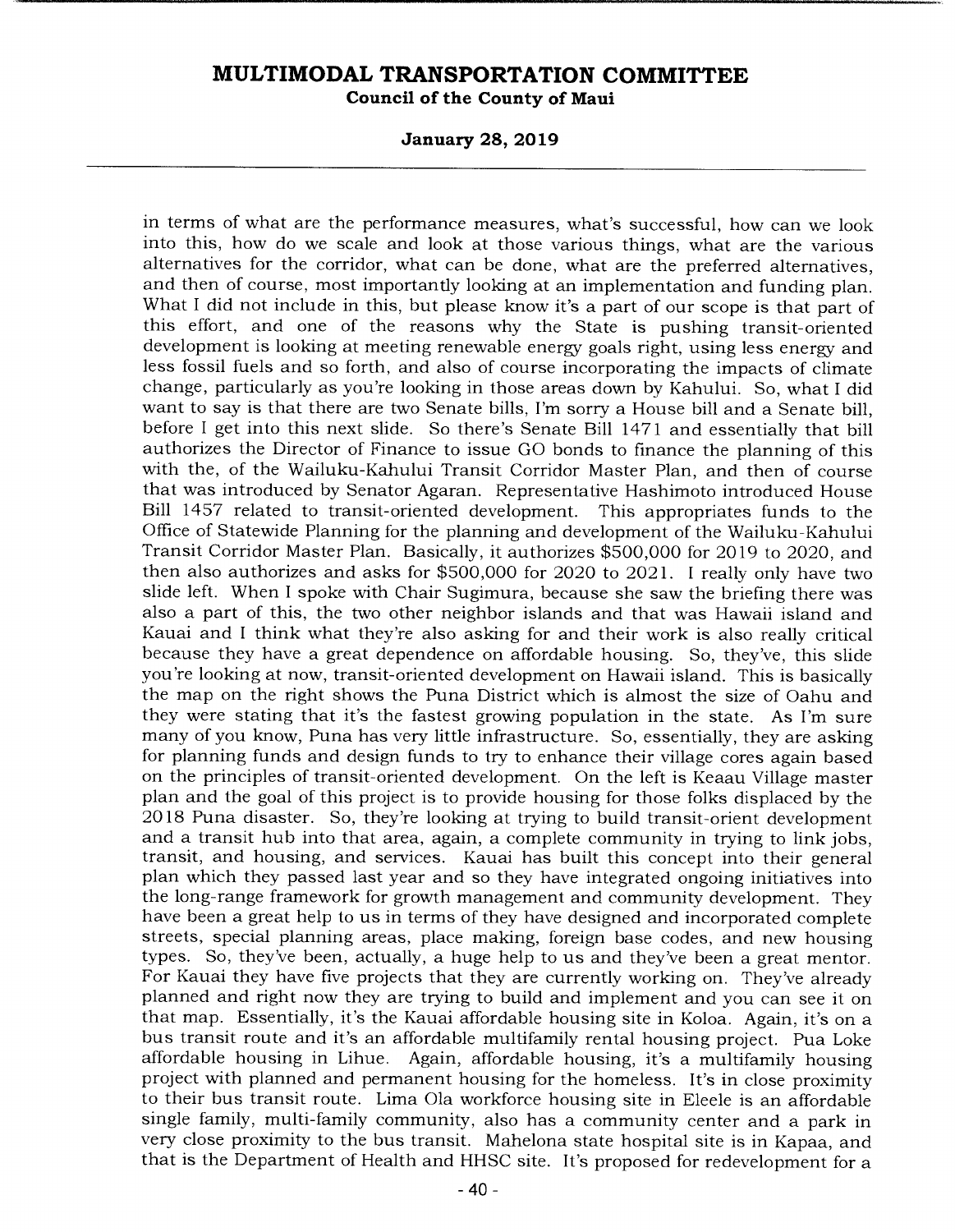in terms of what are the performance measures, what's successful, how can we look into this, how do we scale and look at those various things, what are the various alternatives for the corridor, what can be done, what are the preferred alternatives, and then of course, most importantly looking at an implementation and funding plan. What I did not include in this, but please know it's a part of our scope is that part of this effort, and one of the reasons why the State is pushing transit-oriented development is looking at meeting renewable energy goals right, using less energy and less fossil fuels and so forth, and also of course incorporating the impacts of climate change, particularly as you're looking in those areas down by Kahului. So, what I did want to say is that there are two Senate bills, I'm sorry a House bill and a Senate bill, before I get into this next slide. So there's Senate Bill 1471 and essentially that bill authorizes the Director of Finance to issue GO bonds to finance the planning of this with the, of the Wailuku-Kahului Transit Corridor Master Plan, and then of course that was introduced by Senator Agaran. Representative Hashimoto introduced House Bill 1457 related to transit-oriented development. This appropriates funds to the Office of Statewide Planning for the planning and development of the Wailuku-Kahului Transit Corridor Master Plan. Basically, it authorizes $500,000 for 2019 to 2020, and then also authorizes and asks for $500,000 for 2020 to 2021. I really only have two slide left. When I spoke with Chair Sugimura, because she saw the briefing there was also a part of this, the two other neighbor islands and that was Hawaii island and Kauai and I think what they're also asking for and their work is also really critical because they have a great dependence on affordable housing. So, they've, this slide you're looking at now, transit-oriented development on Hawaii island. This is basically the map on the right shows the Puna District which is almost the size of Oahu and they were stating that it's the fastest growing population in the state. As I'm sure many of you know, Puna has very little infrastructure. So, essentially, they are asking for planning funds and design funds to try to enhance their village cores again based on the principles of transit-oriented development. On the left is Keaau Village master plan and the goal of this project is to provide housing for those folks displaced by the 2018 Puna disaster. So, they're looking at trying to build transit-orient development and a transit hub into that area, again, a complete community in trying to link jobs, transit, and housing, and services. Kauai has built this concept into their general plan which they passed last year and so they have integrated ongoing initiatives into the long-range framework for growth management and community development. They have been a great help to us in terms of they have designed and incorporated complete streets, special planning areas, place making, foreign base codes, and new housing types. So, they've been, actually, a huge help to us and they've been a great mentor. For Kauai they have five projects that they are currently working on. They've already planned and right now they are trying to build and implement and you can see it on that map. Essentially, it's the Kauai affordable housing site in Koloa. Again, it's on a bus transit route and it's an affordable multifamily rental housing project. Pua Loke affordable housing in Lihue. Again, affordable housing, it's a multifamily housing project with planned and permanent housing for the homeless. It's in close proximity to their bus transit route. Lima Ola workforce housing site in Eleele is an affordable single family, multi-family community, also has a community center and a park in very close proximity to the bus transit. Mahelona state hospital site is in Kapaa, and that is the Department of Health and HHSC site. It's proposed for redevelopment for a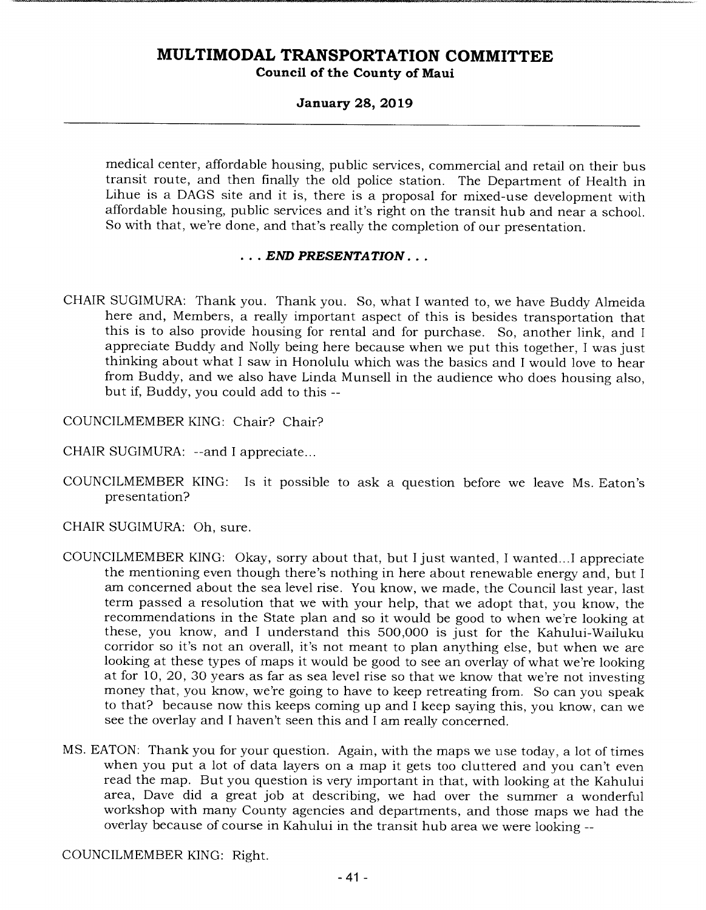medical center, affordable housing, public services, commercial and retail on their bus transit route, and then finally the old police station. The Department of Health in Lihue is a DAGS site and it is, there is a proposal for mixed-use development with affordable housing, public services and it's right on the transit hub and near a school. So with that, we're done, and that's really the completion of our presentation.

***. . . END PRESENTATION . . .***

CHAIR SUGIMURA: Thank you. Thank you. So, what I wanted to, we have Buddy Almeida here and, Members, a really important aspect of this is besides transportation that this is to also provide housing for rental and for purchase. So, another link, and I appreciate Buddy and Nolly being here because when we put this together, I was just thinking about what I saw in Honolulu which was the basics and I would love to hear from Buddy, and we also have Linda Munsell in the audience who does housing also, but if, Buddy, you could add to this --

COUNCILMEMBER KING: Chair? Chair?

CHAIR SUGIMURA: --and I appreciate...

COUNCILMEMBER KING: Is it possible to ask a question before we leave Ms. Eaton's presentation?

CHAIR SUGIMURA: Oh, sure.

COUNCILMEMBER KING: Okay, sorry about that, but I just wanted, I wanted...I appreciate the mentioning even though there's nothing in here about renewable energy and, but I am concerned about the sea level rise. You know, we made, the Council last year, last term passed a resolution that we with your help, that we adopt that, you know, the recommendations in the State plan and so it would be good to when we're looking at these, you know, and I understand this 500,000 is just for the Kahului-Wailuku corridor so it's not an overall, it's not meant to plan anything else, but when we are looking at these types of maps it would be good to see an overlay of what we're looking at for 10, 20, 30 years as far as sea level rise so that we know that we're not investing money that, you know, we're going to have to keep retreating from. So can you speak to that? because now this keeps coming up and I keep saying this, you know, can we see the overlay and I haven't seen this and I am really concerned.

MS. EATON: Thank you for your question. Again, with the maps we use today, a lot of times when you put a lot of data layers on a map it gets too cluttered and you can't even read the map. But you question is very important in that, with looking at the Kahului area, Dave did a great job at describing, we had over the summer a wonderful workshop with many County agencies and departments, and those maps we had the overlay because of course in Kahului in the transit hub area we were looking --

COUNCILMEMBER KING: Right.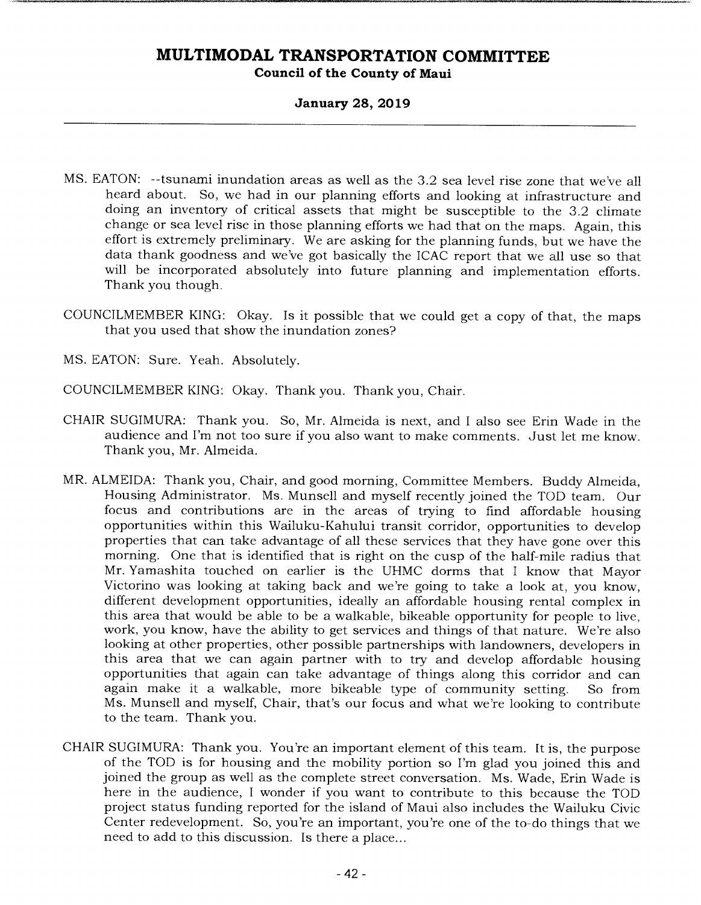MS. EATON: --tsunami inundation areas as well as the 3.2 sea level rise zone that we've all heard about. So, we had in our planning efforts and looking at infrastructure and doing an inventory of critical assets that might be susceptible to the 3.2 climate change or sea level rise in those planning efforts we had that on the maps. Again, this effort is extremely preliminary. We are asking for the planning funds, but we have the data thank goodness and we've got basically the ICAC report that we all use so that will be incorporated absolutely into future planning and implementation efforts. Thank you though.

COUNCILMEMBER KING: Okay. Is it possible that we could get a copy of that, the maps that you used that show the inundation zones?

MS. EATON: Sure. Yeah. Absolutely.

COUNCILMEMBER KING: Okay. Thank you. Thank you, Chair.

CHAIR SUGIMURA: Thank you. So, Mr. Almeida is next, and I also see Erin Wade in the audience and I'm not too sure if you also want to make comments. Just let me know. Thank you, Mr. Almeida.

MR. ALMEIDA: Thank you, Chair, and good morning, Committee Members. Buddy Almeida, Housing Administrator. Ms. Munsell and myself recently joined the TOD team. Our focus and contributions are in the areas of trying to find affordable housing opportunities within this Wailuku-Kahului transit corridor, opportunities to develop properties that can take advantage of all these services that they have gone over this morning. One that is identified that is right on the cusp of the half-mile radius that Mr. Yamashita touched on earlier is the UHMC dorms that I know that Mayor Victorino was looking at taking back and we're going to take a look at, you know, different development opportunities, ideally an affordable housing rental complex in this area that would be able to be a walkable, bikeable opportunity for people to live, work, you know, have the ability to get services and things of that nature. We're also looking at other properties, other possible partnerships with landowners, developers in this area that we can again partner with to try and develop affordable housing opportunities that again can take advantage of things along this corridor and can again make it a walkable, more bikeable type of community setting. So from Ms. Munsell and myself, Chair, that's our focus and what we're looking to contribute to the team. Thank you.

CHAIR SUGIMURA: Thank you. You're an important element of this team. It is, the purpose of the TOD is for housing and the mobility portion so I'm glad you joined this and joined the group as well as the complete street conversation. Ms. Wade, Erin Wade is here in the audience, I wonder if you want to contribute to this because the TOD project status funding reported for the island of Maui also includes the Wailuku Civic Center redevelopment. So, you're an important, you're one of the to-do things that we need to add to this discussion. Is there a place...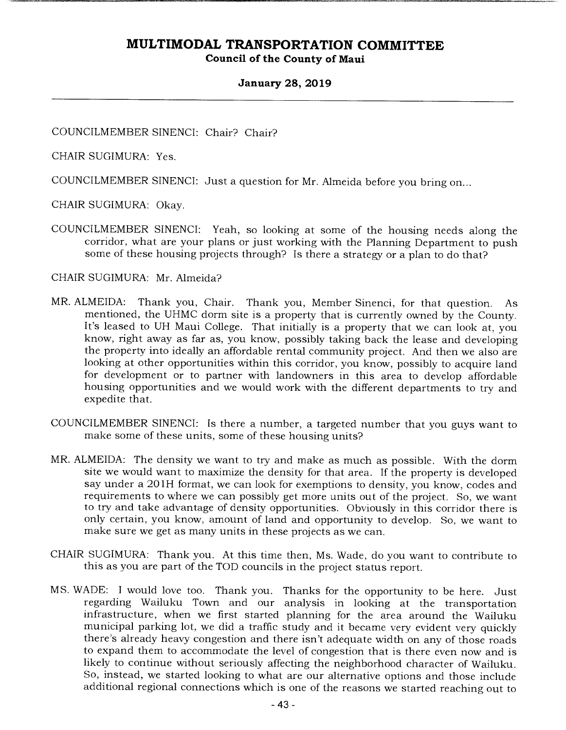COUNCILMEMBER SINENCI: Chair? Chair?

CHAIR SUGIMURA: Yes.

COUNCILMEMBER SINENCI: Just a question for Mr. Almeida before you bring on...

CHAIR SUGIMURA: Okay.

COUNCILMEMBER SINENCI: Yeah, so looking at some of the housing needs along the corridor, what are your plans or just working with the Planning Department to push some of these housing projects through? Is there a strategy or a plan to do that?

CHAIR SUGIMURA: Mr. Almeida?

MR. ALMEIDA: Thank you, Chair. Thank you, Member Sinenci, for that question. As mentioned, the UHMC dorm site is a property that is currently owned by the County. It's leased to UH Maui College. That initially is a property that we can look at, you know, right away as far as, you know, possibly taking back the lease and developing the property into ideally an affordable rental community project. And then we also are looking at other opportunities within this corridor, you know, possibly to acquire land for development or to partner with landowners in this area to develop affordable housing opportunities and we would work with the different departments to try and expedite that.

COUNCILMEMBER SINENCI: Is there a number, a targeted number that you guys want to make some of these units, some of these housing units?

MR. ALMEIDA: The density we want to try and make as much as possible. With the dorm site we would want to maximize the density for that area. If the property is developed say under a 201H format, we can look for exemptions to density, you know, codes and requirements to where we can possibly get more units out of the project. So, we want to try and take advantage of density opportunities. Obviously in this corridor there is only certain, you know, amount of land and opportunity to develop. So, we want to make sure we get as many units in these projects as we can.

CHAIR SUGIMURA: Thank you. At this time then, Ms. Wade, do you want to contribute to this as you are part of the TOD councils in the project status report.

MS. WADE: I would love too. Thank you. Thanks for the opportunity to be here. Just regarding Wailuku Town and our analysis in looking at the transportation infrastructure, when we first started planning for the area around the Wailuku municipal parking lot, we did a traffic study and it became very evident very quickly there's already heavy congestion and there isn't adequate width on any of those roads to expand them to accommodate the level of congestion that is there even now and is likely to continue without seriously affecting the neighborhood character of Wailuku. So, instead, we started looking to what are our alternative options and those include additional regional connections which is one of the reasons we started reaching out to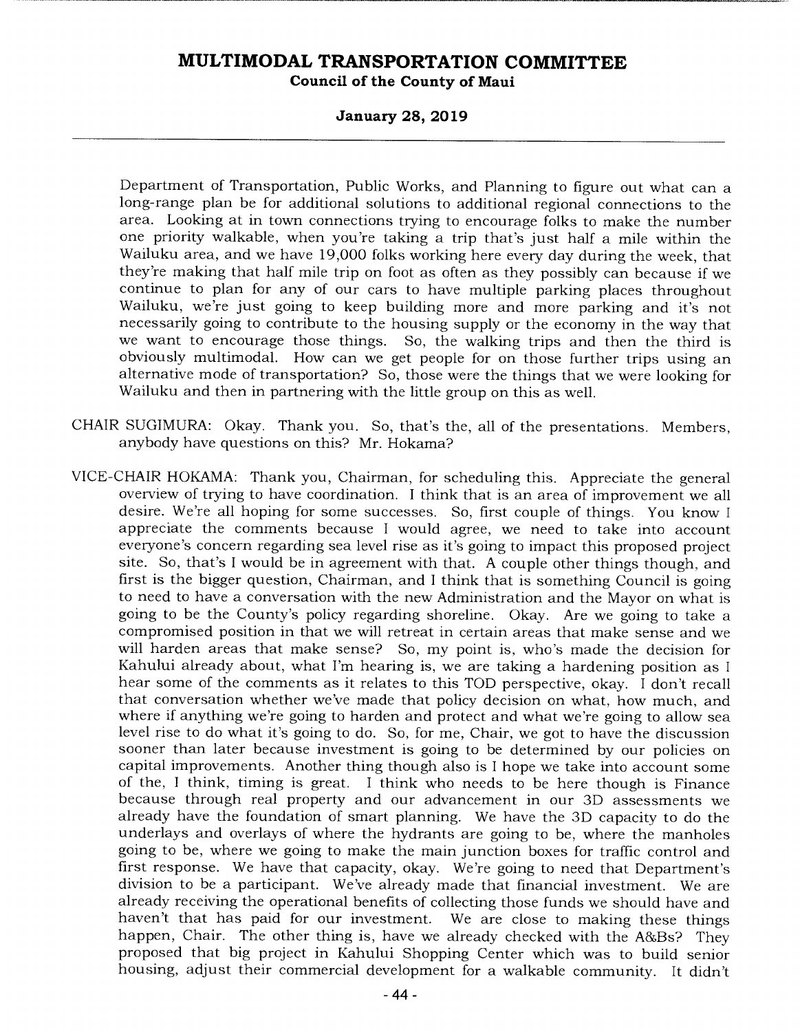Department of Transportation, Public Works, and Planning to figure out what can a long-range plan be for additional solutions to additional regional connections to the area. Looking at in town connections trying to encourage folks to make the number one priority walkable, when you're taking a trip that's just half a mile within the Wailuku area, and we have 19,000 folks working here every day during the week, that they're making that half mile trip on foot as often as they possibly can because if we continue to plan for any of our cars to have multiple parking places throughout Wailuku, we're just going to keep building more and more parking and it's not necessarily going to contribute to the housing supply or the economy in the way that we want to encourage those things. So, the walking trips and then the third is obviously multimodal. How can we get people for on those further trips using an alternative mode of transportation? So, those were the things that we were looking for Wailuku and then in partnering with the little group on this as well.

CHAIR SUGIMURA: Okay. Thank you. So, that's the, all of the presentations. Members, anybody have questions on this? Mr. Hokama?

VICE-CHAIR HOKAMA: Thank you, Chairman, for scheduling this. Appreciate the general overview of trying to have coordination. I think that is an area of improvement we all desire. We're all hoping for some successes. So, first couple of things. You know I appreciate the comments because I would agree, we need to take into account everyone's concern regarding sea level rise as it's going to impact this proposed project site. So, that's I would be in agreement with that. A couple other things though, and first is the bigger question, Chairman, and I think that is something Council is going to need to have a conversation with the new Administration and the Mayor on what is going to be the County's policy regarding shoreline. Okay. Are we going to take a compromised position in that we will retreat in certain areas that make sense and we will harden areas that make sense? So, my point is, who's made the decision for Kahului already about, what I'm hearing is, we are taking a hardening position as I hear some of the comments as it relates to this TOD perspective, okay. I don't recall that conversation whether we've made that policy decision on what, how much, and where if anything we're going to harden and protect and what we're going to allow sea level rise to do what it's going to do. So, for me, Chair, we got to have the discussion sooner than later because investment is going to be determined by our policies on capital improvements. Another thing though also is I hope we take into account some of the, I think, timing is great. I think who needs to be here though is Finance because through real property and our advancement in our 3D assessments we already have the foundation of smart planning. We have the 3D capacity to do the underlays and overlays of where the hydrants are going to be, where the manholes going to be, where we going to make the main junction boxes for traffic control and first response. We have that capacity, okay. We're going to need that Department's division to be a participant. We've already made that financial investment. We are already receiving the operational benefits of collecting those funds we should have and haven't that has paid for our investment. We are close to making these things happen, Chair. The other thing is, have we already checked with the A&Bs? They proposed that big project in Kahului Shopping Center which was to build senior housing, adjust their commercial development for a walkable community. It didn't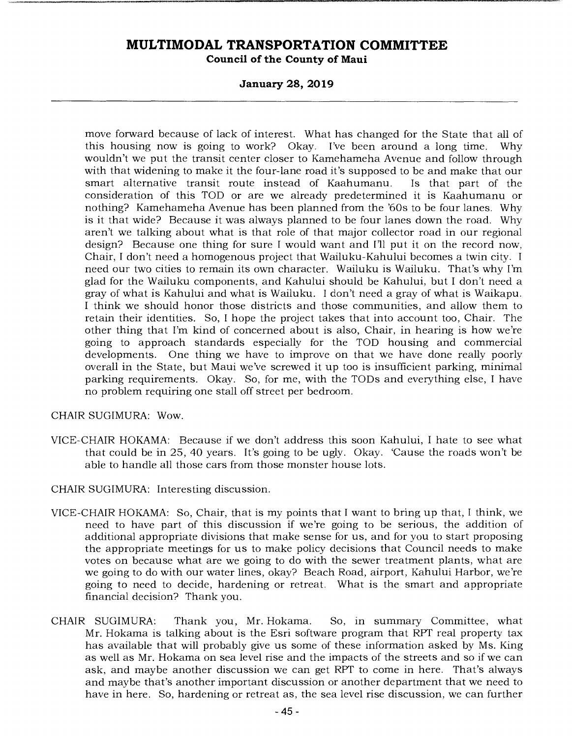move forward because of lack of interest. What has changed for the State that all of this housing now is going to work? Okay. I've been around a long time. Why wouldn't we put the transit center closer to Kamehameha Avenue and follow through with that widening to make it the four-lane road it's supposed to be and make that our smart alternative transit route instead of Kaahumanu. Is that part of the consideration of this TOD or are we already predetermined it is Kaahumanu or nothing? Kamehameha Avenue has been planned from the '60s to be four lanes. Why is it that wide? Because it was always planned to be four lanes down the road. Why aren't we talking about what is that role of that major collector road in our regional design? Because one thing for sure I would want and I'll put it on the record now, Chair, I don't need a homogenous project that Wailuku-Kahului becomes a twin city. I need our two cities to remain its own character. Wailuku is Wailuku. That's why I'm glad for the Wailuku components, and Kahului should be Kahului, but I don't need a gray of what is Kahului and what is Wailuku. I don't need a gray of what is Waikapu. I think we should honor those districts and those communities, and allow them to retain their identities. So, I hope the project takes that into account too, Chair. The other thing that I'm kind of concerned about is also, Chair, in hearing is how we're going to approach standards especially for the TOD housing and commercial developments. One thing we have to improve on that we have done really poorly overall in the State, but Maui we've screwed it up too is insufficient parking, minimal parking requirements. Okay. So, for me, with the TODs and everything else, I have no problem requiring one stall off street per bedroom.

CHAIR SUGIMURA: Wow.

VICE-CHAIR HOKAMA: Because if we don't address this soon Kahului, I hate to see what that could be in 25, 40 years. It's going to be ugly. Okay. 'Cause the roads won't be able to handle all those cars from those monster house lots.

CHAIR SUGIMURA: Interesting discussion.

VICE-CHAIR HOKAMA: So, Chair, that is my points that I want to bring up that, I think, we need to have part of this discussion if we're going to be serious, the addition of additional appropriate divisions that make sense for us, and for you to start proposing the appropriate meetings for us to make policy decisions that Council needs to make votes on because what are we going to do with the sewer treatment plants, what are we going to do with our water lines, okay? Beach Road, airport, Kahului Harbor, we're going to need to decide, hardening or retreat. What is the smart and appropriate financial decision? Thank you.

CHAIR SUGIMURA: Thank you, Mr. Hokama. So, in summary Committee, what Mr. Hokama is talking about is the Esri software program that RPT real property tax has available that will probably give us some of these information asked by Ms. King as well as Mr. Hokama on sea level rise and the impacts of the streets and so if we can ask, and maybe another discussion we can get RPT to come in here. That's always and maybe that's another important discussion or another department that we need to have in here. So, hardening or retreat as, the sea level rise discussion, we can further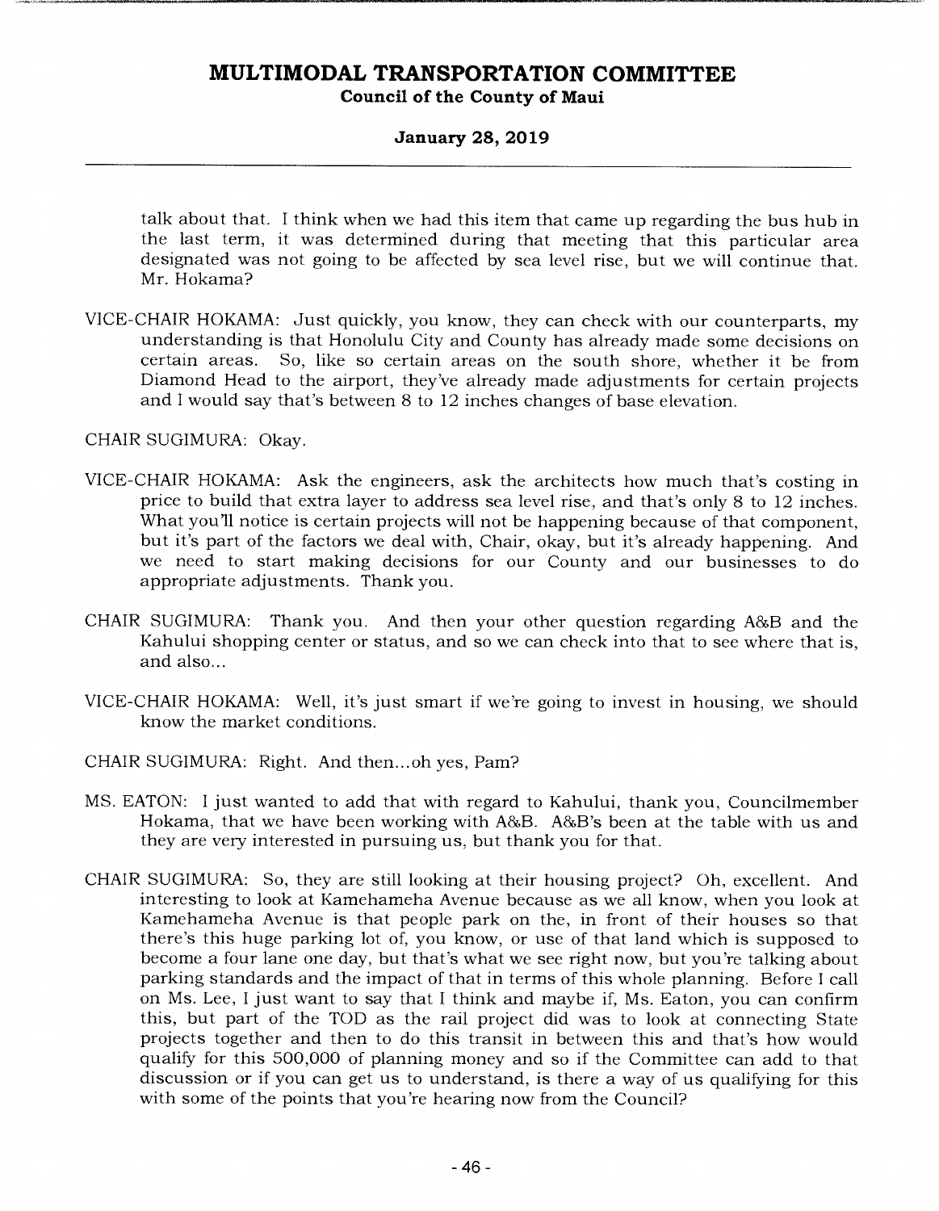talk about that. I think when we had this item that came up regarding the bus hub in the last term, it was determined during that meeting that this particular area designated was not going to be affected by sea level rise, but we will continue that. Mr. Hokama?

VICE-CHAIR HOKAMA: Just quickly, you know, they can check with our counterparts, my understanding is that Honolulu City and County has already made some decisions on certain areas. So, like so certain areas on the south shore, whether it be from Diamond Head to the airport, they've already made adjustments for certain projects and I would say that's between 8 to 12 inches changes of base elevation.

CHAIR SUGIMURA: Okay.

VICE-CHAIR HOKAMA: Ask the engineers, ask the architects how much that's costing in price to build that extra layer to address sea level rise, and that's only 8 to 12 inches. What you'll notice is certain projects will not be happening because of that component, but it's part of the factors we deal with, Chair, okay, but it's already happening. And we need to start making decisions for our County and our businesses to do appropriate adjustments. Thank you.

CHAIR SUGIMURA: Thank you. And then your other question regarding A&B and the Kahului shopping center or status, and so we can check into that to see where that is, and also...

VICE-CHAIR HOKAMA: Well, it's just smart if we're going to invest in housing, we should know the market conditions.

CHAIR SUGIMURA: Right. And then...oh yes, Pam?

MS. EATON: I just wanted to add that with regard to Kahului, thank you, Councilmember Hokama, that we have been working with A&B. A&B's been at the table with us and they are very interested in pursuing us, but thank you for that.

CHAIR SUGIMURA: So, they are still looking at their housing project? Oh, excellent. And interesting to look at Kamehameha Avenue because as we all know, when you look at Kamehameha Avenue is that people park on the, in front of their houses so that there's this huge parking lot of, you know, or use of that land which is supposed to become a four lane one day, but that's what we see right now, but you're talking about parking standards and the impact of that in terms of this whole planning. Before I call on Ms. Lee, I just want to say that I think and maybe if, Ms. Eaton, you can confirm this, but part of the TOD as the rail project did was to look at connecting State projects together and then to do this transit in between this and that's how would qualify for this 500,000 of planning money and so if the Committee can add to that discussion or if you can get us to understand, is there a way of us qualifying for this with some of the points that you're hearing now from the Council?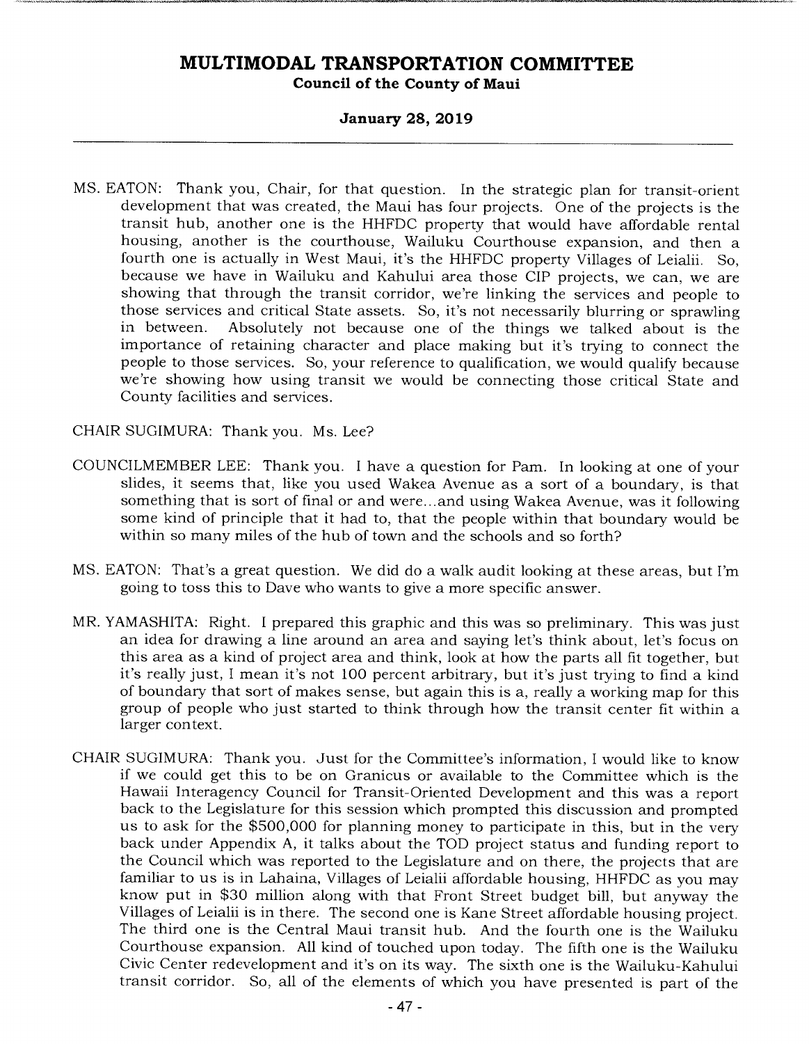MS. EATON: Thank you, Chair, for that question. In the strategic plan for transit-orient development that was created, the Maui has four projects. One of the projects is the transit hub, another one is the HHFDC property that would have affordable rental housing, another is the courthouse, Wailuku Courthouse expansion, and then a fourth one is actually in West Maui, it's the HHFDC property Villages of Leialii. So, because we have in Wailuku and Kahului area those CIP projects, we can, we are showing that through the transit corridor, we're linking the services and people to those services and critical State assets. So, it's not necessarily blurring or sprawling in between. Absolutely not because one of the things we talked about is the importance of retaining character and place making but it's trying to connect the people to those services. So, your reference to qualification, we would qualify because we're showing how using transit we would be connecting those critical State and County facilities and services.

CHAIR SUGIMURA: Thank you. Ms. Lee?

COUNCILMEMBER LEE: Thank you. I have a question for Pam. In looking at one of your slides, it seems that, like you used Wakea Avenue as a sort of a boundary, is that something that is sort of final or and were...and using Wakea Avenue, was it following some kind of principle that it had to, that the people within that boundary would be within so many miles of the hub of town and the schools and so forth?

MS. EATON: That's a great question. We did do a walk audit looking at these areas, but I'm going to toss this to Dave who wants to give a more specific answer.

MR. YAMASHITA: Right. I prepared this graphic and this was so preliminary. This was just an idea for drawing a line around an area and saying let's think about, let's focus on this area as a kind of project area and think, look at how the parts all fit together, but it's really just, I mean it's not 100 percent arbitrary, but it's just trying to find a kind of boundary that sort of makes sense, but again this is a, really a working map for this group of people who just started to think through how the transit center fit within a larger context.

CHAIR SUGIMURA: Thank you. Just for the Committee's information, I would like to know if we could get this to be on Granicus or available to the Committee which is the Hawaii Interagency Council for Transit-Oriented Development and this was a report back to the Legislature for this session which prompted this discussion and prompted us to ask for the $500,000 for planning money to participate in this, but in the very back under Appendix A, it talks about the TOD project status and funding report to the Council which was reported to the Legislature and on there, the projects that are familiar to us is in Lahaina, Villages of Leialii affordable housing, HHFDC as you may know put in $30 million along with that Front Street budget bill, but anyway the Villages of Leialii is in there. The second one is Kane Street affordable housing project. The third one is the Central Maui transit hub. And the fourth one is the Wailuku Courthouse expansion. All kind of touched upon today. The fifth one is the Wailuku Civic Center redevelopment and it's on its way. The sixth one is the Wailuku-Kahului transit corridor. So, all of the elements of which you have presented is part of the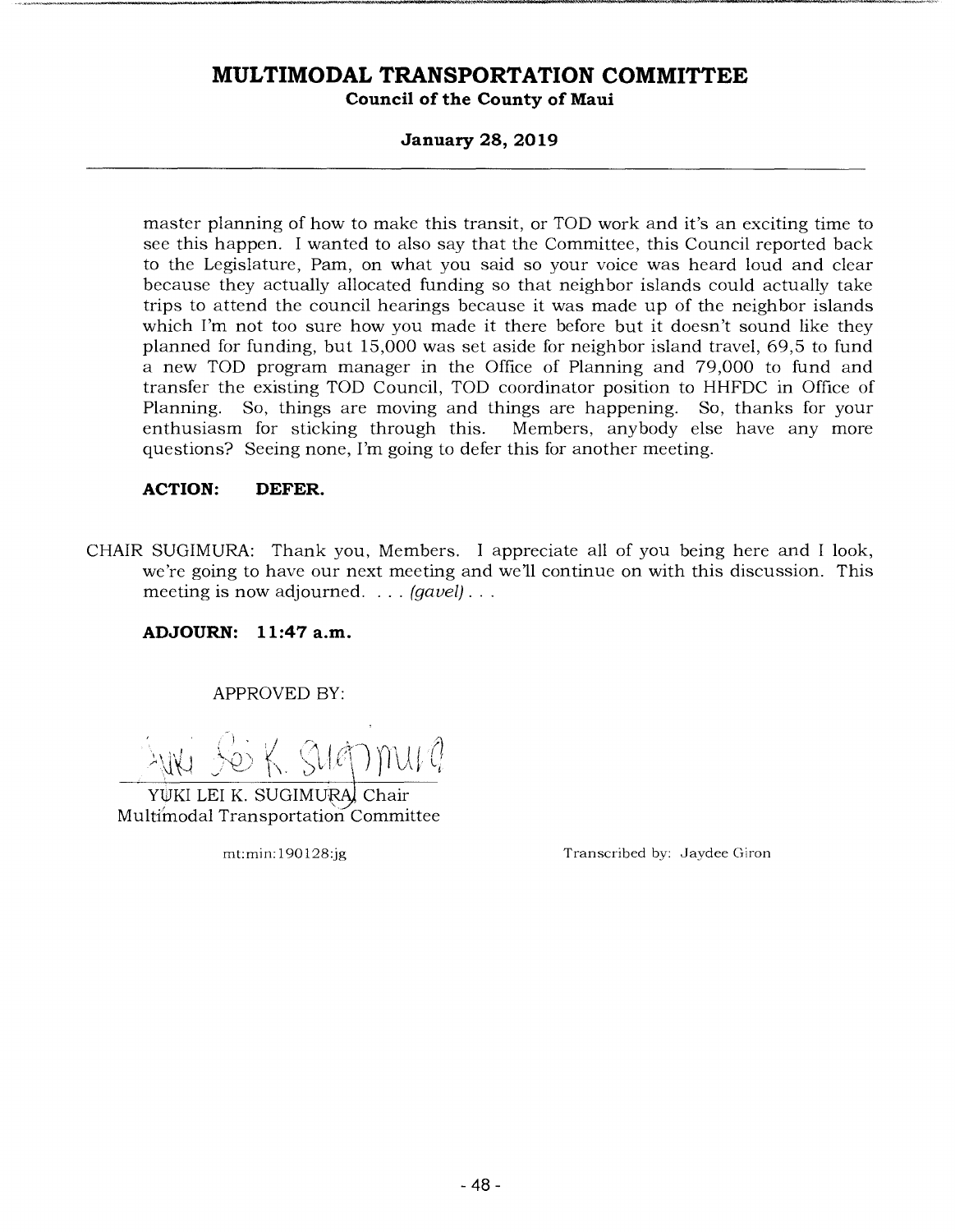master planning of how to make this transit, or TOD work and it's an exciting time to see this happen. I wanted to also say that the Committee, this Council reported back to the Legislature, Pam, on what you said so your voice was heard loud and clear because they actually allocated funding so that neighbor islands could actually take trips to attend the council hearings because it was made up of the neighbor islands which I'm not too sure how you made it there before but it doesn't sound like they planned for funding, but 15,000 was set aside for neighbor island travel, 69,5 to fund a new TOD program manager in the Office of Planning and 79,000 to fund and transfer the existing TOD Council, TOD coordinator position to HHFDC in Office of Planning. So, things are moving and things are happening. So, thanks for your enthusiasm for sticking through this. Members, anybody else have any more questions? Seeing none, I'm going to defer this for another meeting.

**ACTION: DEFER.**

CHAIR SUGIMURA: Thank you, Members. I appreciate all of you being here and I look, we're going to have our next meeting and we'll continue on with this discussion. This meeting is now adjourned. . . . *(gavel)* . . .

**ADJOURN: 11:47 a.m.**

APPROVED BY:

YUKI LEI K. SUGIMURA, Chair
Multimodal Transportation Committee

mt:min:190128:jg

Transcribed by: Jaydee Giron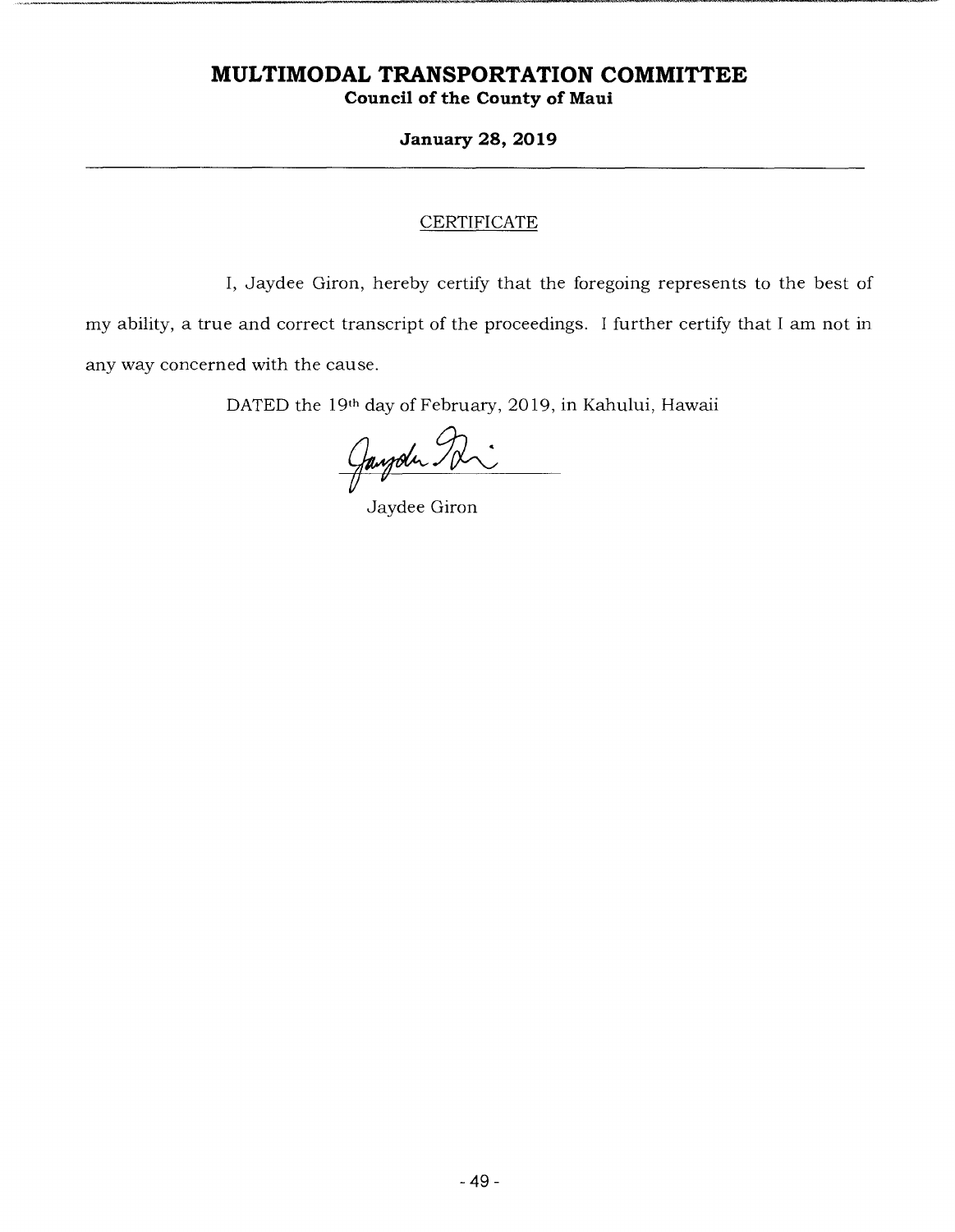# MULTIMODAL TRANSPORTATION COMMITTEE
**Council of the County of Maui**

**January 28, 2019**

---

## CERTIFICATE

I, Jaydee Giron, hereby certify that the foregoing represents to the best of my ability, a true and correct transcript of the proceedings. I further certify that I am not in any way concerned with the cause.

DATED the 19th day of February, 2019, in Kahului, Hawaii

Jaydee Giron